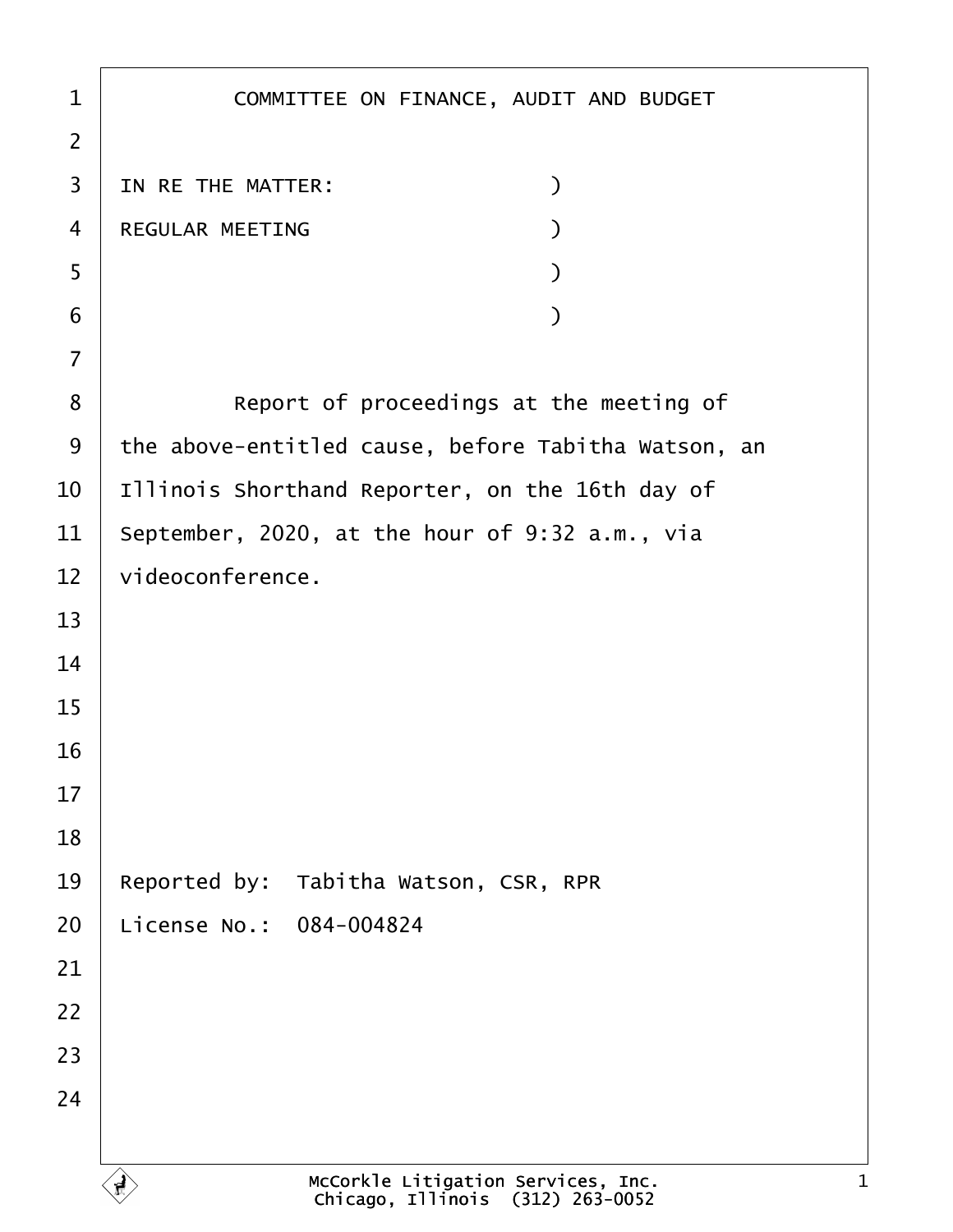COMMITTEE ON FINANCE, AUDIT AND BUDGET

IN RE THE MATTER: )
REGULAR MEETING )
)
)

Report of proceedings at the meeting of the above-entitled cause, before Tabitha Watson, an Illinois Shorthand Reporter, on the 16th day of September, 2020, at the hour of 9:32 a.m., via videoconference.

Reported by: Tabitha Watson, CSR, RPR
License No.: 084-004824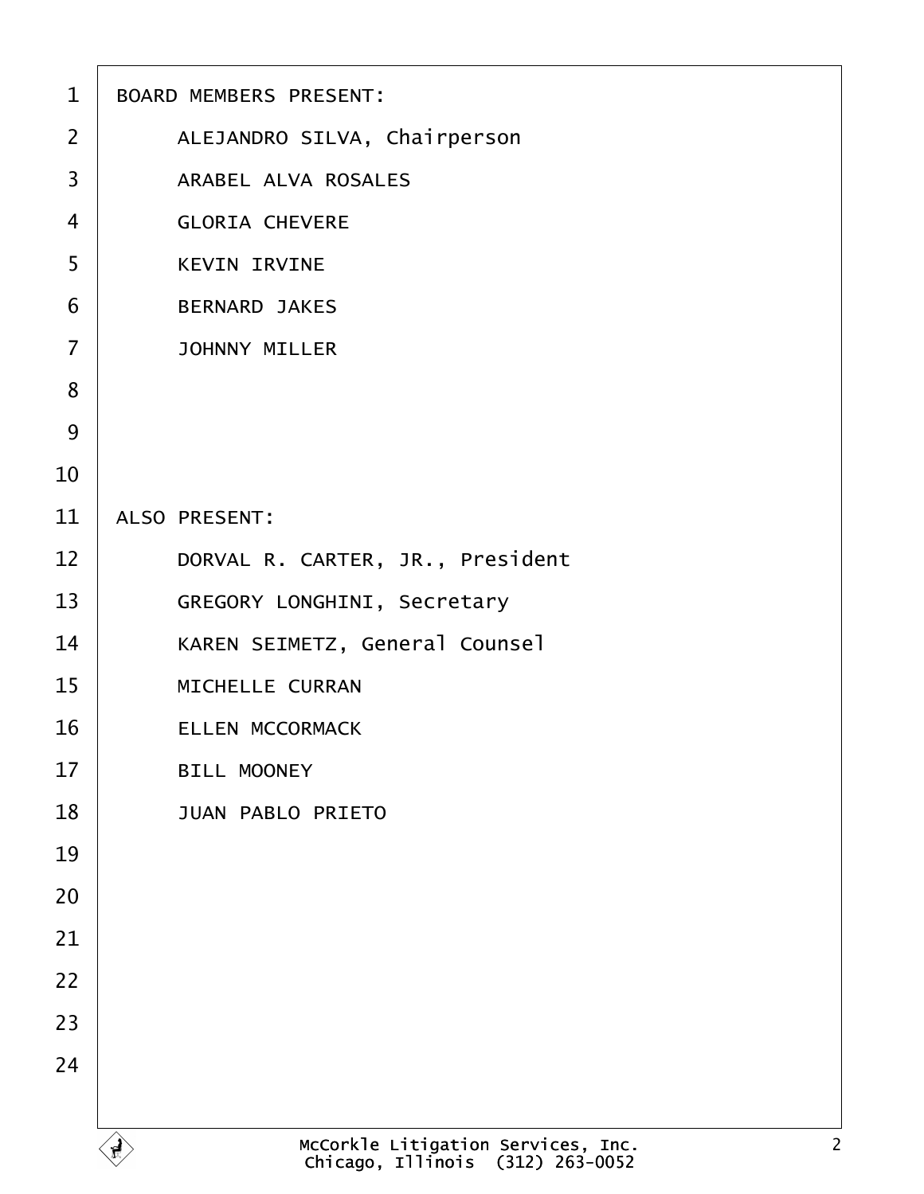BOARD MEMBERS PRESENT:

ALEJANDRO SILVA, Chairperson
ARABEL ALVA ROSALES
GLORIA CHEVERE
KEVIN IRVINE
BERNARD JAKES
JOHNNY MILLER

ALSO PRESENT:

DORVAL R. CARTER, JR., President
GREGORY LONGHINI, Secretary
KAREN SEIMETZ, General Counsel
MICHELLE CURRAN
ELLEN MCCORMACK
BILL MOONEY
JUAN PABLO PRIETO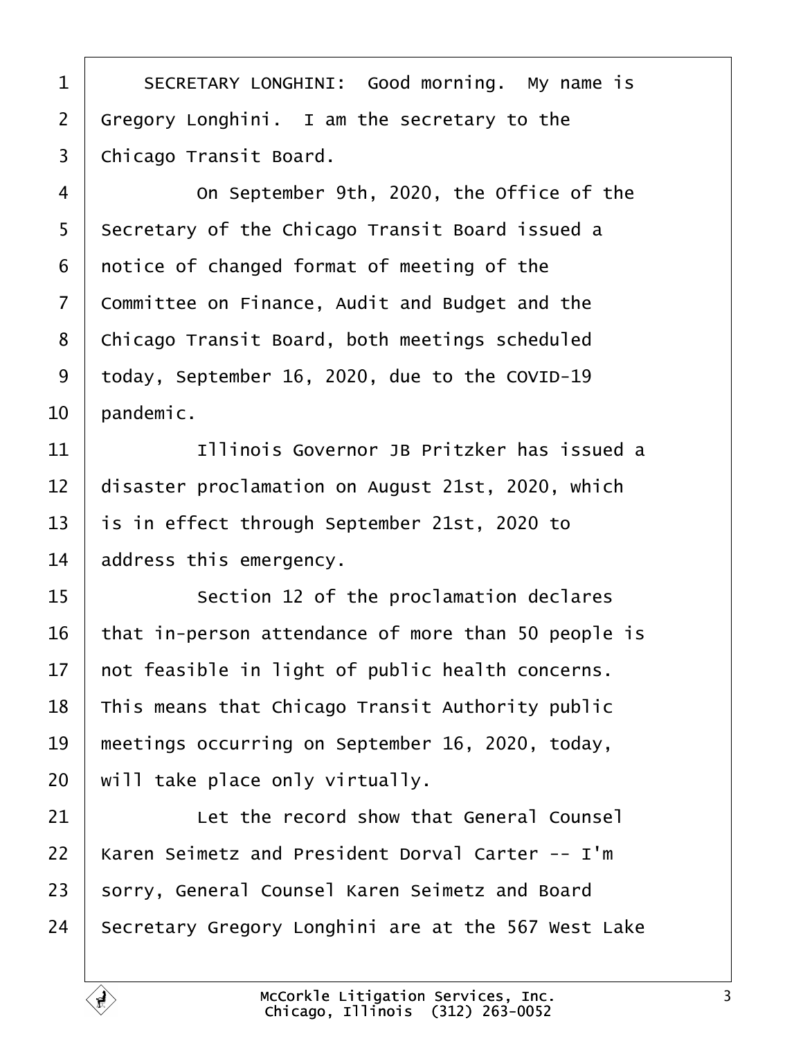SECRETARY LONGHINI: Good morning. My name is Gregory Longhini. I am the secretary to the Chicago Transit Board.

On September 9th, 2020, the Office of the Secretary of the Chicago Transit Board issued a notice of changed format of meeting of the Committee on Finance, Audit and Budget and the Chicago Transit Board, both meetings scheduled today, September 16, 2020, due to the COVID-19 pandemic.

Illinois Governor JB Pritzker has issued a disaster proclamation on August 21st, 2020, which is in effect through September 21st, 2020 to address this emergency.

Section 12 of the proclamation declares that in-person attendance of more than 50 people is not feasible in light of public health concerns. This means that Chicago Transit Authority public meetings occurring on September 16, 2020, today, will take place only virtually.

Let the record show that General Counsel Karen Seimetz and President Dorval Carter -- I'm sorry, General Counsel Karen Seimetz and Board Secretary Gregory Longhini are at the 567 West Lake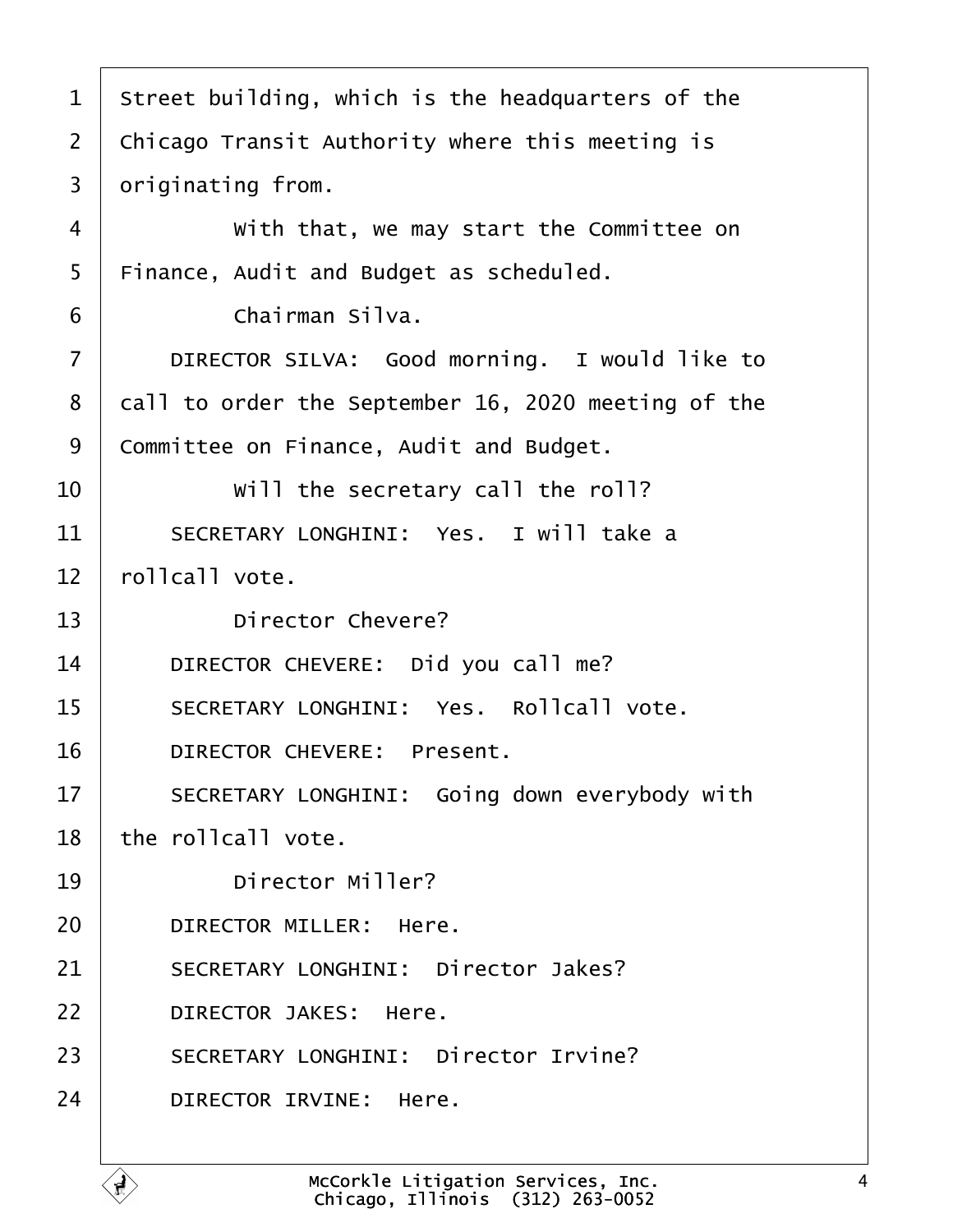Street building, which is the headquarters of the Chicago Transit Authority where this meeting is originating from.

With that, we may start the Committee on Finance, Audit and Budget as scheduled.

Chairman Silva.

DIRECTOR SILVA: Good morning. I would like to call to order the September 16, 2020 meeting of the Committee on Finance, Audit and Budget.

Will the secretary call the roll?

SECRETARY LONGHINI: Yes. I will take a rollcall vote.

Director Chevere?

DIRECTOR CHEVERE: Did you call me?

SECRETARY LONGHINI: Yes. Rollcall vote.

DIRECTOR CHEVERE: Present.

SECRETARY LONGHINI: Going down everybody with the rollcall vote.

Director Miller?

DIRECTOR MILLER: Here.

SECRETARY LONGHINI: Director Jakes?

DIRECTOR JAKES: Here.

SECRETARY LONGHINI: Director Irvine?

DIRECTOR IRVINE: Here.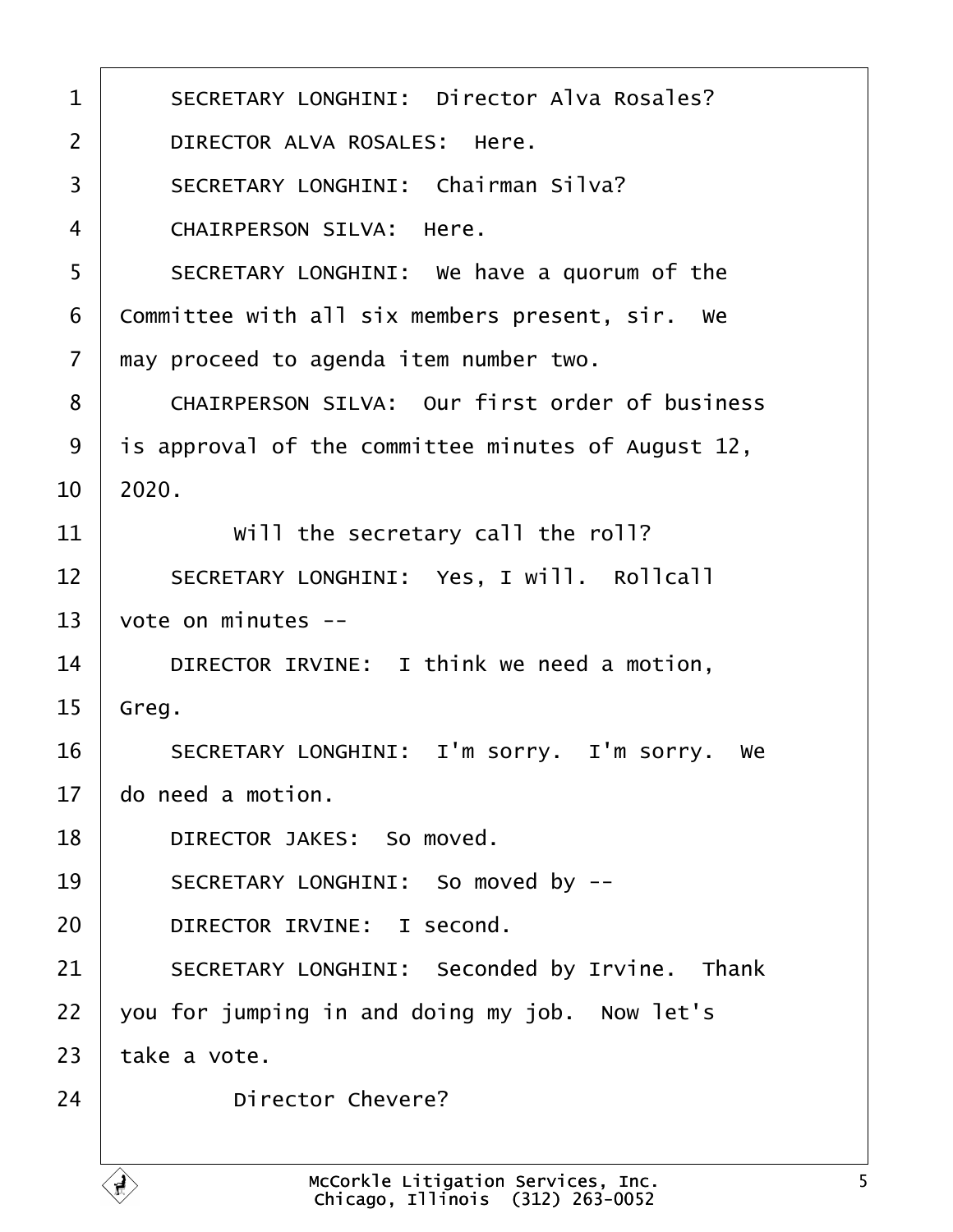SECRETARY LONGHINI: Director Alva Rosales?

DIRECTOR ALVA ROSALES: Here.

SECRETARY LONGHINI: Chairman Silva?

CHAIRPERSON SILVA: Here.

SECRETARY LONGHINI: We have a quorum of the Committee with all six members present, sir. We may proceed to agenda item number two.

CHAIRPERSON SILVA: Our first order of business is approval of the committee minutes of August 12, 2020.

Will the secretary call the roll?

SECRETARY LONGHINI: Yes, I will. Rollcall vote on minutes --

DIRECTOR IRVINE: I think we need a motion, Greg.

SECRETARY LONGHINI: I'm sorry. I'm sorry. We do need a motion.

DIRECTOR JAKES: So moved.

SECRETARY LONGHINI: So moved by --

DIRECTOR IRVINE: I second.

SECRETARY LONGHINI: Seconded by Irvine. Thank you for jumping in and doing my job. Now let's take a vote.

Director Chevere?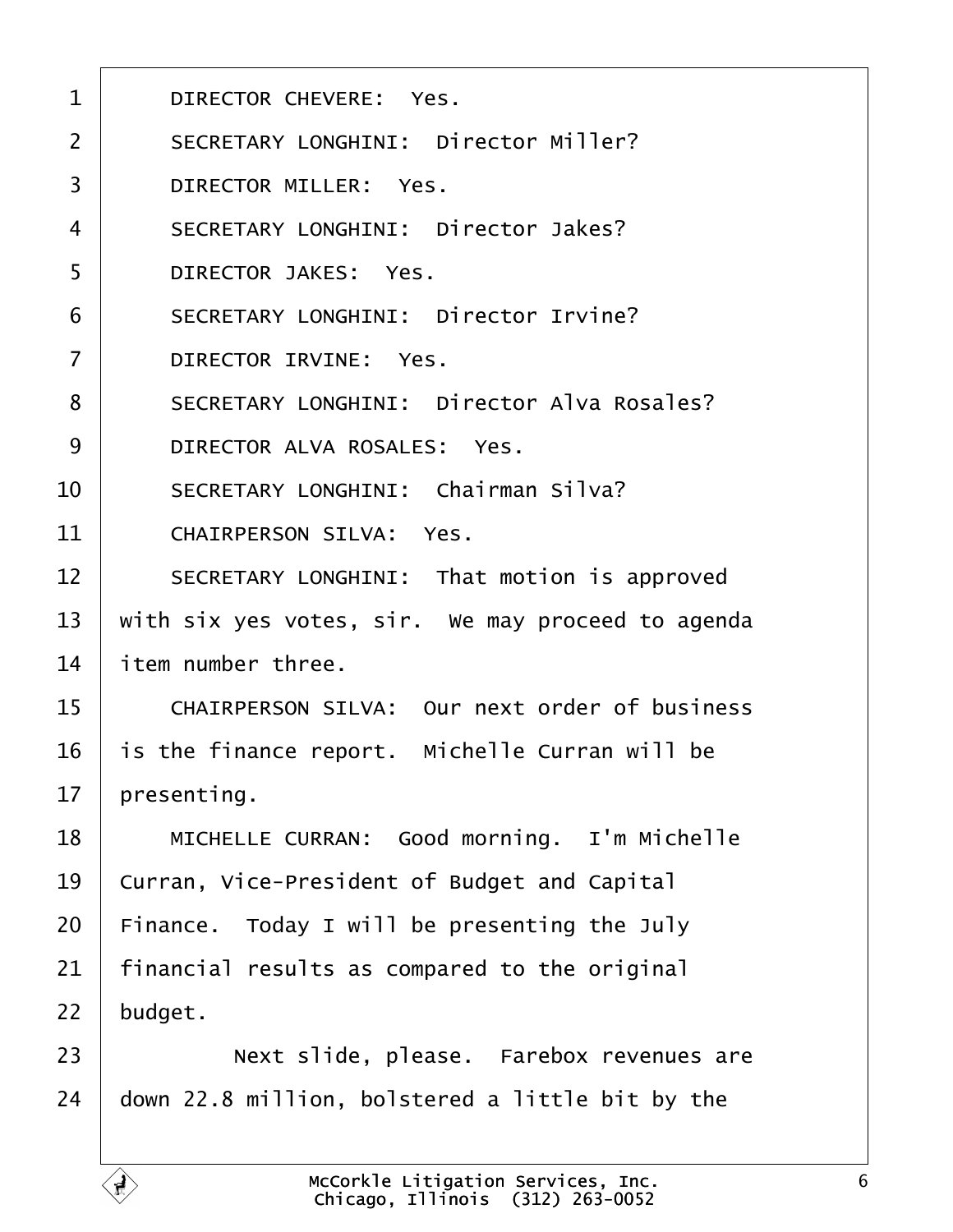DIRECTOR CHEVERE: Yes.

SECRETARY LONGHINI: Director Miller?

DIRECTOR MILLER: Yes.

SECRETARY LONGHINI: Director Jakes?

DIRECTOR JAKES: Yes.

SECRETARY LONGHINI: Director Irvine?

DIRECTOR IRVINE: Yes.

SECRETARY LONGHINI: Director Alva Rosales?

DIRECTOR ALVA ROSALES: Yes.

SECRETARY LONGHINI: Chairman Silva?

CHAIRPERSON SILVA: Yes.

SECRETARY LONGHINI: That motion is approved with six yes votes, sir. We may proceed to agenda item number three.

CHAIRPERSON SILVA: Our next order of business is the finance report. Michelle Curran will be presenting.

MICHELLE CURRAN: Good morning. I'm Michelle Curran, Vice-President of Budget and Capital Finance. Today I will be presenting the July financial results as compared to the original budget.

Next slide, please. Farebox revenues are down 22.8 million, bolstered a little bit by the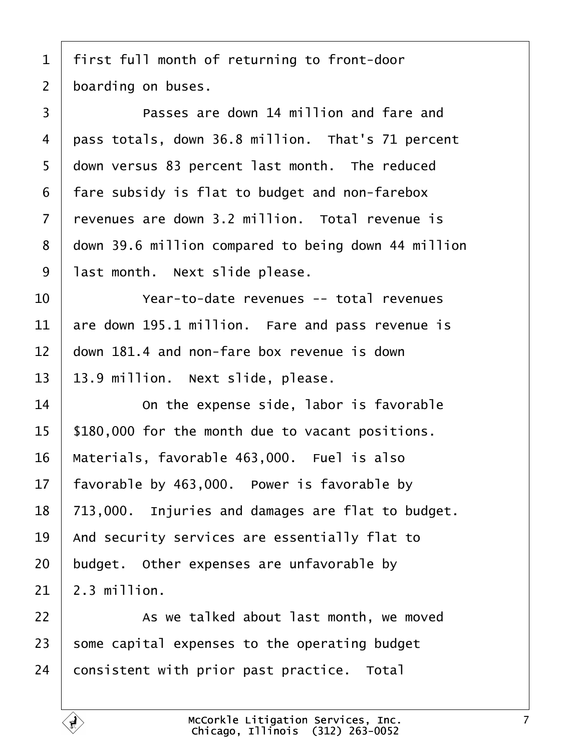first full month of returning to front-door boarding on buses.

Passes are down 14 million and fare and pass totals, down 36.8 million. That's 71 percent down versus 83 percent last month. The reduced fare subsidy is flat to budget and non-farebox revenues are down 3.2 million. Total revenue is down 39.6 million compared to being down 44 million last month. Next slide please.

Year-to-date revenues -- total revenues are down 195.1 million. Fare and pass revenue is down 181.4 and non-fare box revenue is down 13.9 million. Next slide, please.

On the expense side, labor is favorable $180,000 for the month due to vacant positions. Materials, favorable 463,000. Fuel is also favorable by 463,000. Power is favorable by 713,000. Injuries and damages are flat to budget. And security services are essentially flat to budget. Other expenses are unfavorable by 2.3 million.

As we talked about last month, we moved some capital expenses to the operating budget consistent with prior past practice. Total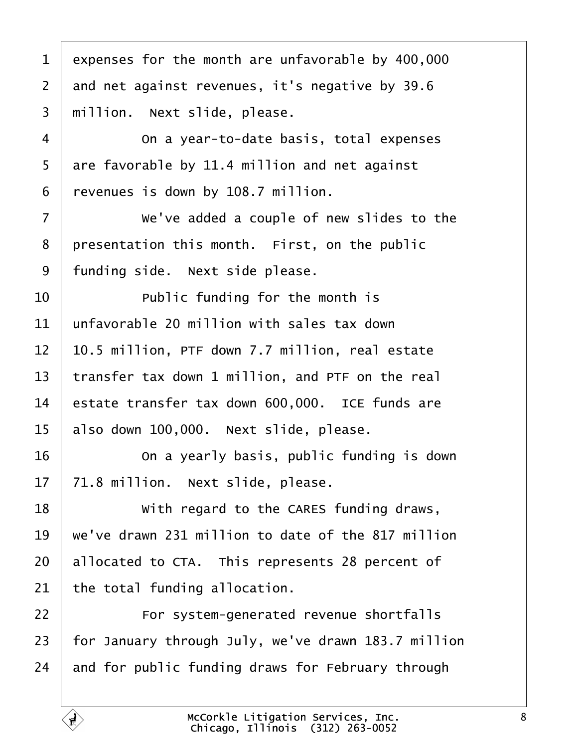1 expenses for the month are unfavorable by 400,000
2 and net against revenues, it's negative by 39.6
3 million. Next slide, please.
4 On a year-to-date basis, total expenses
5 are favorable by 11.4 million and net against
6 revenues is down by 108.7 million.
7 We've added a couple of new slides to the
8 presentation this month. First, on the public
9 funding side. Next side please.
10 Public funding for the month is
11 unfavorable 20 million with sales tax down
12 10.5 million, PTF down 7.7 million, real estate
13 transfer tax down 1 million, and PTF on the real
14 estate transfer tax down 600,000. ICE funds are
15 also down 100,000. Next slide, please.
16 On a yearly basis, public funding is down
17 71.8 million. Next slide, please.
18 With regard to the CARES funding draws,
19 we've drawn 231 million to date of the 817 million
20 allocated to CTA. This represents 28 percent of
21 the total funding allocation.
22 For system-generated revenue shortfalls
23 for January through July, we've drawn 183.7 million
24 and for public funding draws for February through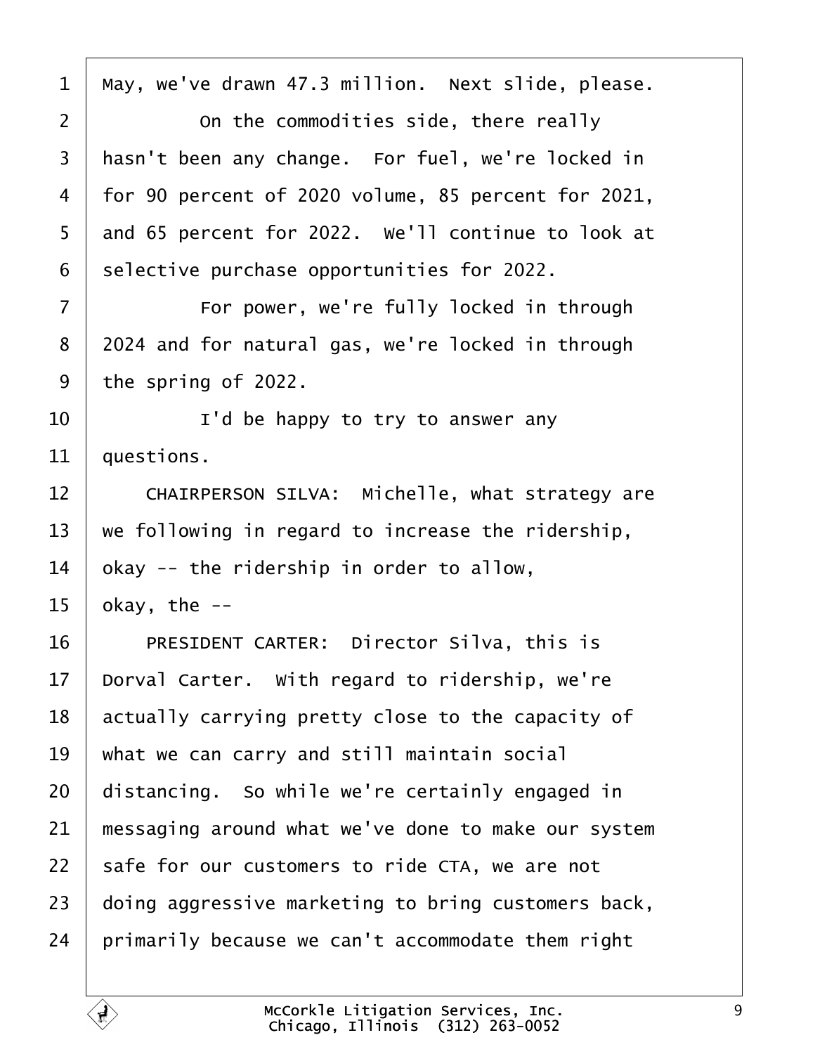1 May, we've drawn 47.3 million. Next slide, please.

2 On the commodities side, there really

3 hasn't been any change. For fuel, we're locked in

4 for 90 percent of 2020 volume, 85 percent for 2021,

5 and 65 percent for 2022. We'll continue to look at

6 selective purchase opportunities for 2022.

7 For power, we're fully locked in through

8 2024 and for natural gas, we're locked in through

9 the spring of 2022.

10 I'd be happy to try to answer any

11 questions.

12 CHAIRPERSON SILVA: Michelle, what strategy are

13 we following in regard to increase the ridership,

14 okay -- the ridership in order to allow,

15 okay, the --

16 PRESIDENT CARTER: Director Silva, this is

17 Dorval Carter. With regard to ridership, we're

18 actually carrying pretty close to the capacity of

19 what we can carry and still maintain social

20 distancing. So while we're certainly engaged in

21 messaging around what we've done to make our system

22 safe for our customers to ride CTA, we are not

23 doing aggressive marketing to bring customers back,

24 primarily because we can't accommodate them right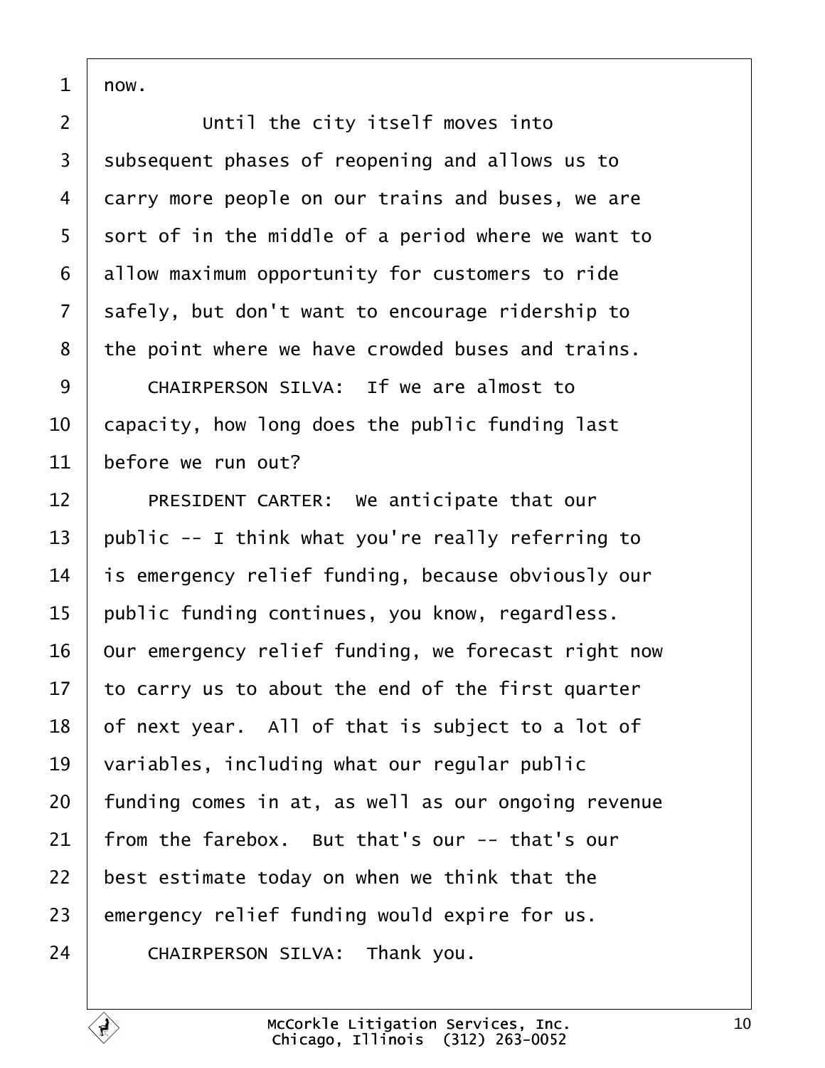now.

Until the city itself moves into subsequent phases of reopening and allows us to carry more people on our trains and buses, we are sort of in the middle of a period where we want to allow maximum opportunity for customers to ride safely, but don't want to encourage ridership to the point where we have crowded buses and trains.

CHAIRPERSON SILVA: If we are almost to capacity, how long does the public funding last before we run out?

PRESIDENT CARTER: We anticipate that our public -- I think what you're really referring to is emergency relief funding, because obviously our public funding continues, you know, regardless. Our emergency relief funding, we forecast right now to carry us to about the end of the first quarter of next year. All of that is subject to a lot of variables, including what our regular public funding comes in at, as well as our ongoing revenue from the farebox. But that's our -- that's our best estimate today on when we think that the emergency relief funding would expire for us.

CHAIRPERSON SILVA: Thank you.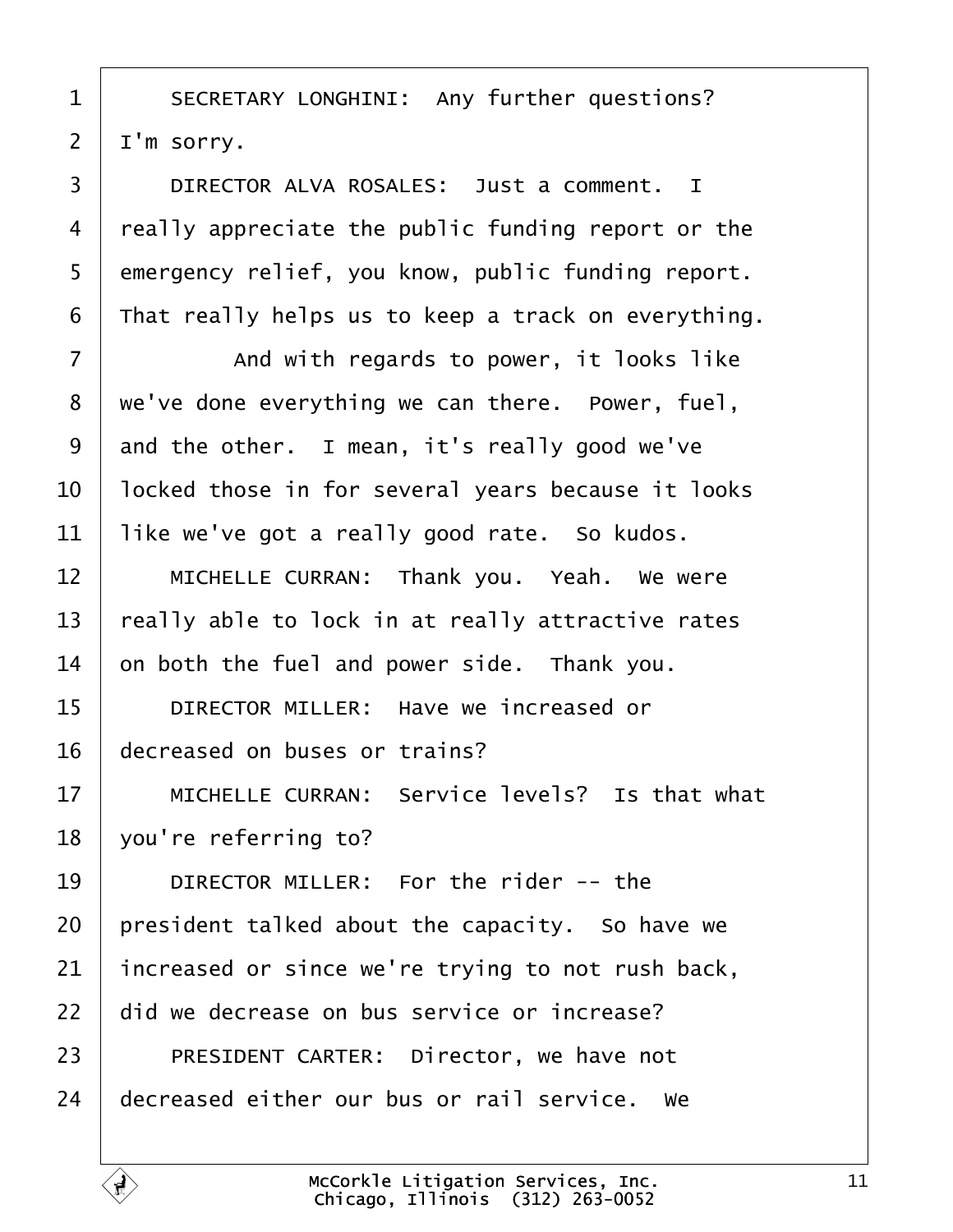1 SECRETARY LONGHINI: Any further questions?
2 I'm sorry.
3 DIRECTOR ALVA ROSALES: Just a comment. I
4 really appreciate the public funding report or the
5 emergency relief, you know, public funding report.
6 That really helps us to keep a track on everything.
7 And with regards to power, it looks like
8 we've done everything we can there. Power, fuel,
9 and the other. I mean, it's really good we've
10 locked those in for several years because it looks
11 like we've got a really good rate. So kudos.
12 MICHELLE CURRAN: Thank you. Yeah. We were
13 really able to lock in at really attractive rates
14 on both the fuel and power side. Thank you.
15 DIRECTOR MILLER: Have we increased or
16 decreased on buses or trains?
17 MICHELLE CURRAN: Service levels? Is that what
18 you're referring to?
19 DIRECTOR MILLER: For the rider -- the
20 president talked about the capacity. So have we
21 increased or since we're trying to not rush back,
22 did we decrease on bus service or increase?
23 PRESIDENT CARTER: Director, we have not
24 decreased either our bus or rail service. We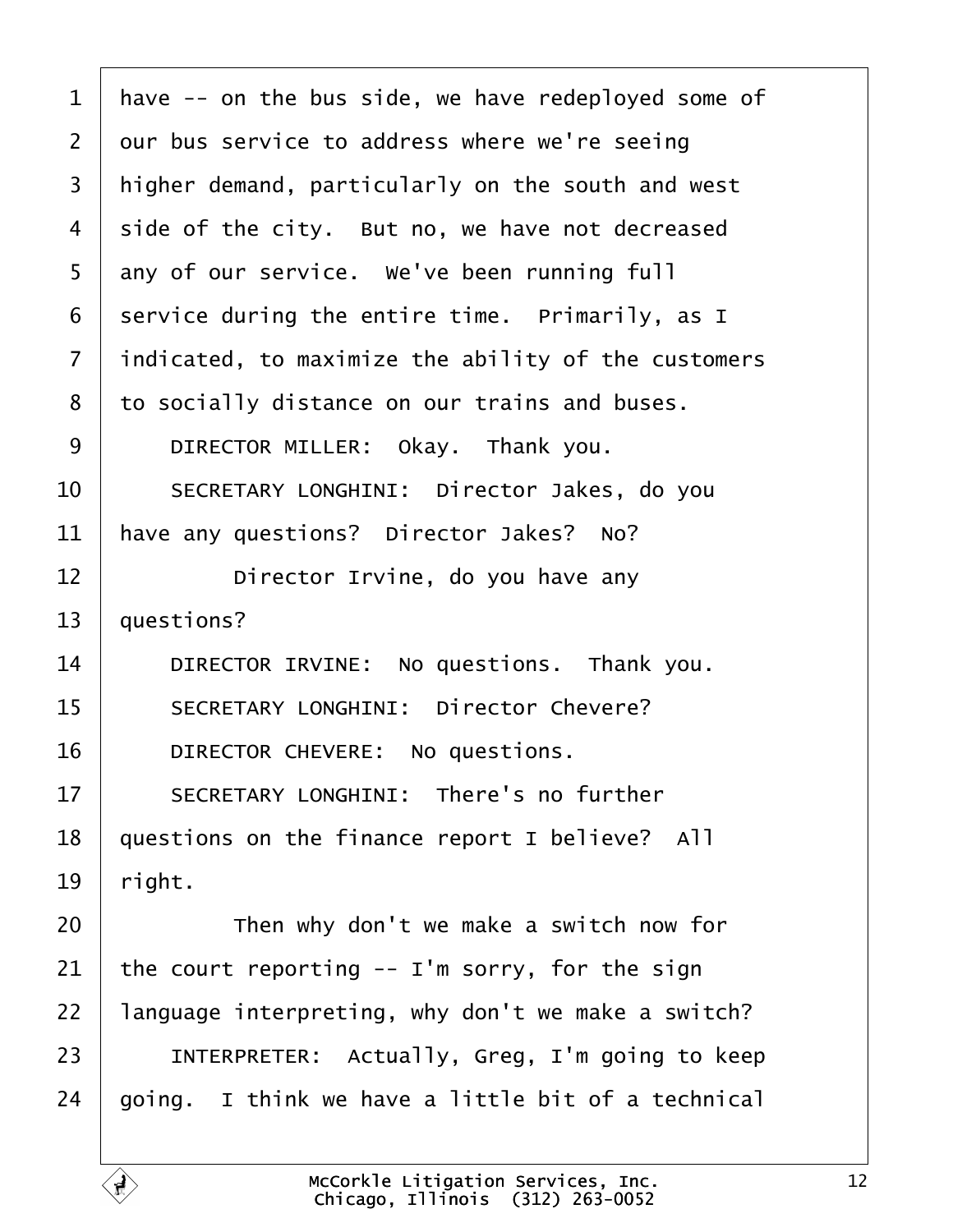have -- on the bus side, we have redeployed some of our bus service to address where we're seeing higher demand, particularly on the south and west side of the city. But no, we have not decreased any of our service. We've been running full service during the entire time. Primarily, as I indicated, to maximize the ability of the customers to socially distance on our trains and buses.

DIRECTOR MILLER: Okay. Thank you.

SECRETARY LONGHINI: Director Jakes, do you have any questions? Director Jakes? No?

Director Irvine, do you have any questions?

DIRECTOR IRVINE: No questions. Thank you.

SECRETARY LONGHINI: Director Chevere?

DIRECTOR CHEVERE: No questions.

SECRETARY LONGHINI: There's no further questions on the finance report I believe? All right.

Then why don't we make a switch now for the court reporting -- I'm sorry, for the sign language interpreting, why don't we make a switch?

INTERPRETER: Actually, Greg, I'm going to keep going. I think we have a little bit of a technical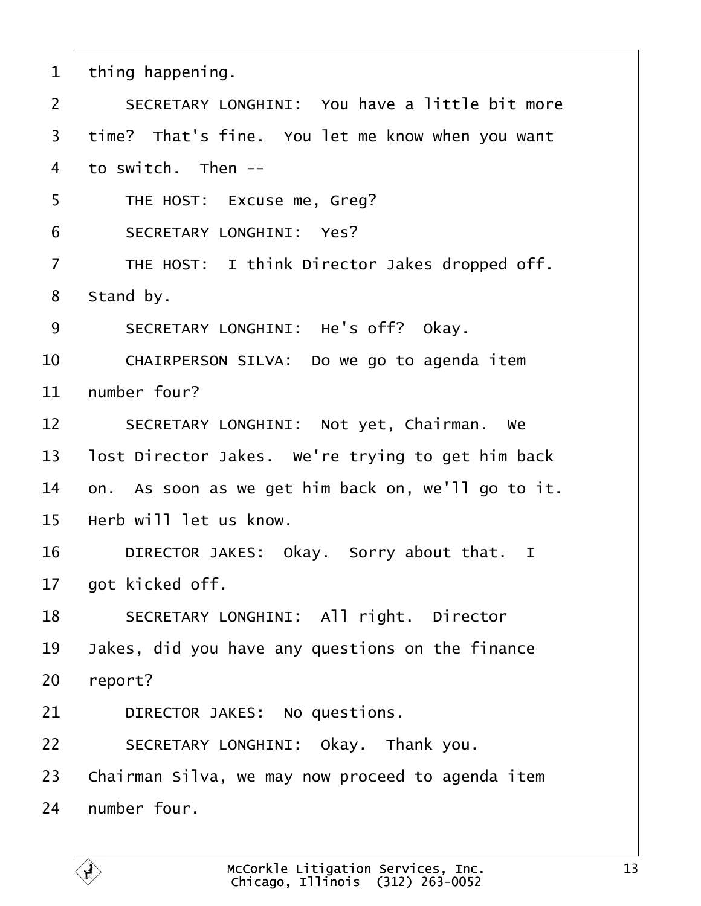thing happening.

SECRETARY LONGHINI: You have a little bit more time? That's fine. You let me know when you want to switch. Then --

THE HOST: Excuse me, Greg?

SECRETARY LONGHINI: Yes?

THE HOST: I think Director Jakes dropped off. Stand by.

SECRETARY LONGHINI: He's off? Okay.

CHAIRPERSON SILVA: Do we go to agenda item number four?

SECRETARY LONGHINI: Not yet, Chairman. We lost Director Jakes. We're trying to get him back on. As soon as we get him back on, we'll go to it. Herb will let us know.

DIRECTOR JAKES: Okay. Sorry about that. I got kicked off.

SECRETARY LONGHINI: All right. Director Jakes, did you have any questions on the finance report?

DIRECTOR JAKES: No questions.

SECRETARY LONGHINI: Okay. Thank you. Chairman Silva, we may now proceed to agenda item number four.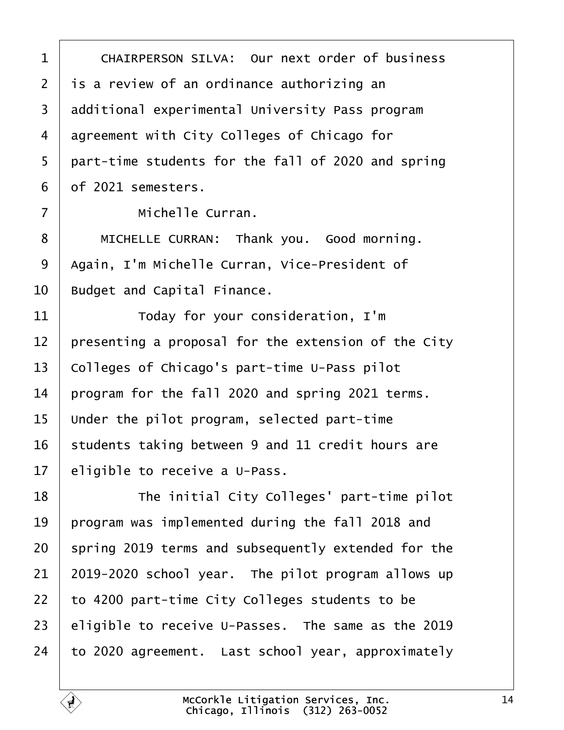CHAIRPERSON SILVA: Our next order of business is a review of an ordinance authorizing an additional experimental University Pass program agreement with City Colleges of Chicago for part-time students for the fall of 2020 and spring of 2021 semesters.

Michelle Curran.

MICHELLE CURRAN: Thank you. Good morning. Again, I'm Michelle Curran, Vice-President of Budget and Capital Finance.

Today for your consideration, I'm presenting a proposal for the extension of the City Colleges of Chicago's part-time U-Pass pilot program for the fall 2020 and spring 2021 terms. Under the pilot program, selected part-time students taking between 9 and 11 credit hours are eligible to receive a U-Pass.

The initial City Colleges' part-time pilot program was implemented during the fall 2018 and spring 2019 terms and subsequently extended for the 2019-2020 school year. The pilot program allows up to 4200 part-time City Colleges students to be eligible to receive U-Passes. The same as the 2019 to 2020 agreement. Last school year, approximately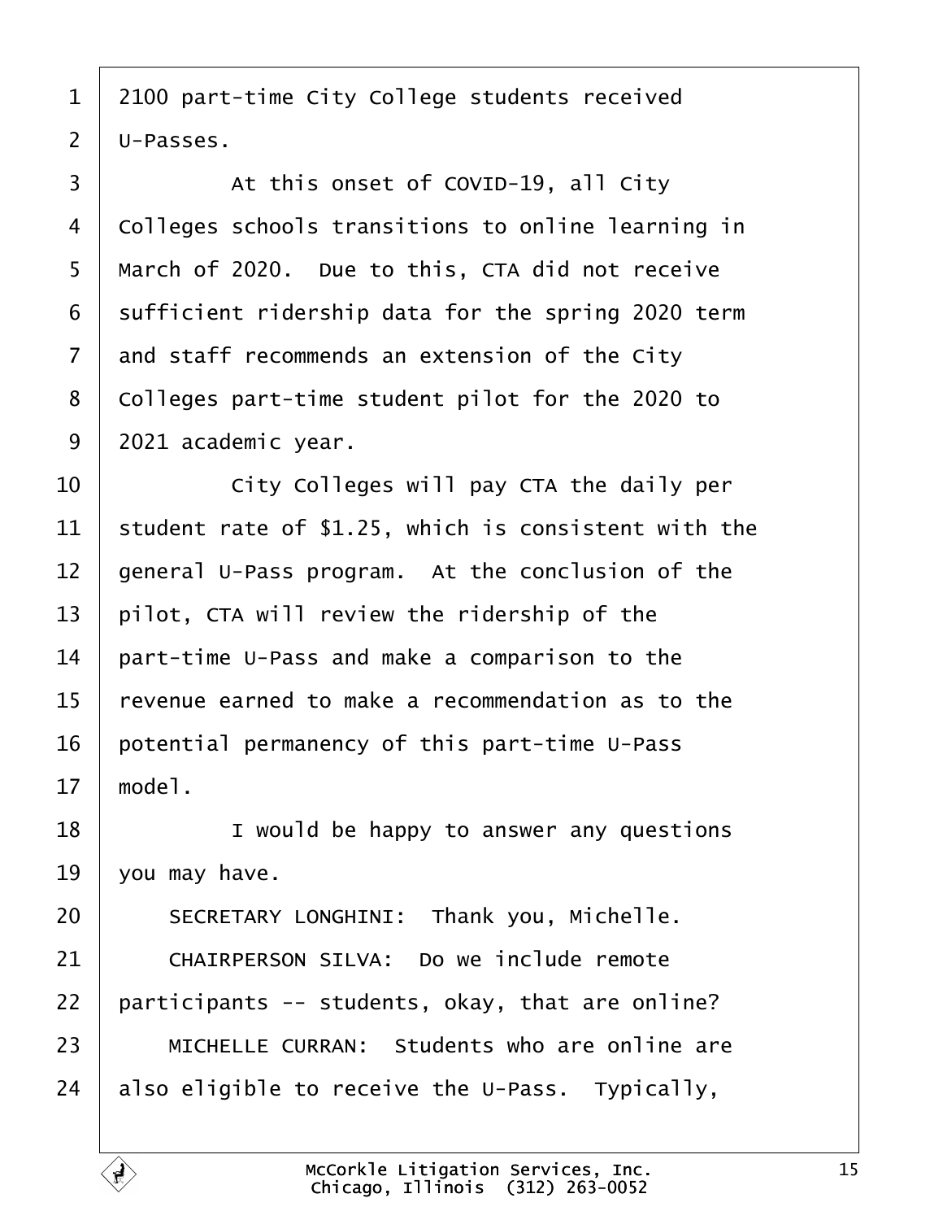2100 part-time City College students received U-Passes.

At this onset of COVID-19, all City Colleges schools transitions to online learning in March of 2020. Due to this, CTA did not receive sufficient ridership data for the spring 2020 term and staff recommends an extension of the City Colleges part-time student pilot for the 2020 to 2021 academic year.

City Colleges will pay CTA the daily per student rate of $1.25, which is consistent with the general U-Pass program. At the conclusion of the pilot, CTA will review the ridership of the part-time U-Pass and make a comparison to the revenue earned to make a recommendation as to the potential permanency of this part-time U-Pass model.

I would be happy to answer any questions you may have.

SECRETARY LONGHINI: Thank you, Michelle.

CHAIRPERSON SILVA: Do we include remote participants -- students, okay, that are online?

MICHELLE CURRAN: Students who are online are also eligible to receive the U-Pass. Typically,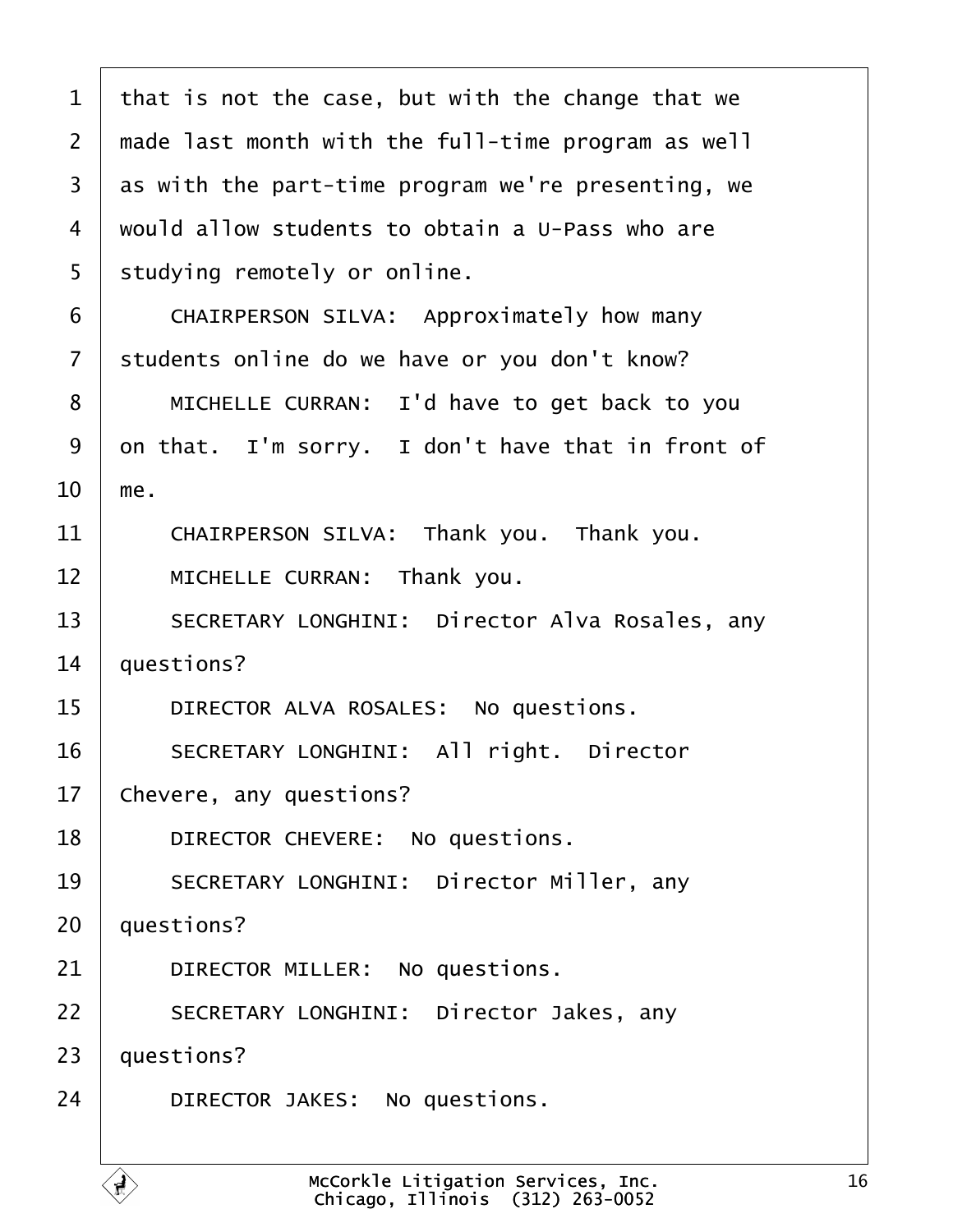that is not the case, but with the change that we made last month with the full-time program as well as with the part-time program we're presenting, we would allow students to obtain a U-Pass who are studying remotely or online.

CHAIRPERSON SILVA: Approximately how many students online do we have or you don't know?

MICHELLE CURRAN: I'd have to get back to you on that. I'm sorry. I don't have that in front of me.

CHAIRPERSON SILVA: Thank you. Thank you.

MICHELLE CURRAN: Thank you.

SECRETARY LONGHINI: Director Alva Rosales, any questions?

DIRECTOR ALVA ROSALES: No questions.

SECRETARY LONGHINI: All right. Director Chevere, any questions?

DIRECTOR CHEVERE: No questions.

SECRETARY LONGHINI: Director Miller, any questions?

DIRECTOR MILLER: No questions.

SECRETARY LONGHINI: Director Jakes, any questions?

DIRECTOR JAKES: No questions.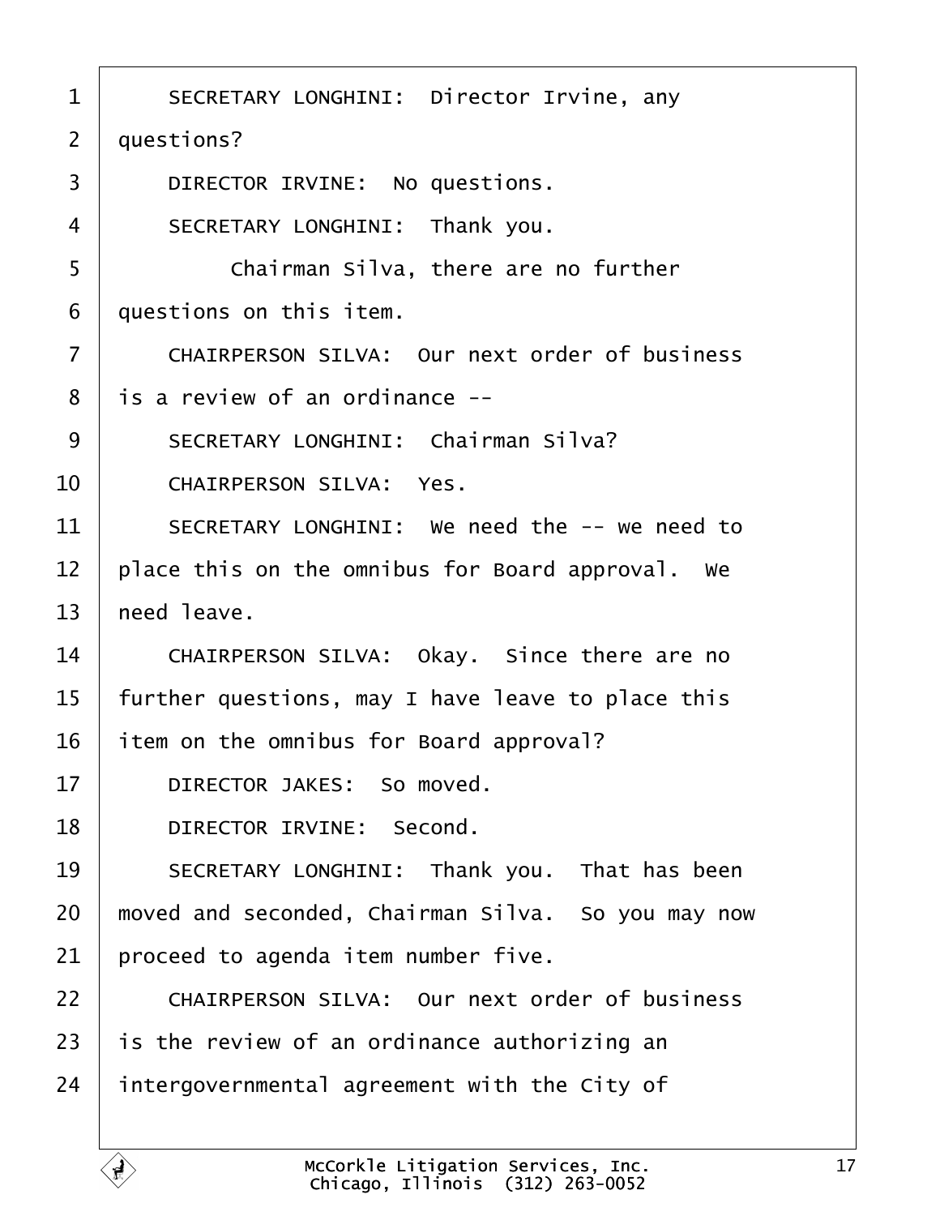1 SECRETARY LONGHINI: Director Irvine, any
2 questions?
3 DIRECTOR IRVINE: No questions.
4 SECRETARY LONGHINI: Thank you.
5 Chairman Silva, there are no further
6 questions on this item.
7 CHAIRPERSON SILVA: Our next order of business
8 is a review of an ordinance --
9 SECRETARY LONGHINI: Chairman Silva?
10 CHAIRPERSON SILVA: Yes.
11 SECRETARY LONGHINI: We need the -- we need to
12 place this on the omnibus for Board approval. We
13 need leave.
14 CHAIRPERSON SILVA: Okay. Since there are no
15 further questions, may I have leave to place this
16 item on the omnibus for Board approval?
17 DIRECTOR JAKES: So moved.
18 DIRECTOR IRVINE: Second.
19 SECRETARY LONGHINI: Thank you. That has been
20 moved and seconded, Chairman Silva. So you may now
21 proceed to agenda item number five.
22 CHAIRPERSON SILVA: Our next order of business
23 is the review of an ordinance authorizing an
24 intergovernmental agreement with the City of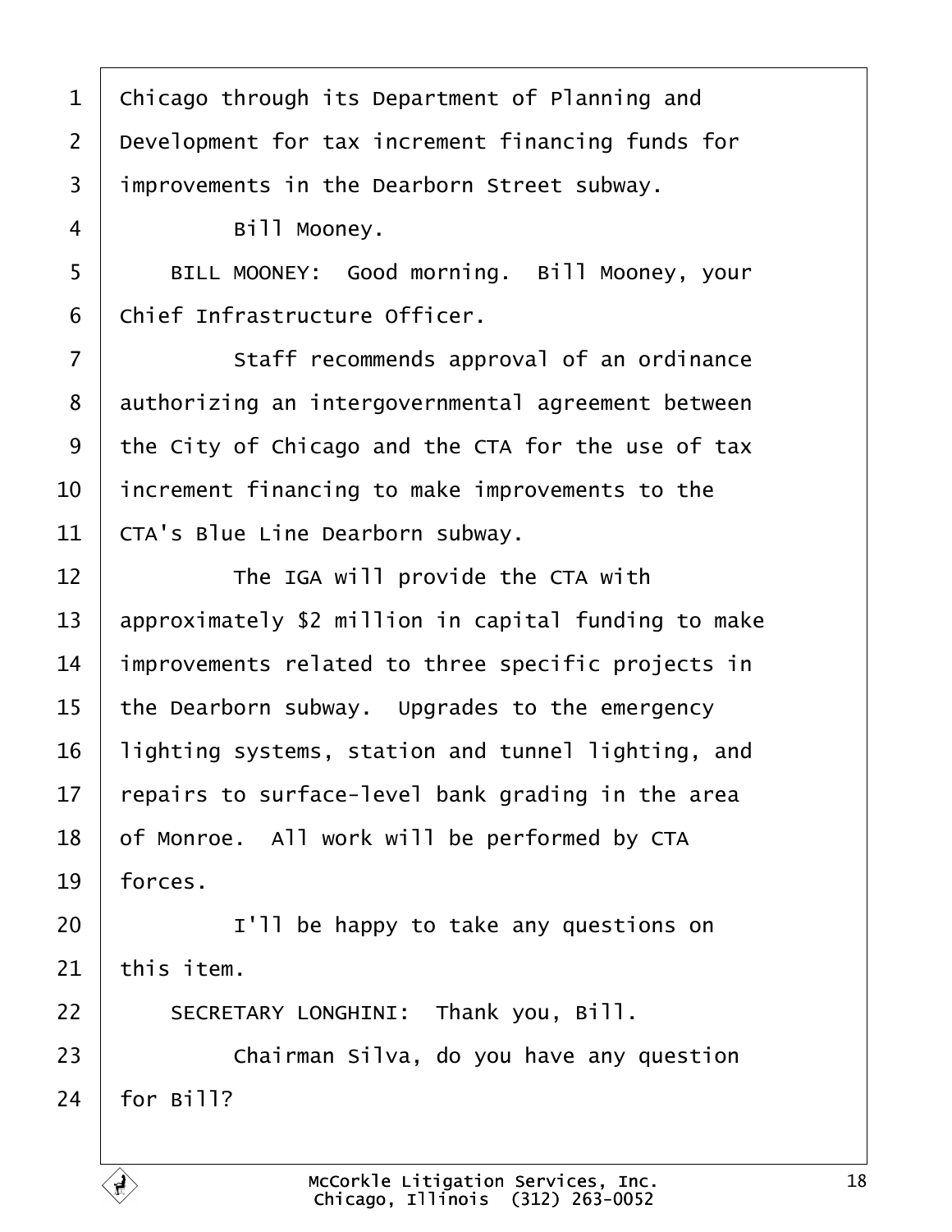Chicago through its Department of Planning and Development for tax increment financing funds for improvements in the Dearborn Street subway.

Bill Mooney.

BILL MOONEY: Good morning. Bill Mooney, your Chief Infrastructure Officer.

Staff recommends approval of an ordinance authorizing an intergovernmental agreement between the City of Chicago and the CTA for the use of tax increment financing to make improvements to the CTA's Blue Line Dearborn subway.

The IGA will provide the CTA with approximately $2 million in capital funding to make improvements related to three specific projects in the Dearborn subway. Upgrades to the emergency lighting systems, station and tunnel lighting, and repairs to surface-level bank grading in the area of Monroe. All work will be performed by CTA forces.

I'll be happy to take any questions on this item.

SECRETARY LONGHINI: Thank you, Bill.

Chairman Silva, do you have any question for Bill?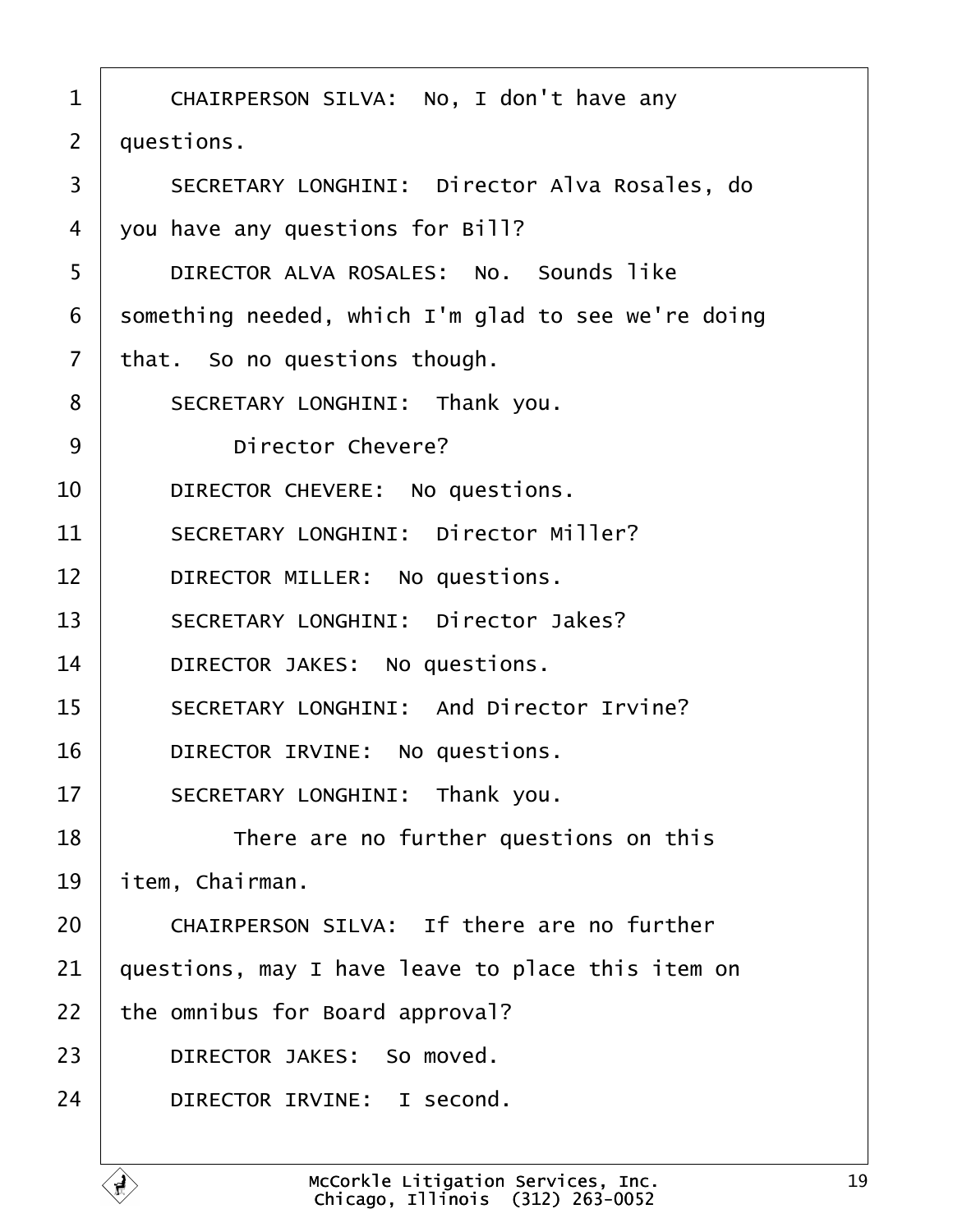1 CHAIRPERSON SILVA: No, I don't have any
2 questions.
3 SECRETARY LONGHINI: Director Alva Rosales, do
4 you have any questions for Bill?
5 DIRECTOR ALVA ROSALES: No. Sounds like
6 something needed, which I'm glad to see we're doing
7 that. So no questions though.
8 SECRETARY LONGHINI: Thank you.
9 Director Chevere?
10 DIRECTOR CHEVERE: No questions.
11 SECRETARY LONGHINI: Director Miller?
12 DIRECTOR MILLER: No questions.
13 SECRETARY LONGHINI: Director Jakes?
14 DIRECTOR JAKES: No questions.
15 SECRETARY LONGHINI: And Director Irvine?
16 DIRECTOR IRVINE: No questions.
17 SECRETARY LONGHINI: Thank you.
18 There are no further questions on this
19 item, Chairman.
20 CHAIRPERSON SILVA: If there are no further
21 questions, may I have leave to place this item on
22 the omnibus for Board approval?
23 DIRECTOR JAKES: So moved.
24 DIRECTOR IRVINE: I second.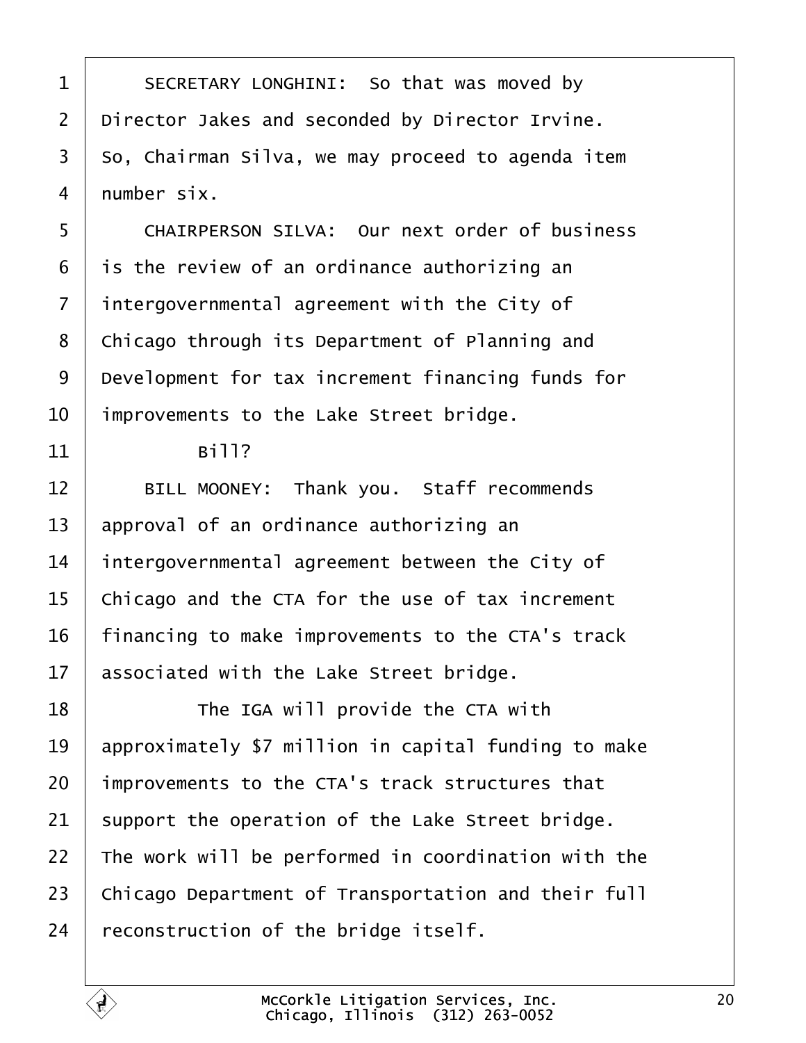1 SECRETARY LONGHINI: So that was moved by
2 Director Jakes and seconded by Director Irvine.
3 So, Chairman Silva, we may proceed to agenda item
4 number six.
5 CHAIRPERSON SILVA: Our next order of business
6 is the review of an ordinance authorizing an
7 intergovernmental agreement with the City of
8 Chicago through its Department of Planning and
9 Development for tax increment financing funds for
10 improvements to the Lake Street bridge.
11 Bill?
12 BILL MOONEY: Thank you. Staff recommends
13 approval of an ordinance authorizing an
14 intergovernmental agreement between the City of
15 Chicago and the CTA for the use of tax increment
16 financing to make improvements to the CTA's track
17 associated with the Lake Street bridge.
18 The IGA will provide the CTA with
19 approximately $7 million in capital funding to make
20 improvements to the CTA's track structures that
21 support the operation of the Lake Street bridge.
22 The work will be performed in coordination with the
23 Chicago Department of Transportation and their full
24 reconstruction of the bridge itself.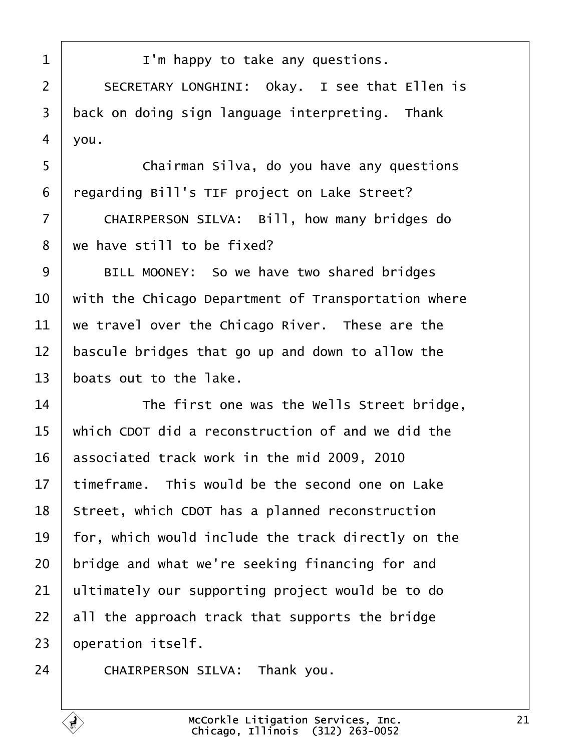I'm happy to take any questions.

SECRETARY LONGHINI: Okay. I see that Ellen is back on doing sign language interpreting. Thank you.

Chairman Silva, do you have any questions regarding Bill's TIF project on Lake Street?

CHAIRPERSON SILVA: Bill, how many bridges do we have still to be fixed?

BILL MOONEY: So we have two shared bridges with the Chicago Department of Transportation where we travel over the Chicago River. These are the bascule bridges that go up and down to allow the boats out to the lake.

The first one was the Wells Street bridge, which CDOT did a reconstruction of and we did the associated track work in the mid 2009, 2010 timeframe. This would be the second one on Lake Street, which CDOT has a planned reconstruction for, which would include the track directly on the bridge and what we're seeking financing for and ultimately our supporting project would be to do all the approach track that supports the bridge operation itself.

CHAIRPERSON SILVA: Thank you.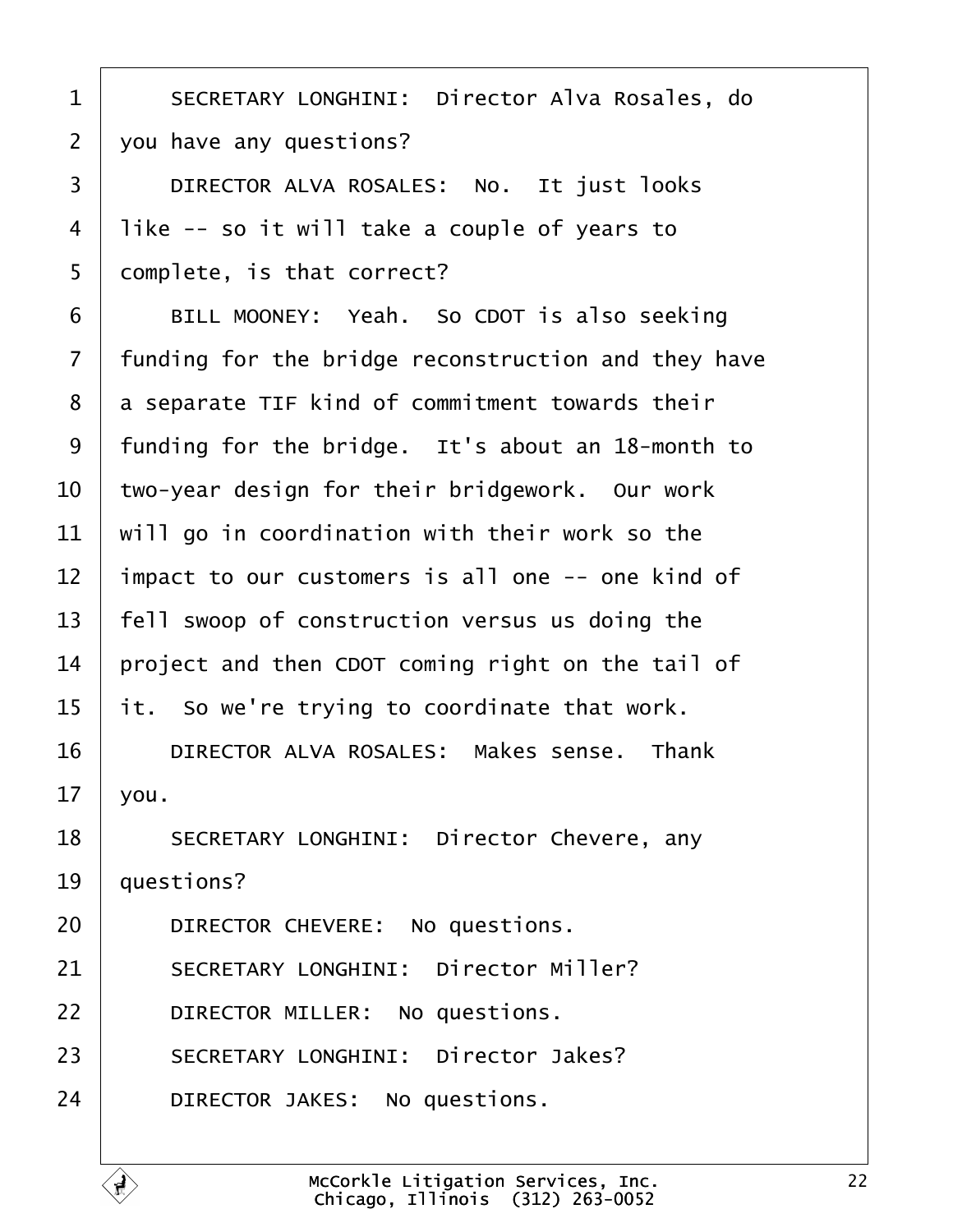SECRETARY LONGHINI: Director Alva Rosales, do you have any questions?

DIRECTOR ALVA ROSALES: No. It just looks like -- so it will take a couple of years to complete, is that correct?

BILL MOONEY: Yeah. So CDOT is also seeking funding for the bridge reconstruction and they have a separate TIF kind of commitment towards their funding for the bridge. It's about an 18-month to two-year design for their bridgework. Our work will go in coordination with their work so the impact to our customers is all one -- one kind of fell swoop of construction versus us doing the project and then CDOT coming right on the tail of it. So we're trying to coordinate that work.

DIRECTOR ALVA ROSALES: Makes sense. Thank you.

SECRETARY LONGHINI: Director Chevere, any questions?

DIRECTOR CHEVERE: No questions.

SECRETARY LONGHINI: Director Miller?

DIRECTOR MILLER: No questions.

SECRETARY LONGHINI: Director Jakes?

DIRECTOR JAKES: No questions.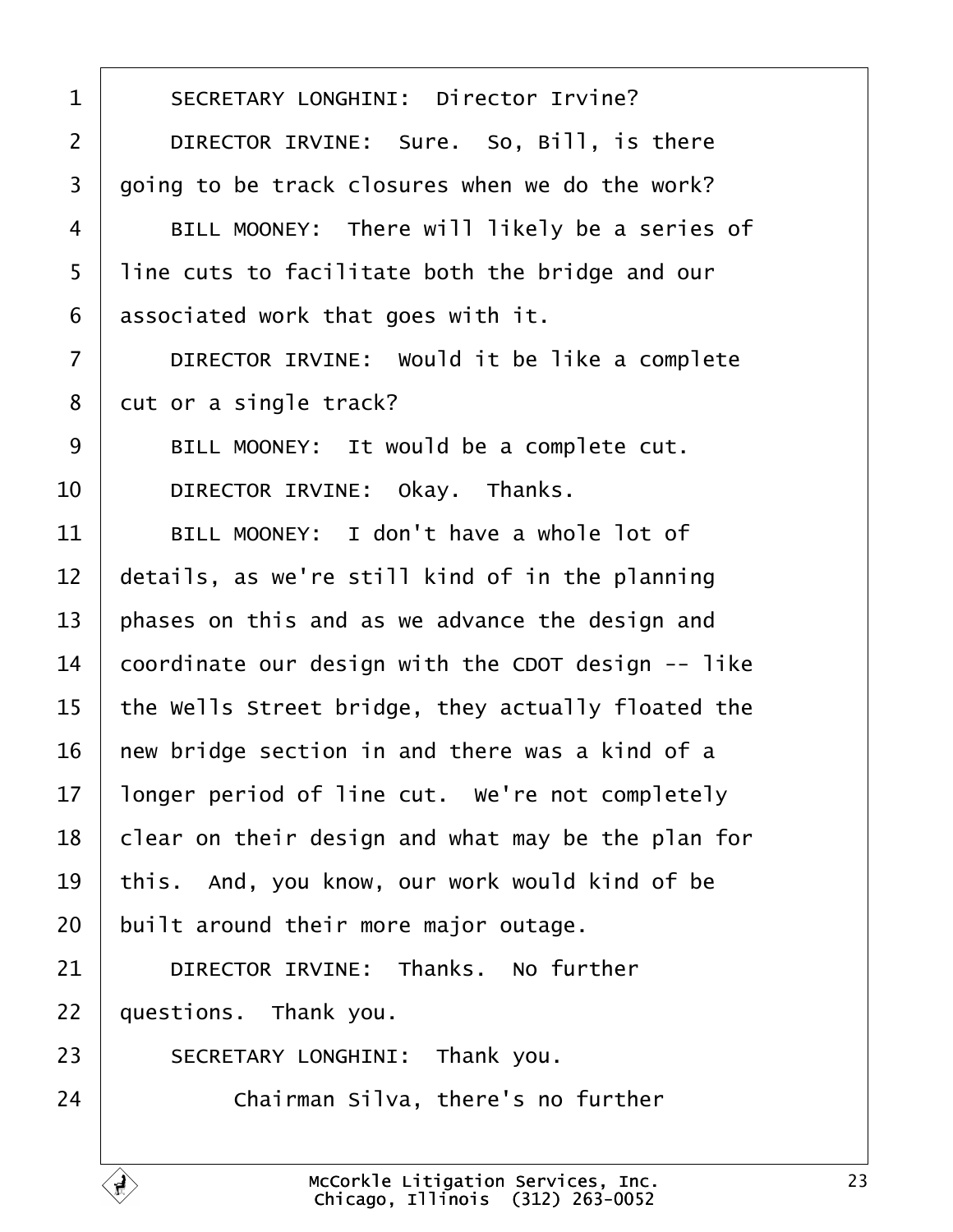SECRETARY LONGHINI: Director Irvine?

DIRECTOR IRVINE: Sure. So, Bill, is there going to be track closures when we do the work?

BILL MOONEY: There will likely be a series of line cuts to facilitate both the bridge and our associated work that goes with it.

DIRECTOR IRVINE: Would it be like a complete cut or a single track?

BILL MOONEY: It would be a complete cut.

DIRECTOR IRVINE: Okay. Thanks.

BILL MOONEY: I don't have a whole lot of details, as we're still kind of in the planning phases on this and as we advance the design and coordinate our design with the CDOT design -- like the Wells Street bridge, they actually floated the new bridge section in and there was a kind of a longer period of line cut. We're not completely clear on their design and what may be the plan for this. And, you know, our work would kind of be built around their more major outage.

DIRECTOR IRVINE: Thanks. No further questions. Thank you.

SECRETARY LONGHINI: Thank you.

Chairman Silva, there's no further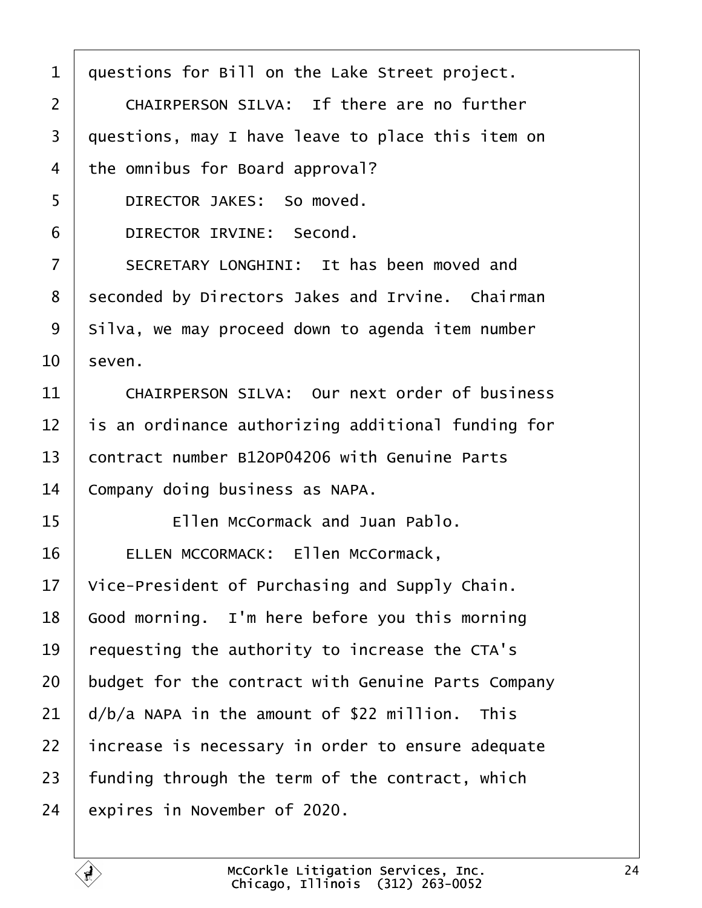1 questions for Bill on the Lake Street project.

2 CHAIRPERSON SILVA: If there are no further

3 questions, may I have leave to place this item on

4 the omnibus for Board approval?

5 DIRECTOR JAKES: So moved.

6 DIRECTOR IRVINE: Second.

7 SECRETARY LONGHINI: It has been moved and

8 seconded by Directors Jakes and Irvine. Chairman

9 Silva, we may proceed down to agenda item number

10 seven.

11 CHAIRPERSON SILVA: Our next order of business

12 is an ordinance authorizing additional funding for

13 contract number B12OP04206 with Genuine Parts

14 Company doing business as NAPA.

15 Ellen McCormack and Juan Pablo.

16 ELLEN MCCORMACK: Ellen McCormack,

17 Vice-President of Purchasing and Supply Chain.

18 Good morning. I'm here before you this morning

19 requesting the authority to increase the CTA's

20 budget for the contract with Genuine Parts Company

21 d/b/a NAPA in the amount of $22 million. This

22 increase is necessary in order to ensure adequate

23 funding through the term of the contract, which

24 expires in November of 2020.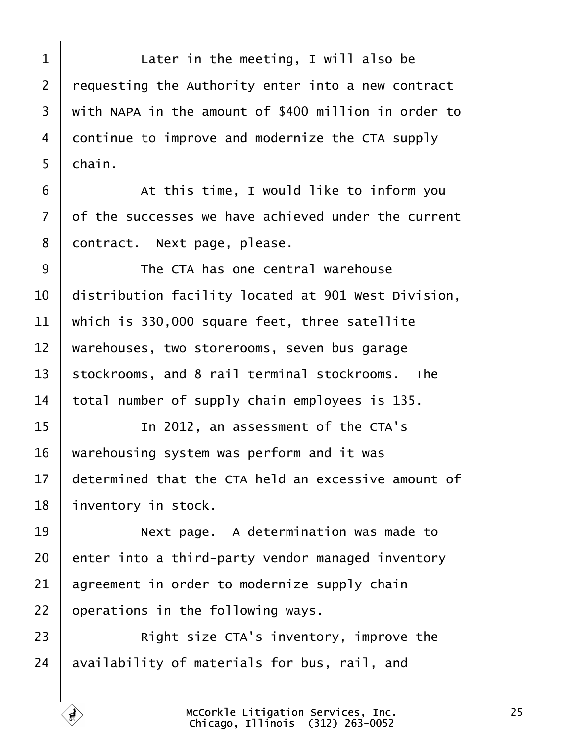Later in the meeting, I will also be requesting the Authority enter into a new contract with NAPA in the amount of $400 million in order to continue to improve and modernize the CTA supply chain.

At this time, I would like to inform you of the successes we have achieved under the current contract. Next page, please.

The CTA has one central warehouse distribution facility located at 901 West Division, which is 330,000 square feet, three satellite warehouses, two storerooms, seven bus garage stockrooms, and 8 rail terminal stockrooms. The total number of supply chain employees is 135.

In 2012, an assessment of the CTA's warehousing system was perform and it was determined that the CTA held an excessive amount of inventory in stock.

Next page. A determination was made to enter into a third-party vendor managed inventory agreement in order to modernize supply chain operations in the following ways.

Right size CTA's inventory, improve the availability of materials for bus, rail, and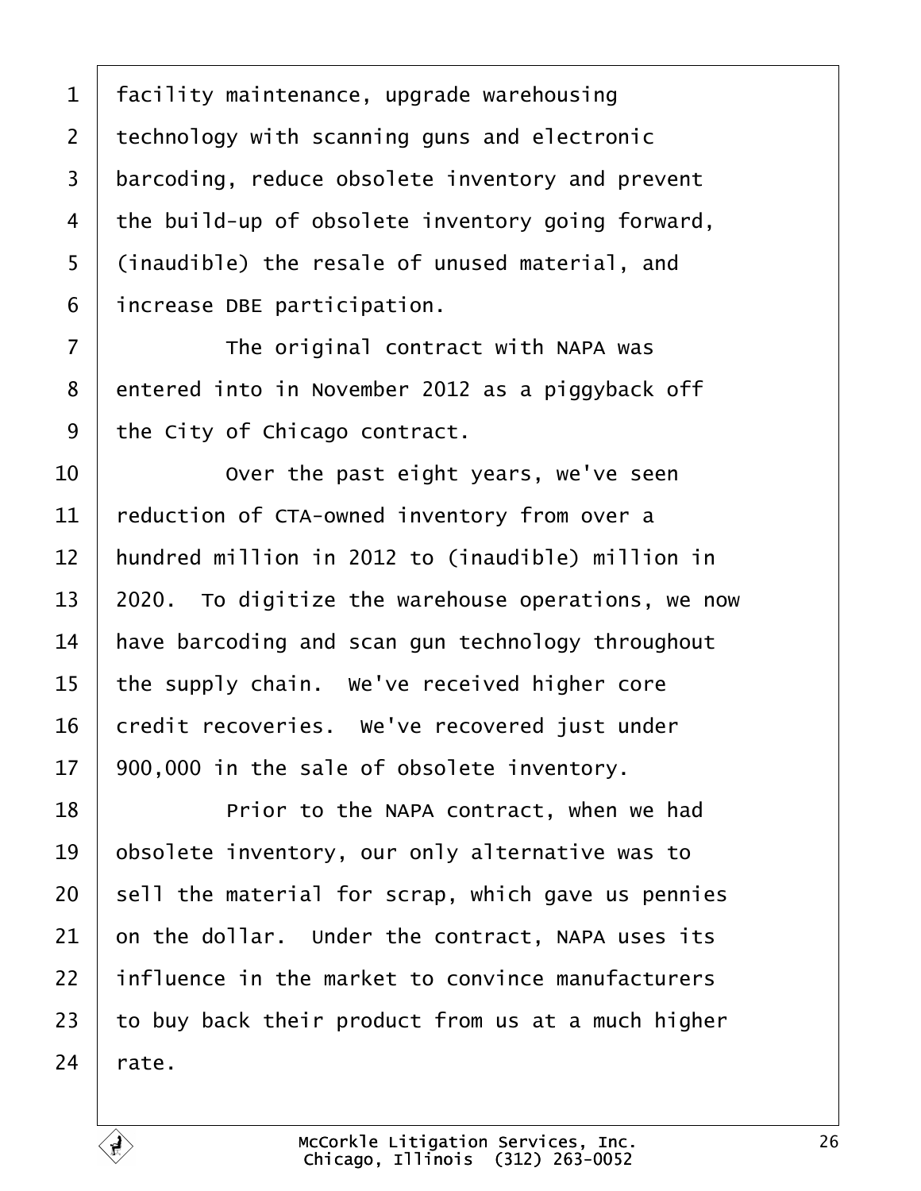facility maintenance, upgrade warehousing technology with scanning guns and electronic barcoding, reduce obsolete inventory and prevent the build-up of obsolete inventory going forward, (inaudible) the resale of unused material, and increase DBE participation.

The original contract with NAPA was entered into in November 2012 as a piggyback off the City of Chicago contract.

Over the past eight years, we've seen reduction of CTA-owned inventory from over a hundred million in 2012 to (inaudible) million in 2020. To digitize the warehouse operations, we now have barcoding and scan gun technology throughout the supply chain. We've received higher core credit recoveries. We've recovered just under 900,000 in the sale of obsolete inventory.

Prior to the NAPA contract, when we had obsolete inventory, our only alternative was to sell the material for scrap, which gave us pennies on the dollar. Under the contract, NAPA uses its influence in the market to convince manufacturers to buy back their product from us at a much higher rate.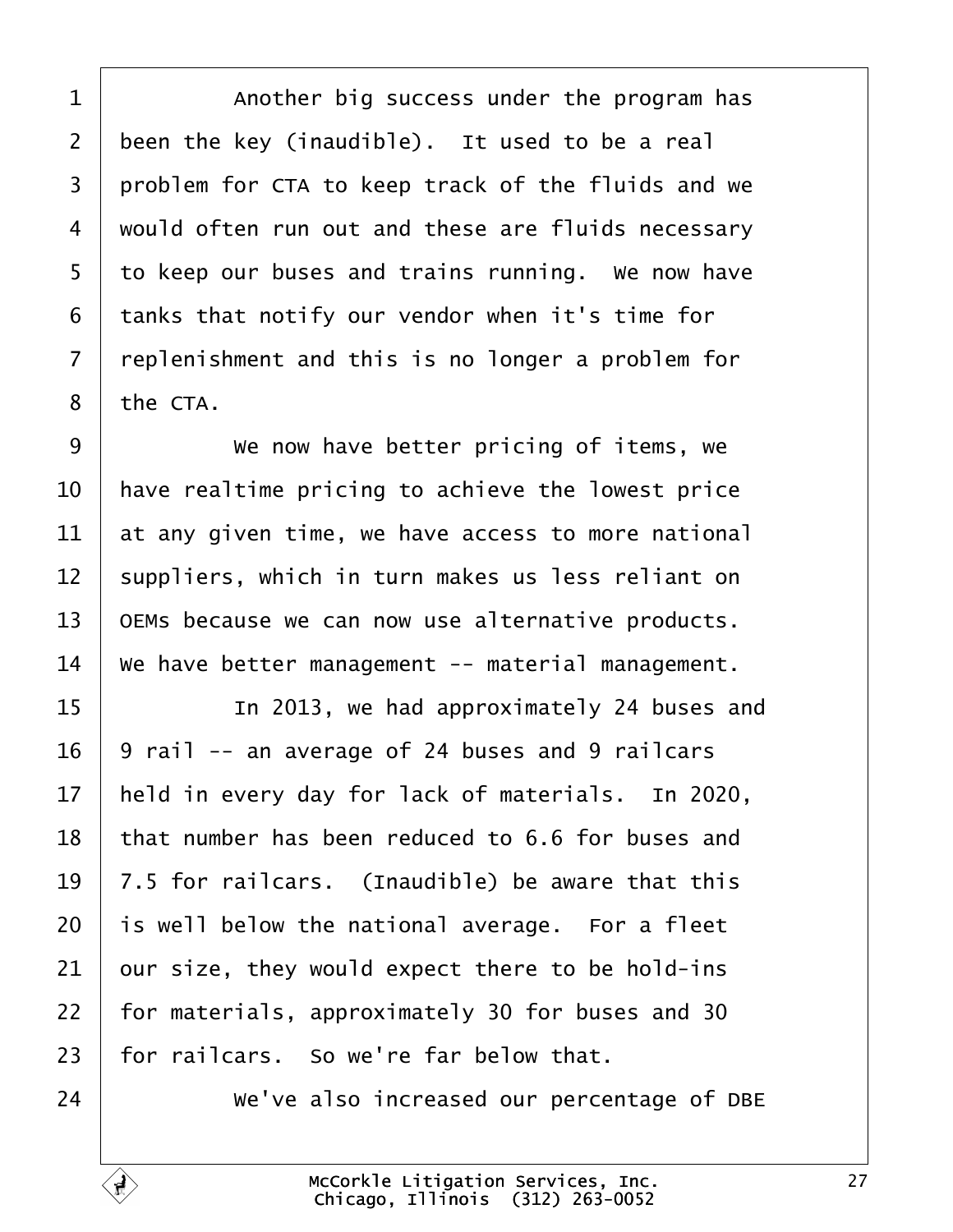Another big success under the program has been the key (inaudible). It used to be a real problem for CTA to keep track of the fluids and we would often run out and these are fluids necessary to keep our buses and trains running. We now have tanks that notify our vendor when it's time for replenishment and this is no longer a problem for the CTA.

We now have better pricing of items, we have realtime pricing to achieve the lowest price at any given time, we have access to more national suppliers, which in turn makes us less reliant on OEMs because we can now use alternative products. We have better management -- material management.

In 2013, we had approximately 24 buses and 9 rail -- an average of 24 buses and 9 railcars held in every day for lack of materials. In 2020, that number has been reduced to 6.6 for buses and 7.5 for railcars. (Inaudible) be aware that this is well below the national average. For a fleet our size, they would expect there to be hold-ins for materials, approximately 30 for buses and 30 for railcars. So we're far below that.

We've also increased our percentage of DBE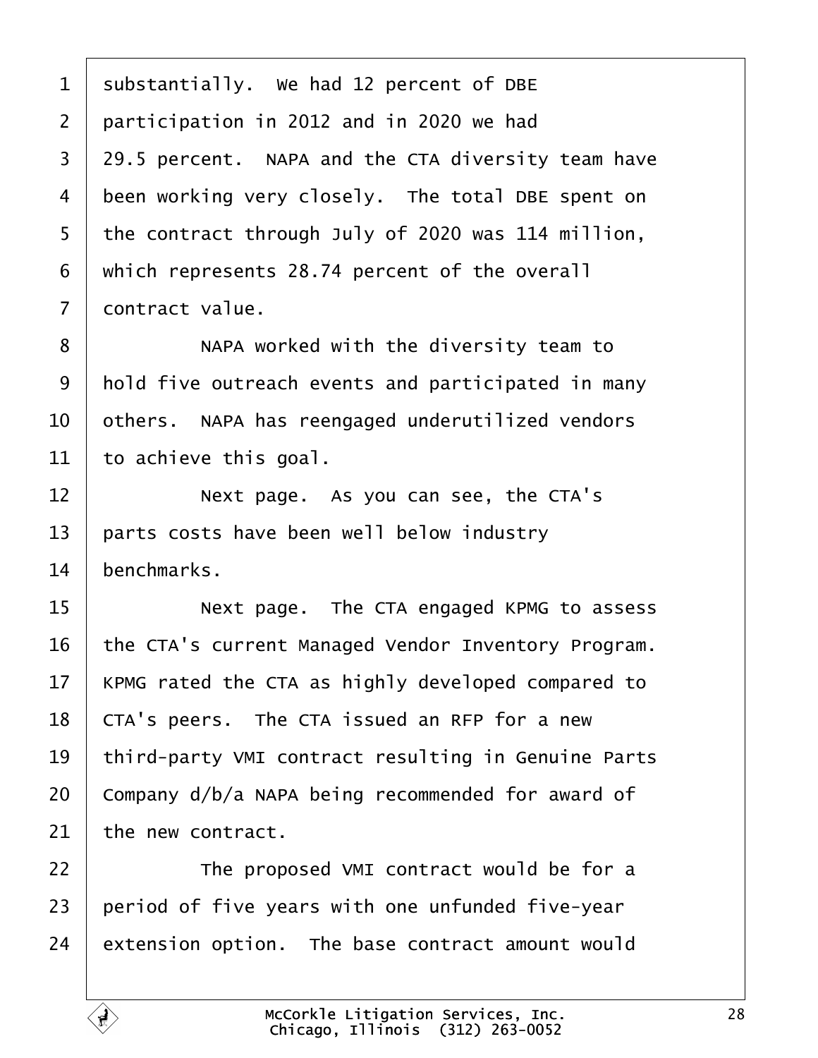substantially. We had 12 percent of DBE participation in 2012 and in 2020 we had 29.5 percent. NAPA and the CTA diversity team have been working very closely. The total DBE spent on the contract through July of 2020 was 114 million, which represents 28.74 percent of the overall contract value.

NAPA worked with the diversity team to hold five outreach events and participated in many others. NAPA has reengaged underutilized vendors to achieve this goal.

Next page. As you can see, the CTA's parts costs have been well below industry benchmarks.

Next page. The CTA engaged KPMG to assess the CTA's current Managed Vendor Inventory Program. KPMG rated the CTA as highly developed compared to CTA's peers. The CTA issued an RFP for a new third-party VMI contract resulting in Genuine Parts Company d/b/a NAPA being recommended for award of the new contract.

The proposed VMI contract would be for a period of five years with one unfunded five-year extension option. The base contract amount would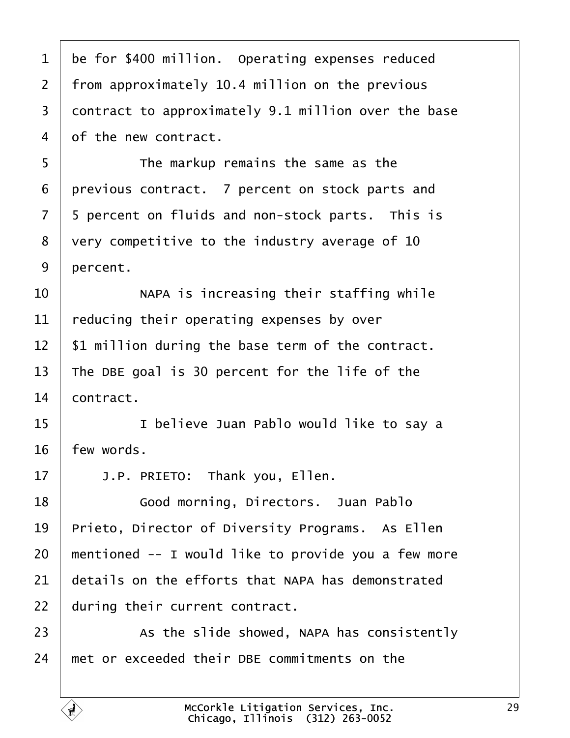be for $400 million. Operating expenses reduced from approximately 10.4 million on the previous contract to approximately 9.1 million over the base of the new contract.

The markup remains the same as the previous contract. 7 percent on stock parts and 5 percent on fluids and non-stock parts. This is very competitive to the industry average of 10 percent.

NAPA is increasing their staffing while reducing their operating expenses by over $1 million during the base term of the contract. The DBE goal is 30 percent for the life of the contract.

I believe Juan Pablo would like to say a few words.

J.P. PRIETO: Thank you, Ellen.

Good morning, Directors. Juan Pablo Prieto, Director of Diversity Programs. As Ellen mentioned -- I would like to provide you a few more details on the efforts that NAPA has demonstrated during their current contract.

As the slide showed, NAPA has consistently met or exceeded their DBE commitments on the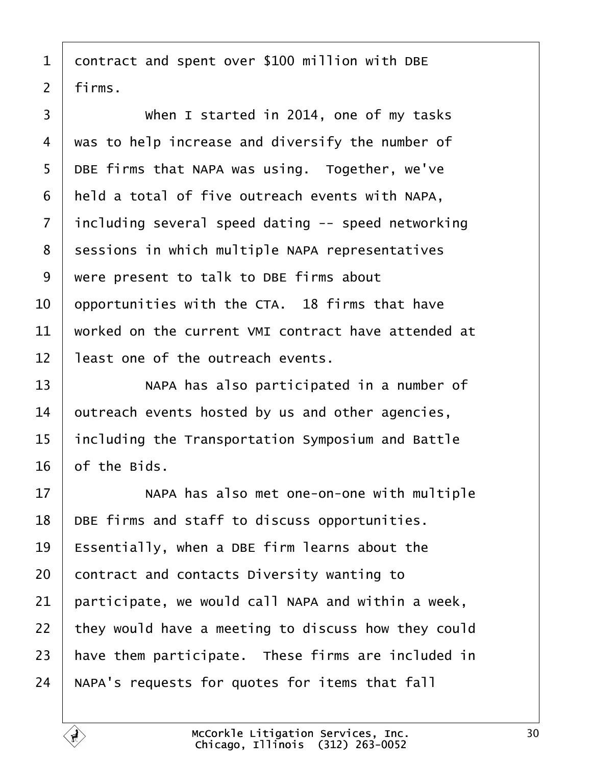contract and spent over $100 million with DBE firms.

When I started in 2014, one of my tasks was to help increase and diversify the number of DBE firms that NAPA was using. Together, we've held a total of five outreach events with NAPA, including several speed dating -- speed networking sessions in which multiple NAPA representatives were present to talk to DBE firms about opportunities with the CTA. 18 firms that have worked on the current VMI contract have attended at least one of the outreach events.

NAPA has also participated in a number of outreach events hosted by us and other agencies, including the Transportation Symposium and Battle of the Bids.

NAPA has also met one-on-one with multiple DBE firms and staff to discuss opportunities. Essentially, when a DBE firm learns about the contract and contacts Diversity wanting to participate, we would call NAPA and within a week, they would have a meeting to discuss how they could have them participate. These firms are included in NAPA's requests for quotes for items that fall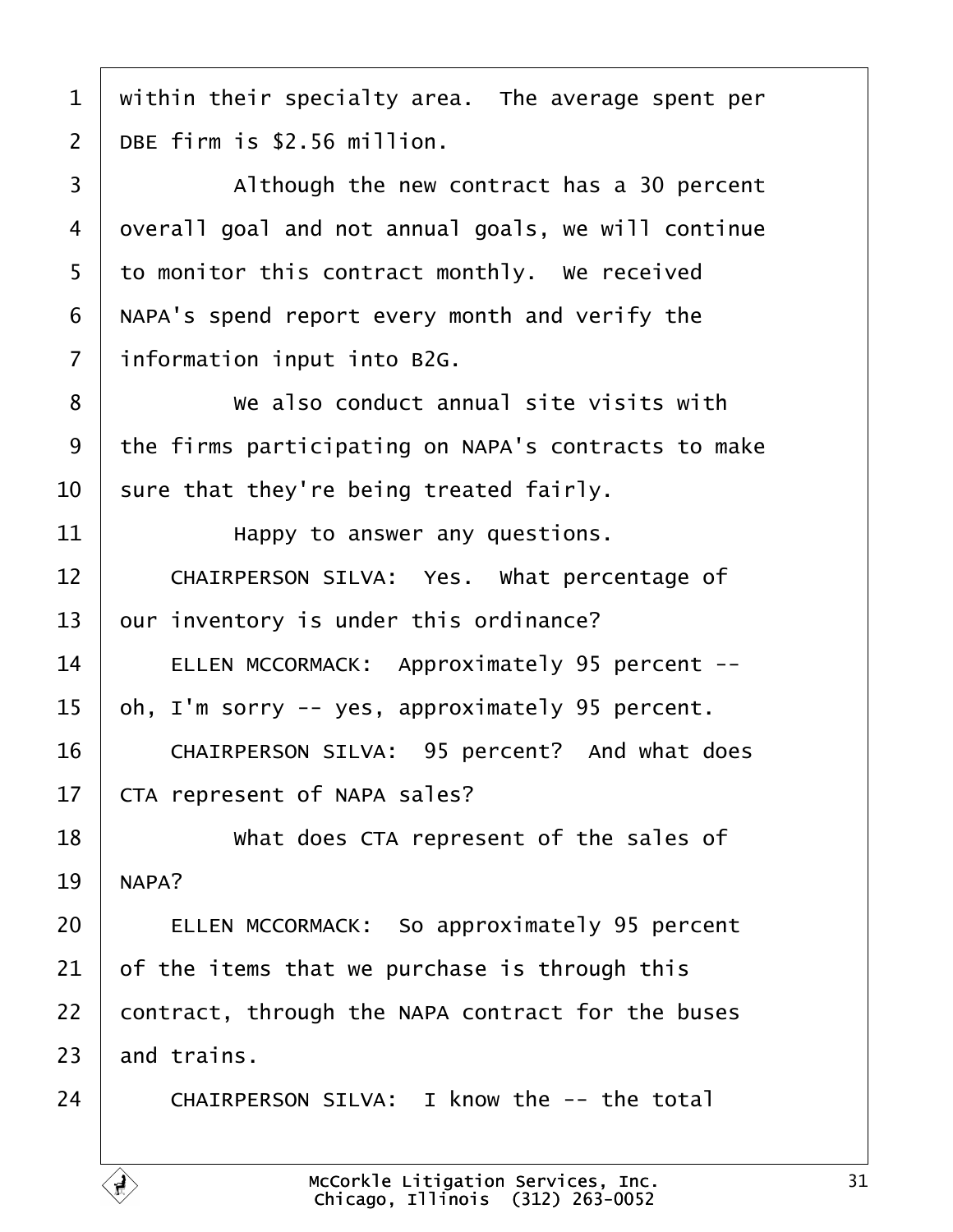within their specialty area. The average spent per DBE firm is $2.56 million.

Although the new contract has a 30 percent overall goal and not annual goals, we will continue to monitor this contract monthly. We received NAPA's spend report every month and verify the information input into B2G.

We also conduct annual site visits with the firms participating on NAPA's contracts to make sure that they're being treated fairly.

Happy to answer any questions.

CHAIRPERSON SILVA: Yes. What percentage of our inventory is under this ordinance?

ELLEN MCCORMACK: Approximately 95 percent -- oh, I'm sorry -- yes, approximately 95 percent.

CHAIRPERSON SILVA: 95 percent? And what does CTA represent of NAPA sales?

What does CTA represent of the sales of NAPA?

ELLEN MCCORMACK: So approximately 95 percent of the items that we purchase is through this contract, through the NAPA contract for the buses and trains.

CHAIRPERSON SILVA: I know the -- the total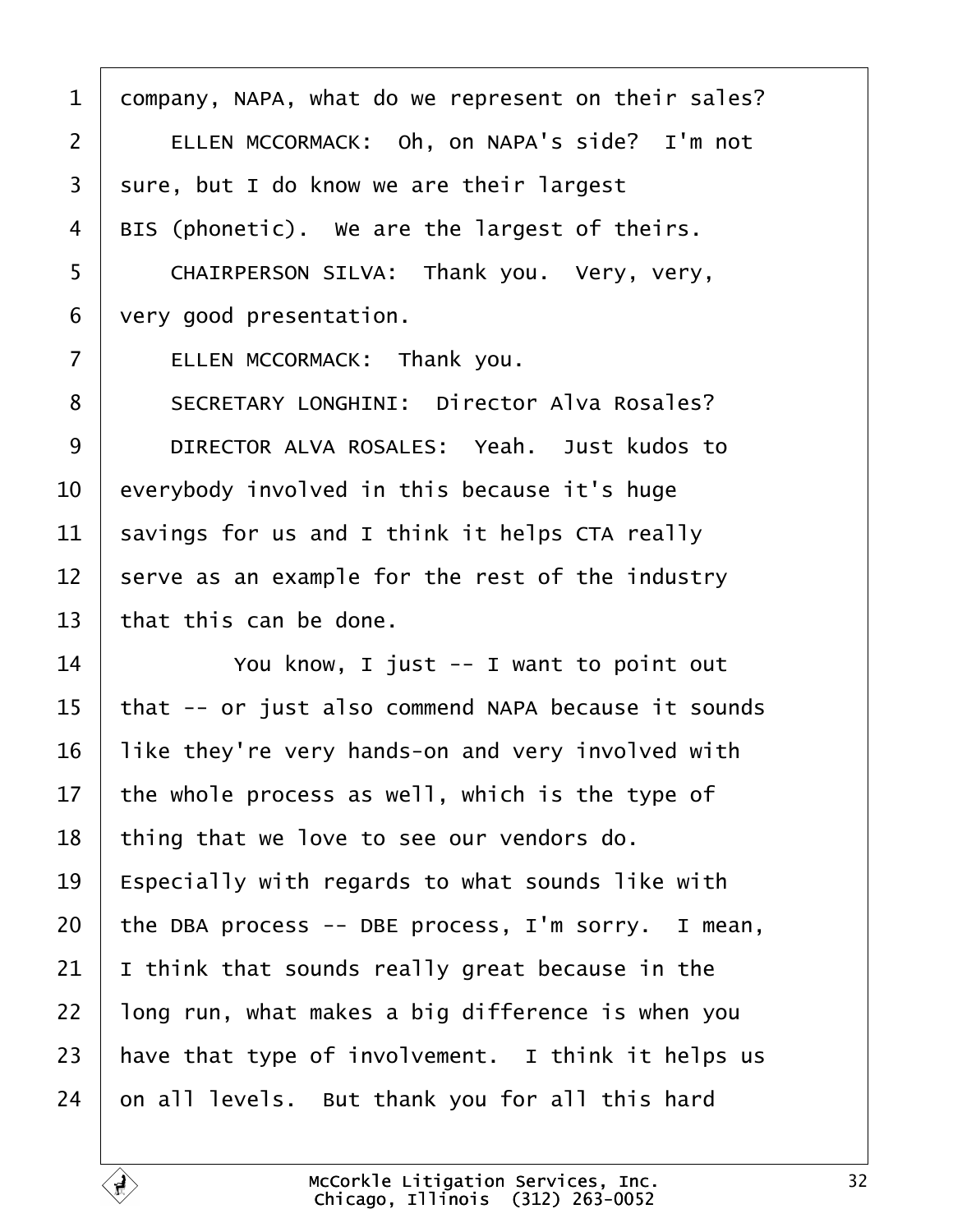1 company, NAPA, what do we represent on their sales?

2 ELLEN MCCORMACK: Oh, on NAPA's side? I'm not

3 sure, but I do know we are their largest

4 BIS (phonetic). We are the largest of theirs.

5 CHAIRPERSON SILVA: Thank you. Very, very,

6 very good presentation.

7 ELLEN MCCORMACK: Thank you.

8 SECRETARY LONGHINI: Director Alva Rosales?

9 DIRECTOR ALVA ROSALES: Yeah. Just kudos to

10 everybody involved in this because it's huge

11 savings for us and I think it helps CTA really

12 serve as an example for the rest of the industry

13 that this can be done.

14 You know, I just -- I want to point out

15 that -- or just also commend NAPA because it sounds

16 like they're very hands-on and very involved with

17 the whole process as well, which is the type of

18 thing that we love to see our vendors do.

19 Especially with regards to what sounds like with

20 the DBA process -- DBE process, I'm sorry. I mean,

21 I think that sounds really great because in the

22 long run, what makes a big difference is when you

23 have that type of involvement. I think it helps us

24 on all levels. But thank you for all this hard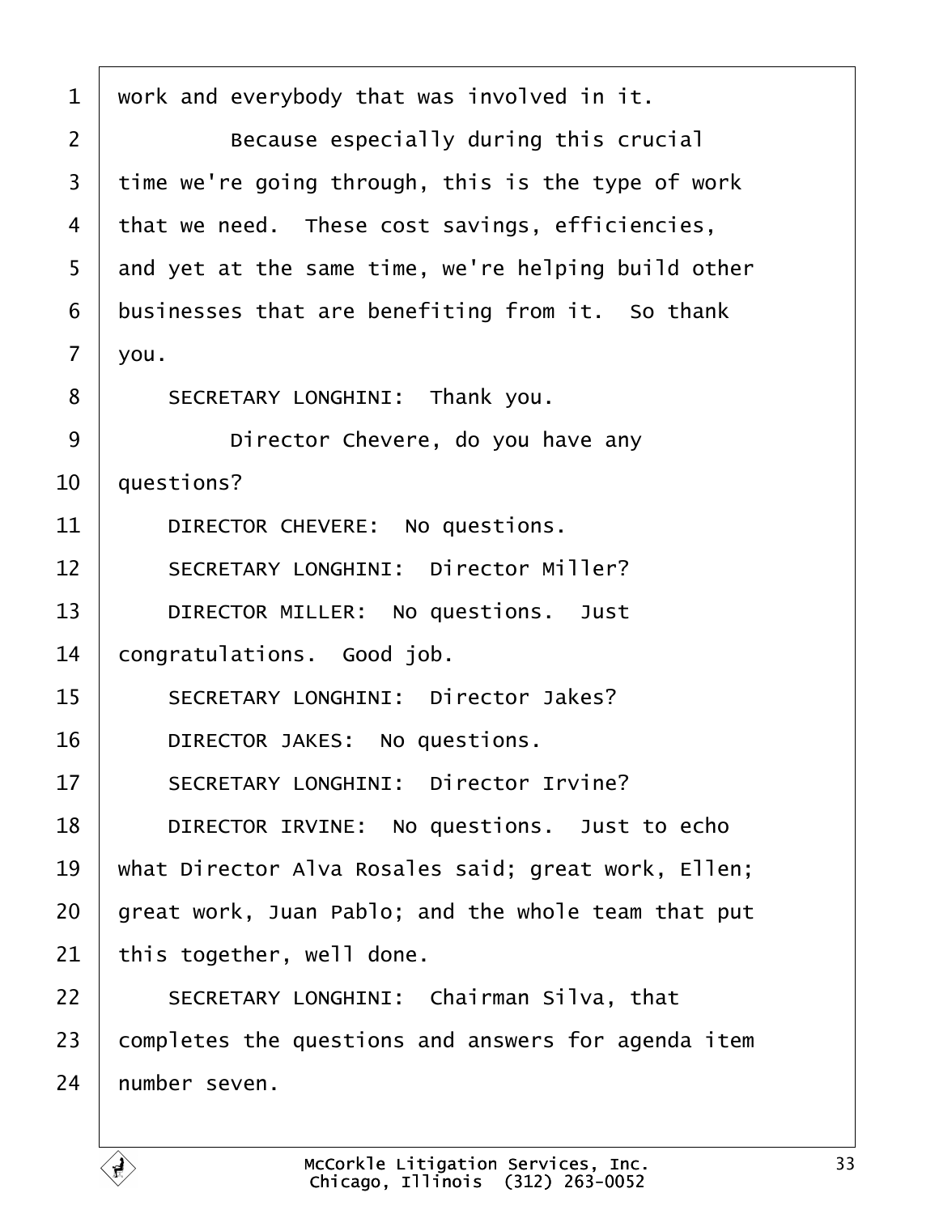work and everybody that was involved in it.

Because especially during this crucial time we're going through, this is the type of work that we need. These cost savings, efficiencies, and yet at the same time, we're helping build other businesses that are benefiting from it. So thank you.

SECRETARY LONGHINI: Thank you.

Director Chevere, do you have any questions?

DIRECTOR CHEVERE: No questions.

SECRETARY LONGHINI: Director Miller?

DIRECTOR MILLER: No questions. Just congratulations. Good job.

SECRETARY LONGHINI: Director Jakes?

DIRECTOR JAKES: No questions.

SECRETARY LONGHINI: Director Irvine?

DIRECTOR IRVINE: No questions. Just to echo what Director Alva Rosales said; great work, Ellen; great work, Juan Pablo; and the whole team that put this together, well done.

SECRETARY LONGHINI: Chairman Silva, that completes the questions and answers for agenda item number seven.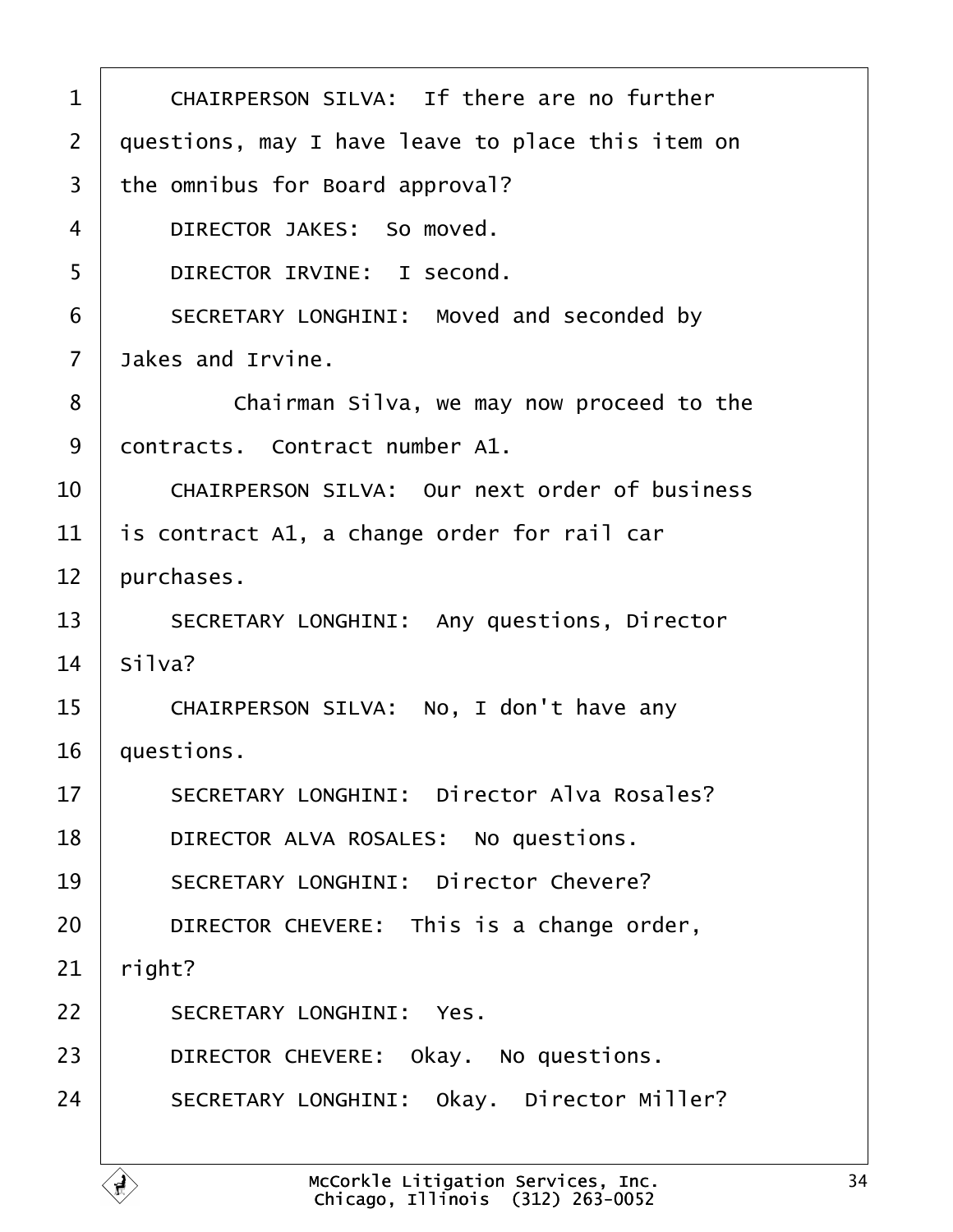1 CHAIRPERSON SILVA: If there are no further
2 questions, may I have leave to place this item on
3 the omnibus for Board approval?
4 DIRECTOR JAKES: So moved.
5 DIRECTOR IRVINE: I second.
6 SECRETARY LONGHINI: Moved and seconded by
7 Jakes and Irvine.
8 Chairman Silva, we may now proceed to the
9 contracts. Contract number A1.
10 CHAIRPERSON SILVA: Our next order of business
11 is contract A1, a change order for rail car
12 purchases.
13 SECRETARY LONGHINI: Any questions, Director
14 Silva?
15 CHAIRPERSON SILVA: No, I don't have any
16 questions.
17 SECRETARY LONGHINI: Director Alva Rosales?
18 DIRECTOR ALVA ROSALES: No questions.
19 SECRETARY LONGHINI: Director Chevere?
20 DIRECTOR CHEVERE: This is a change order,
21 right?
22 SECRETARY LONGHINI: Yes.
23 DIRECTOR CHEVERE: Okay. No questions.
24 SECRETARY LONGHINI: Okay. Director Miller?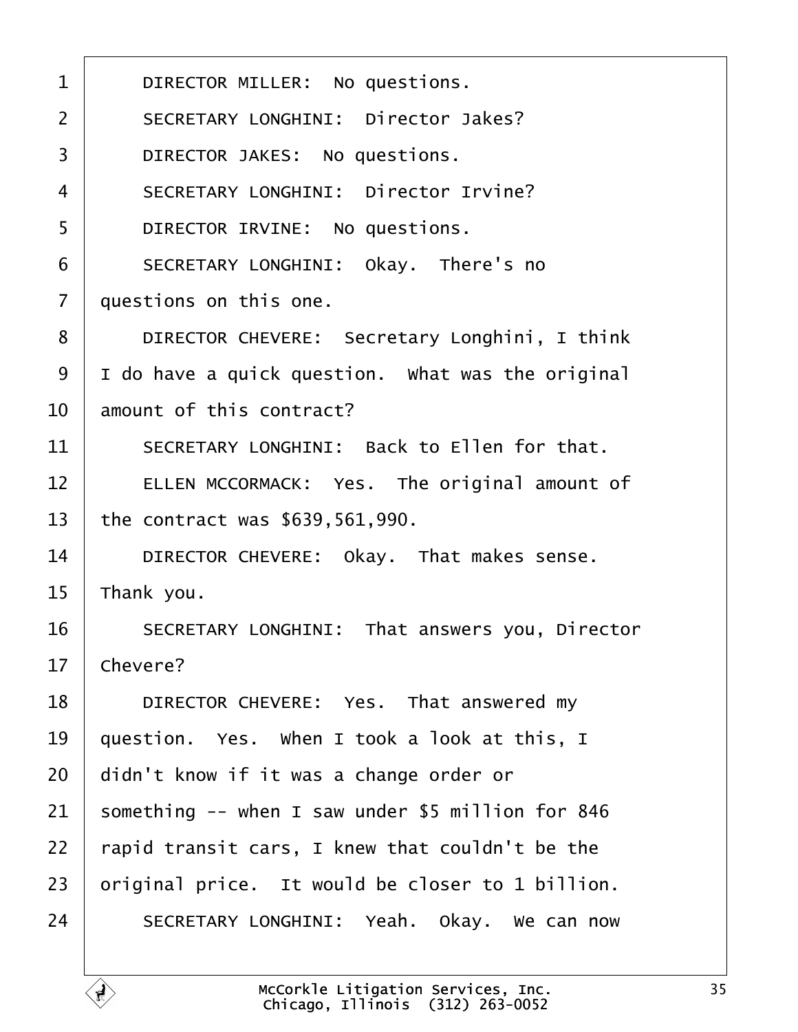DIRECTOR MILLER: No questions.

SECRETARY LONGHINI: Director Jakes?

DIRECTOR JAKES: No questions.

SECRETARY LONGHINI: Director Irvine?

DIRECTOR IRVINE: No questions.

SECRETARY LONGHINI: Okay. There's no questions on this one.

DIRECTOR CHEVERE: Secretary Longhini, I think I do have a quick question. What was the original amount of this contract?

SECRETARY LONGHINI: Back to Ellen for that.

ELLEN MCCORMACK: Yes. The original amount of the contract was $639,561,990.

DIRECTOR CHEVERE: Okay. That makes sense. Thank you.

SECRETARY LONGHINI: That answers you, Director Chevere?

DIRECTOR CHEVERE: Yes. That answered my question. Yes. When I took a look at this, I didn't know if it was a change order or something -- when I saw under $5 million for 846 rapid transit cars, I knew that couldn't be the original price. It would be closer to 1 billion.

SECRETARY LONGHINI: Yeah. Okay. We can now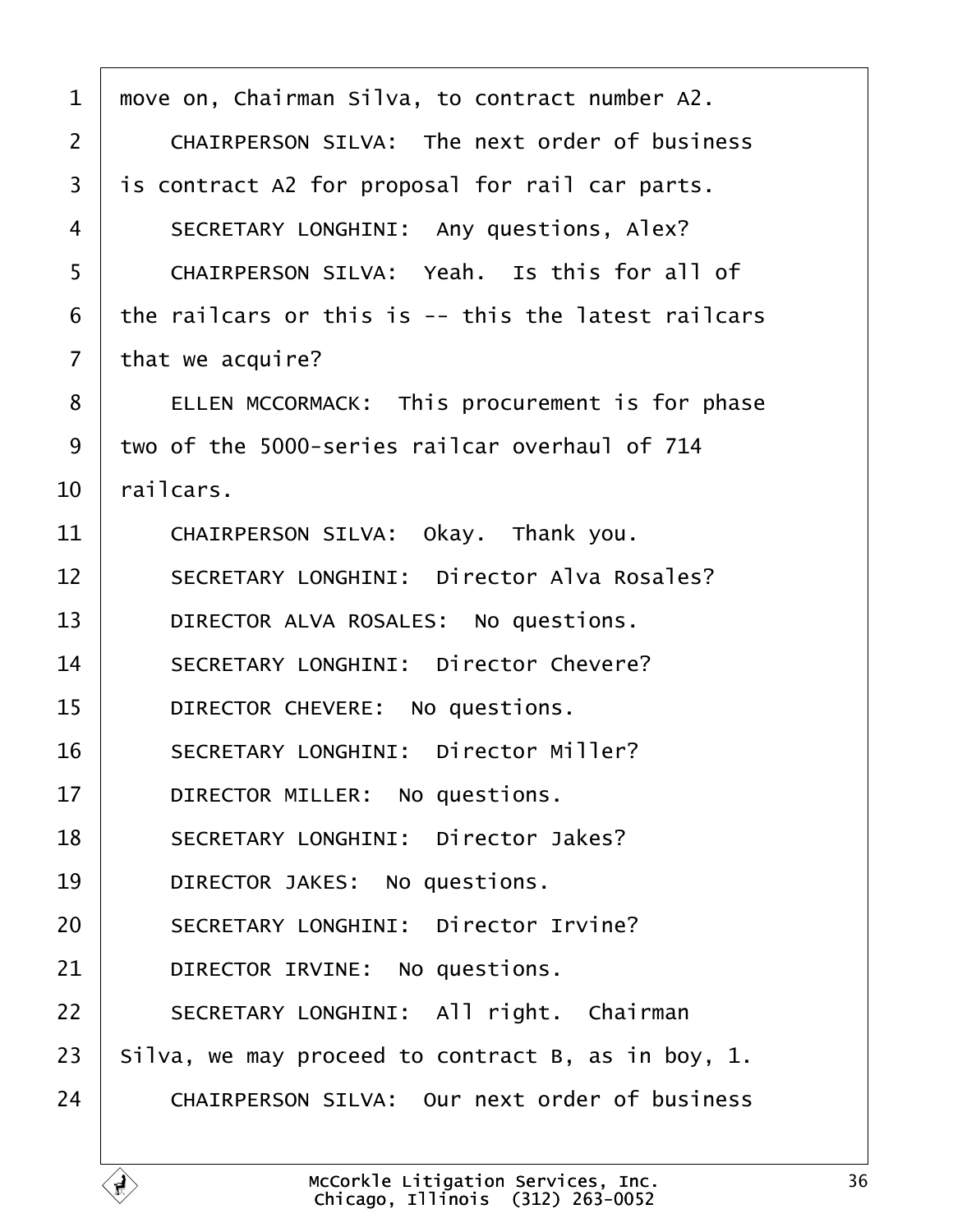move on, Chairman Silva, to contract number A2.

CHAIRPERSON SILVA: The next order of business is contract A2 for proposal for rail car parts.

SECRETARY LONGHINI: Any questions, Alex?

CHAIRPERSON SILVA: Yeah. Is this for all of the railcars or this is -- this the latest railcars that we acquire?

ELLEN MCCORMACK: This procurement is for phase two of the 5000-series railcar overhaul of 714 railcars.

CHAIRPERSON SILVA: Okay. Thank you.

SECRETARY LONGHINI: Director Alva Rosales?

DIRECTOR ALVA ROSALES: No questions.

SECRETARY LONGHINI: Director Chevere?

DIRECTOR CHEVERE: No questions.

SECRETARY LONGHINI: Director Miller?

DIRECTOR MILLER: No questions.

SECRETARY LONGHINI: Director Jakes?

DIRECTOR JAKES: No questions.

SECRETARY LONGHINI: Director Irvine?

DIRECTOR IRVINE: No questions.

SECRETARY LONGHINI: All right. Chairman Silva, we may proceed to contract B, as in boy, 1.

CHAIRPERSON SILVA: Our next order of business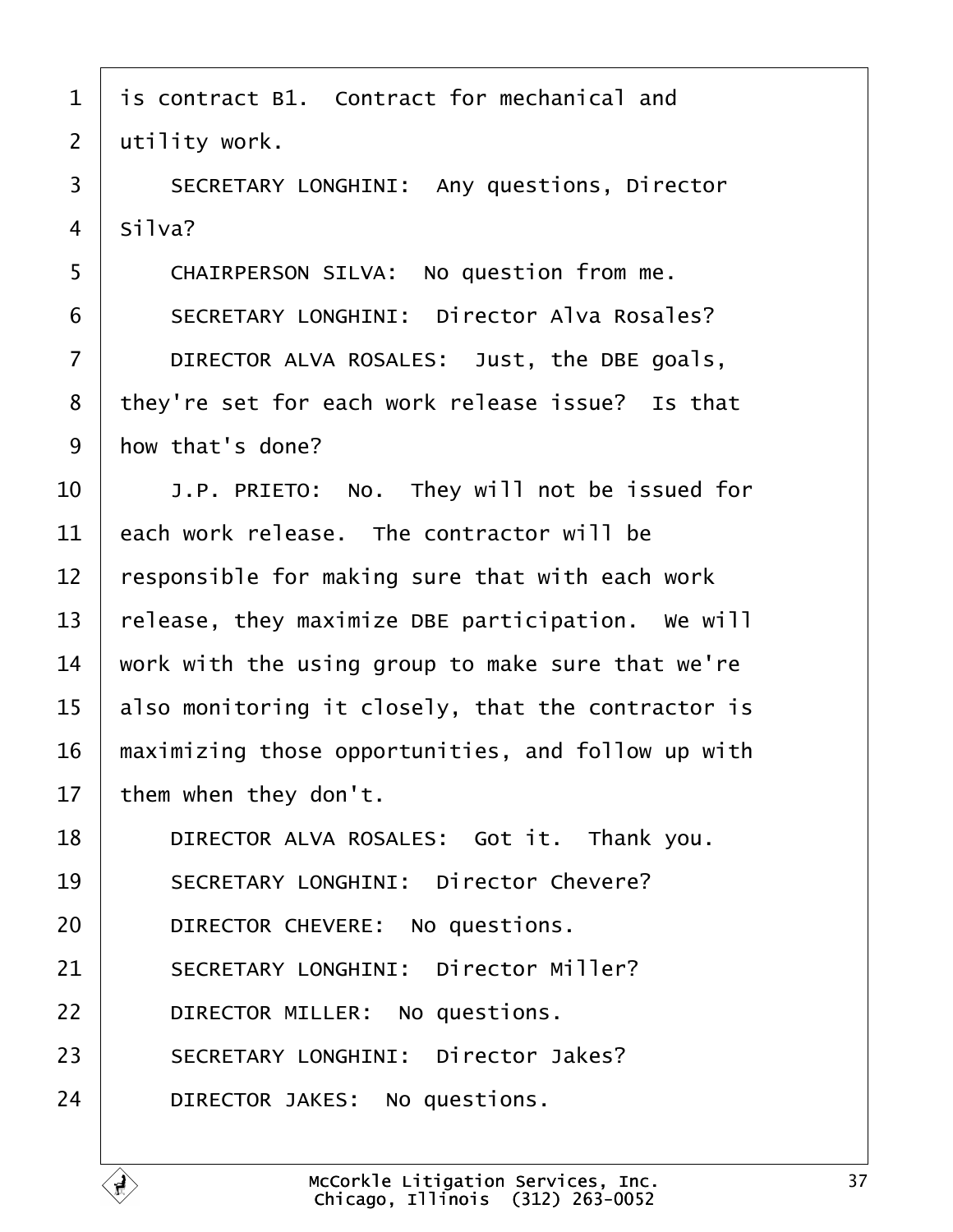is contract B1. Contract for mechanical and utility work.

SECRETARY LONGHINI: Any questions, Director Silva?

CHAIRPERSON SILVA: No question from me.

SECRETARY LONGHINI: Director Alva Rosales?

DIRECTOR ALVA ROSALES: Just, the DBE goals, they're set for each work release issue? Is that how that's done?

J.P. PRIETO: No. They will not be issued for each work release. The contractor will be responsible for making sure that with each work release, they maximize DBE participation. We will work with the using group to make sure that we're also monitoring it closely, that the contractor is maximizing those opportunities, and follow up with them when they don't.

DIRECTOR ALVA ROSALES: Got it. Thank you.

SECRETARY LONGHINI: Director Chevere?

DIRECTOR CHEVERE: No questions.

SECRETARY LONGHINI: Director Miller?

DIRECTOR MILLER: No questions.

SECRETARY LONGHINI: Director Jakes?

DIRECTOR JAKES: No questions.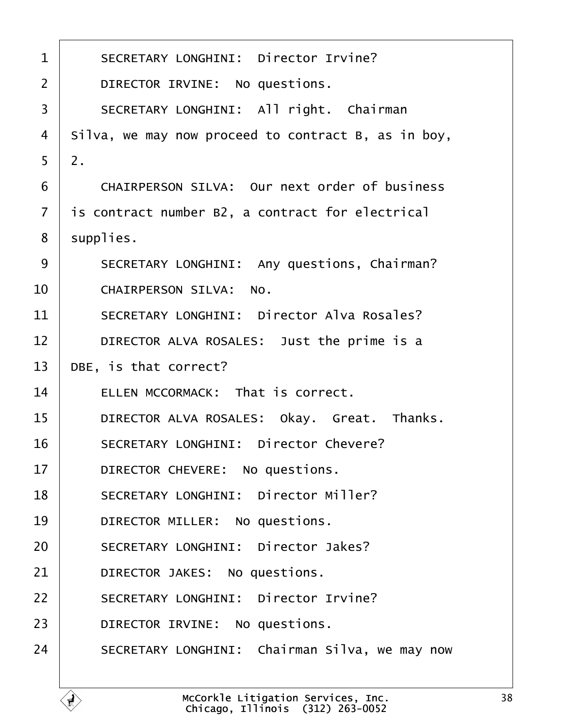1 SECRETARY LONGHINI: Director Irvine?

2 DIRECTOR IRVINE: No questions.

3 SECRETARY LONGHINI: All right. Chairman

4 Silva, we may now proceed to contract B, as in boy,

5 2.

6 CHAIRPERSON SILVA: Our next order of business

7 is contract number B2, a contract for electrical

8 supplies.

9 SECRETARY LONGHINI: Any questions, Chairman?

10 CHAIRPERSON SILVA: No.

11 SECRETARY LONGHINI: Director Alva Rosales?

12 DIRECTOR ALVA ROSALES: Just the prime is a

13 DBE, is that correct?

14 ELLEN MCCORMACK: That is correct.

15 DIRECTOR ALVA ROSALES: Okay. Great. Thanks.

16 SECRETARY LONGHINI: Director Chevere?

17 DIRECTOR CHEVERE: No questions.

18 SECRETARY LONGHINI: Director Miller?

19 DIRECTOR MILLER: No questions.

20 SECRETARY LONGHINI: Director Jakes?

21 DIRECTOR JAKES: No questions.

22 SECRETARY LONGHINI: Director Irvine?

23 DIRECTOR IRVINE: No questions.

24 SECRETARY LONGHINI: Chairman Silva, we may now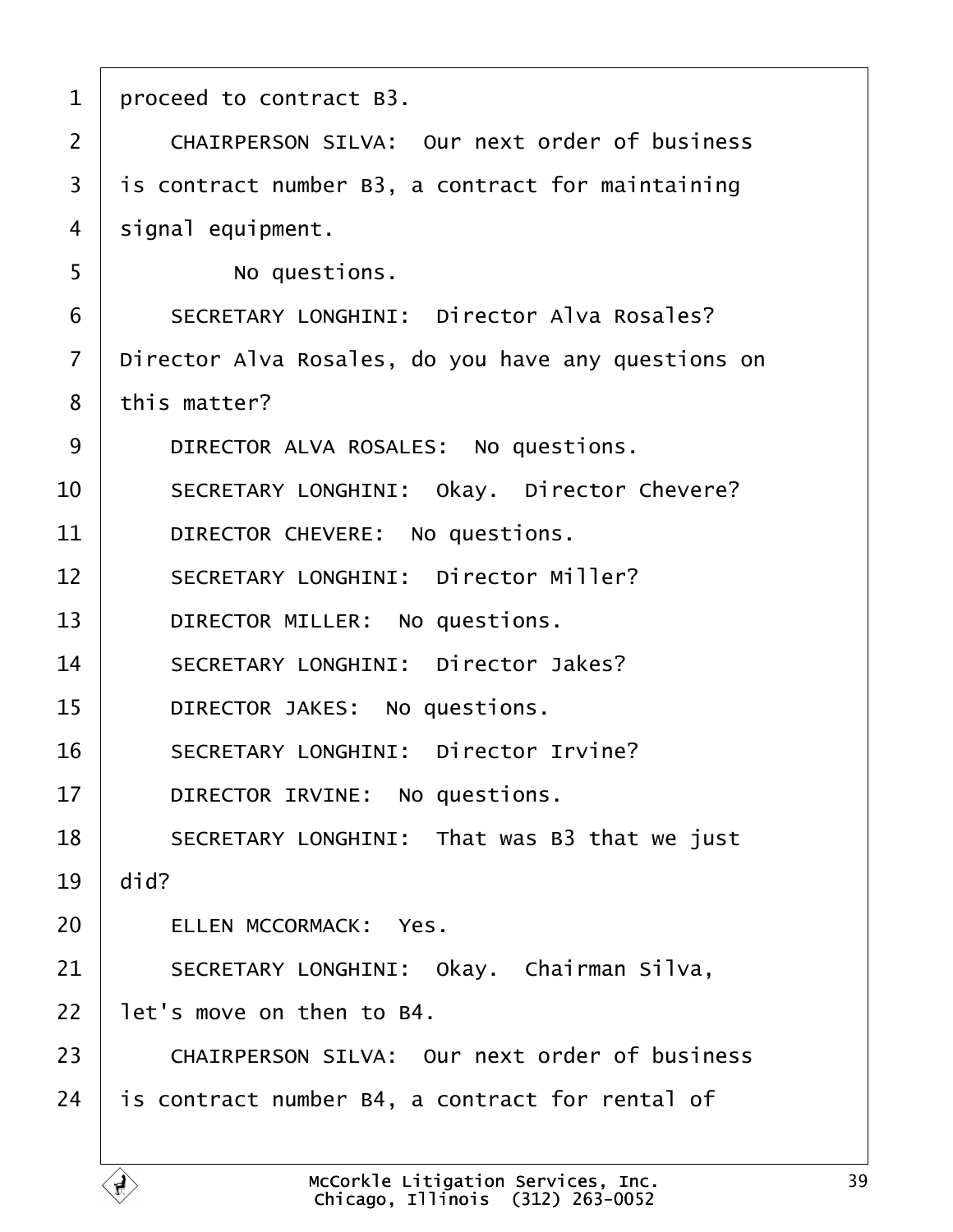1 proceed to contract B3.

2 CHAIRPERSON SILVA: Our next order of business

3 is contract number B3, a contract for maintaining

4 signal equipment.

5 No questions.

6 SECRETARY LONGHINI: Director Alva Rosales?

7 Director Alva Rosales, do you have any questions on

8 this matter?

9 DIRECTOR ALVA ROSALES: No questions.

10 SECRETARY LONGHINI: Okay. Director Chevere?

11 DIRECTOR CHEVERE: No questions.

12 SECRETARY LONGHINI: Director Miller?

13 DIRECTOR MILLER: No questions.

14 SECRETARY LONGHINI: Director Jakes?

15 DIRECTOR JAKES: No questions.

16 SECRETARY LONGHINI: Director Irvine?

17 DIRECTOR IRVINE: No questions.

18 SECRETARY LONGHINI: That was B3 that we just

19 did?

20 ELLEN MCCORMACK: Yes.

21 SECRETARY LONGHINI: Okay. Chairman Silva,

22 let's move on then to B4.

23 CHAIRPERSON SILVA: Our next order of business

24 is contract number B4, a contract for rental of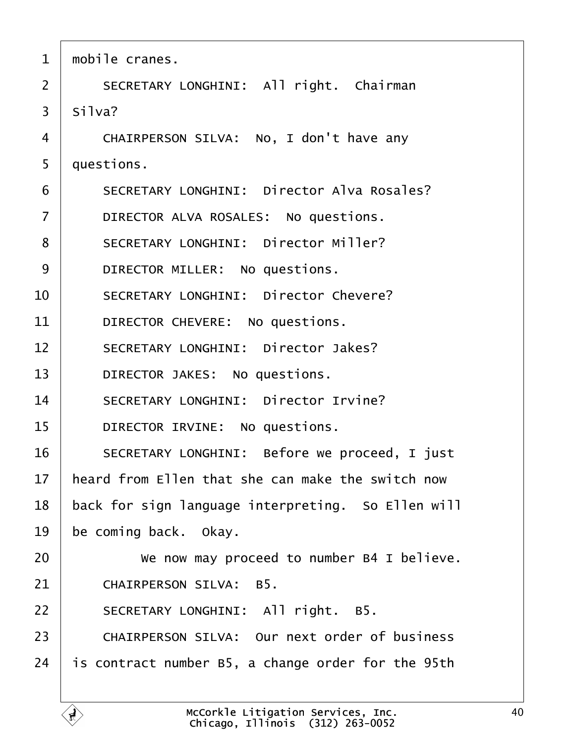1 mobile cranes.

2 SECRETARY LONGHINI: All right. Chairman

3 Silva?

4 CHAIRPERSON SILVA: No, I don't have any

5 questions.

6 SECRETARY LONGHINI: Director Alva Rosales?

7 DIRECTOR ALVA ROSALES: No questions.

8 SECRETARY LONGHINI: Director Miller?

9 DIRECTOR MILLER: No questions.

10 SECRETARY LONGHINI: Director Chevere?

11 DIRECTOR CHEVERE: No questions.

12 SECRETARY LONGHINI: Director Jakes?

13 DIRECTOR JAKES: No questions.

14 SECRETARY LONGHINI: Director Irvine?

15 DIRECTOR IRVINE: No questions.

16 SECRETARY LONGHINI: Before we proceed, I just

17 heard from Ellen that she can make the switch now

18 back for sign language interpreting. So Ellen will

19 be coming back. Okay.

20 We now may proceed to number B4 I believe.

21 CHAIRPERSON SILVA: B5.

22 SECRETARY LONGHINI: All right. B5.

23 CHAIRPERSON SILVA: Our next order of business

24 is contract number B5, a change order for the 95th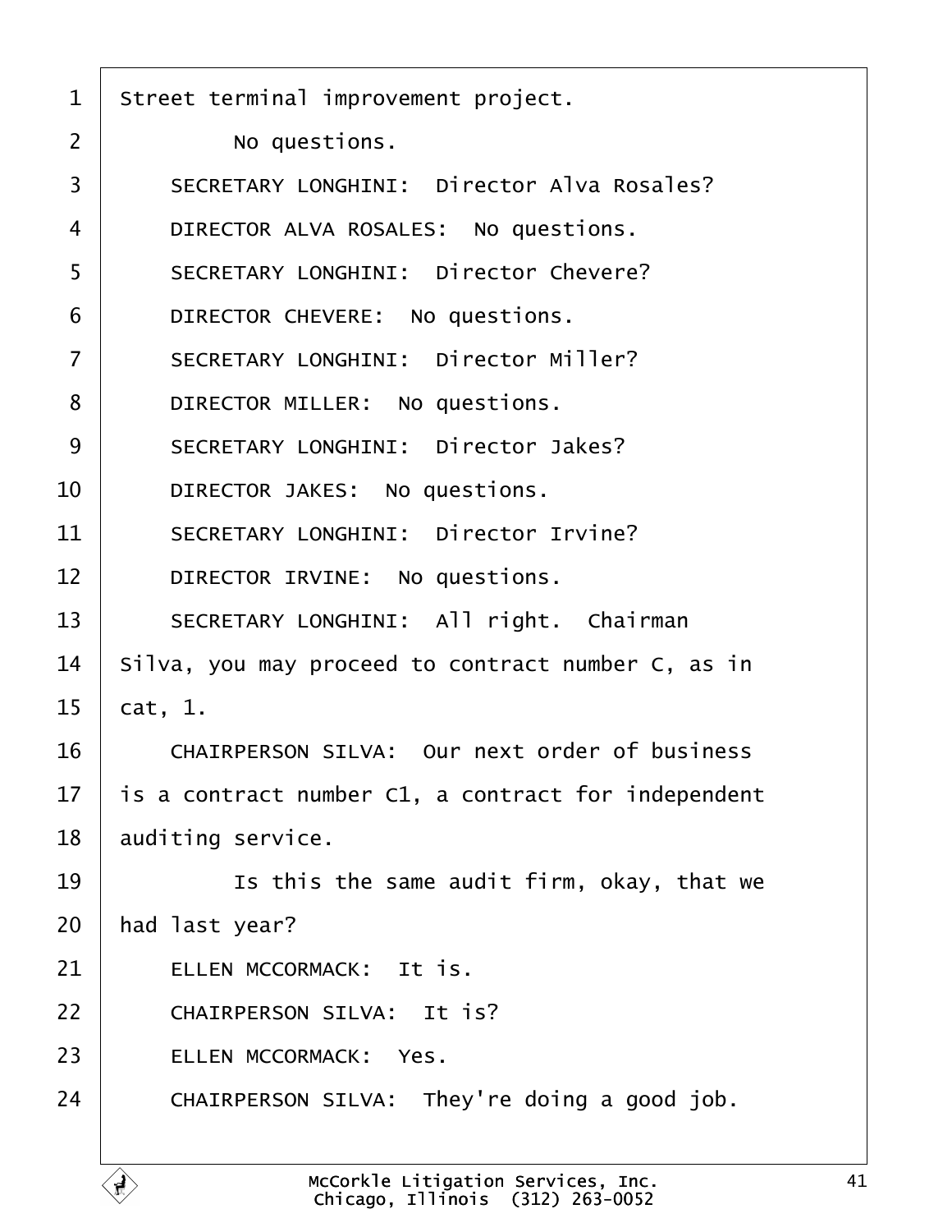Street terminal improvement project.

No questions.

SECRETARY LONGHINI: Director Alva Rosales?

DIRECTOR ALVA ROSALES: No questions.

SECRETARY LONGHINI: Director Chevere?

DIRECTOR CHEVERE: No questions.

SECRETARY LONGHINI: Director Miller?

DIRECTOR MILLER: No questions.

SECRETARY LONGHINI: Director Jakes?

DIRECTOR JAKES: No questions.

SECRETARY LONGHINI: Director Irvine?

DIRECTOR IRVINE: No questions.

SECRETARY LONGHINI: All right. Chairman Silva, you may proceed to contract number C, as in cat, 1.

CHAIRPERSON SILVA: Our next order of business is a contract number C1, a contract for independent auditing service.

Is this the same audit firm, okay, that we had last year?

ELLEN MCCORMACK: It is.

CHAIRPERSON SILVA: It is?

ELLEN MCCORMACK: Yes.

CHAIRPERSON SILVA: They're doing a good job.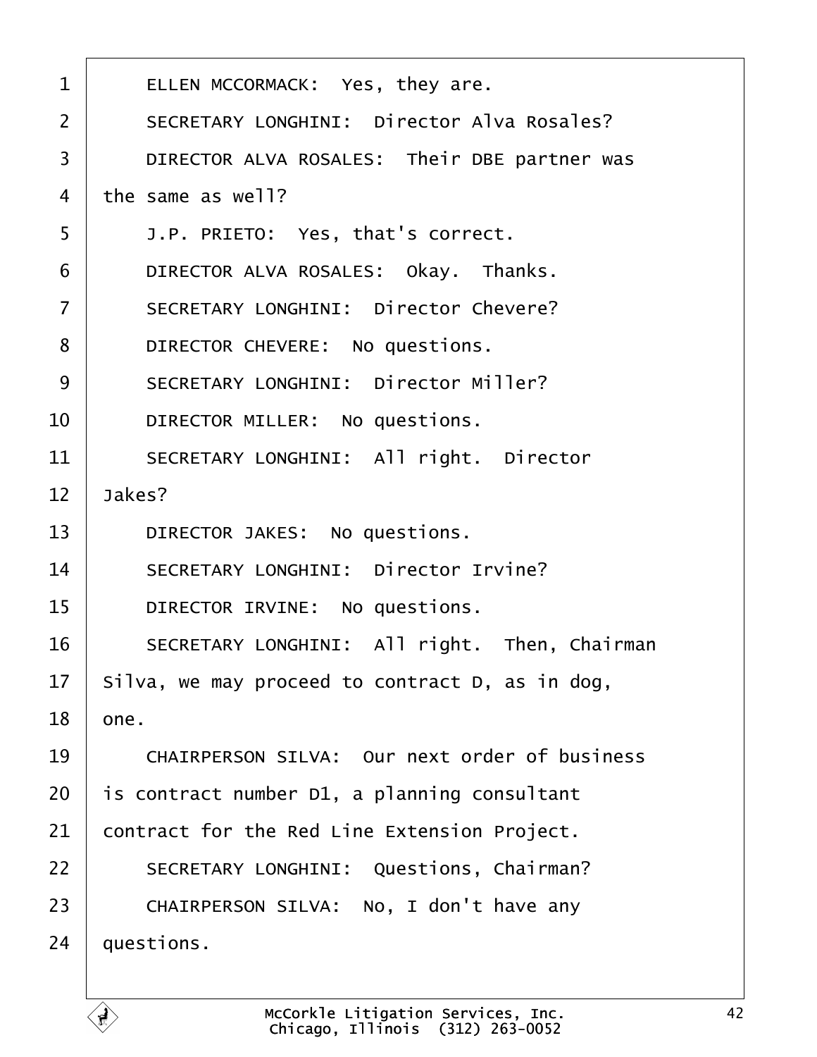1 ELLEN MCCORMACK: Yes, they are.
2 SECRETARY LONGHINI: Director Alva Rosales?
3 DIRECTOR ALVA ROSALES: Their DBE partner was
4 the same as well?
5 J.P. PRIETO: Yes, that's correct.
6 DIRECTOR ALVA ROSALES: Okay. Thanks.
7 SECRETARY LONGHINI: Director Chevere?
8 DIRECTOR CHEVERE: No questions.
9 SECRETARY LONGHINI: Director Miller?
10 DIRECTOR MILLER: No questions.
11 SECRETARY LONGHINI: All right. Director
12 Jakes?
13 DIRECTOR JAKES: No questions.
14 SECRETARY LONGHINI: Director Irvine?
15 DIRECTOR IRVINE: No questions.
16 SECRETARY LONGHINI: All right. Then, Chairman
17 Silva, we may proceed to contract D, as in dog,
18 one.
19 CHAIRPERSON SILVA: Our next order of business
20 is contract number D1, a planning consultant
21 contract for the Red Line Extension Project.
22 SECRETARY LONGHINI: Questions, Chairman?
23 CHAIRPERSON SILVA: No, I don't have any
24 questions.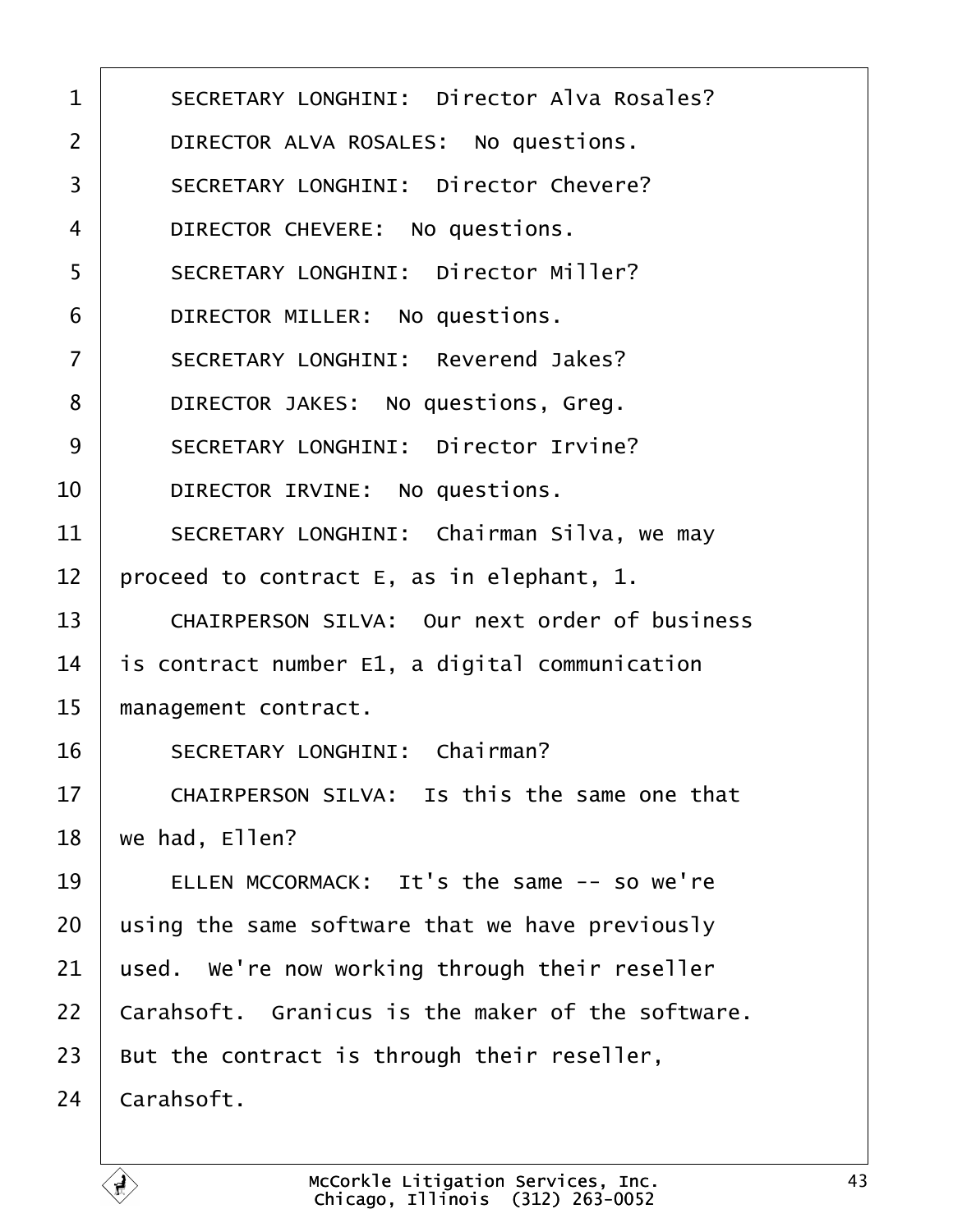SECRETARY LONGHINI: Director Alva Rosales?

DIRECTOR ALVA ROSALES: No questions.

SECRETARY LONGHINI: Director Chevere?

DIRECTOR CHEVERE: No questions.

SECRETARY LONGHINI: Director Miller?

DIRECTOR MILLER: No questions.

SECRETARY LONGHINI: Reverend Jakes?

DIRECTOR JAKES: No questions, Greg.

SECRETARY LONGHINI: Director Irvine?

DIRECTOR IRVINE: No questions.

SECRETARY LONGHINI: Chairman Silva, we may proceed to contract E, as in elephant, 1.

CHAIRPERSON SILVA: Our next order of business is contract number E1, a digital communication management contract.

SECRETARY LONGHINI: Chairman?

CHAIRPERSON SILVA: Is this the same one that we had, Ellen?

ELLEN MCCORMACK: It's the same -- so we're using the same software that we have previously used. We're now working through their reseller Carahsoft. Granicus is the maker of the software. But the contract is through their reseller, Carahsoft.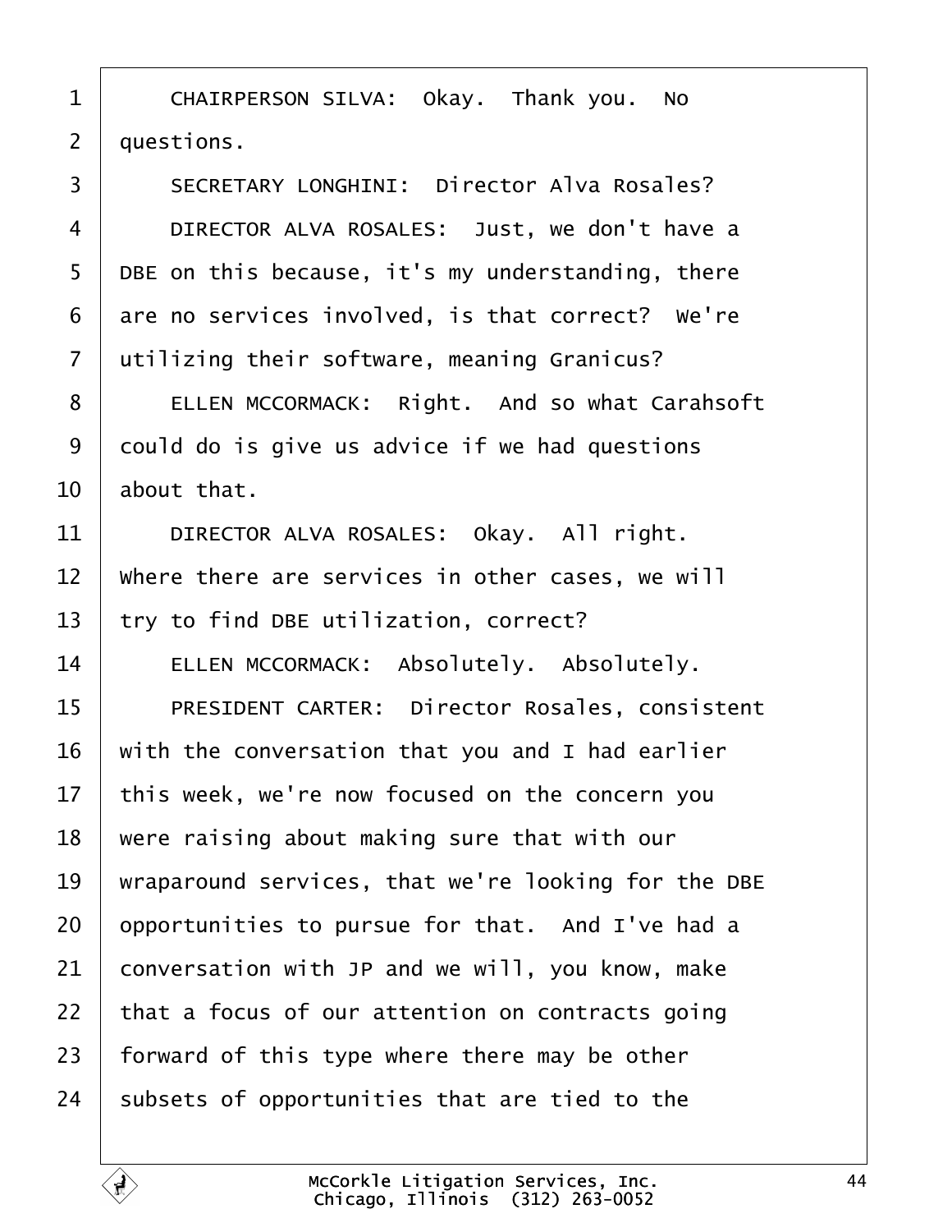CHAIRPERSON SILVA: Okay. Thank you. No questions.

SECRETARY LONGHINI: Director Alva Rosales?

DIRECTOR ALVA ROSALES: Just, we don't have a DBE on this because, it's my understanding, there are no services involved, is that correct? We're utilizing their software, meaning Granicus?

ELLEN MCCORMACK: Right. And so what Carahsoft could do is give us advice if we had questions about that.

DIRECTOR ALVA ROSALES: Okay. All right. Where there are services in other cases, we will try to find DBE utilization, correct?

ELLEN MCCORMACK: Absolutely. Absolutely.

PRESIDENT CARTER: Director Rosales, consistent with the conversation that you and I had earlier this week, we're now focused on the concern you were raising about making sure that with our wraparound services, that we're looking for the DBE opportunities to pursue for that. And I've had a conversation with JP and we will, you know, make that a focus of our attention on contracts going forward of this type where there may be other subsets of opportunities that are tied to the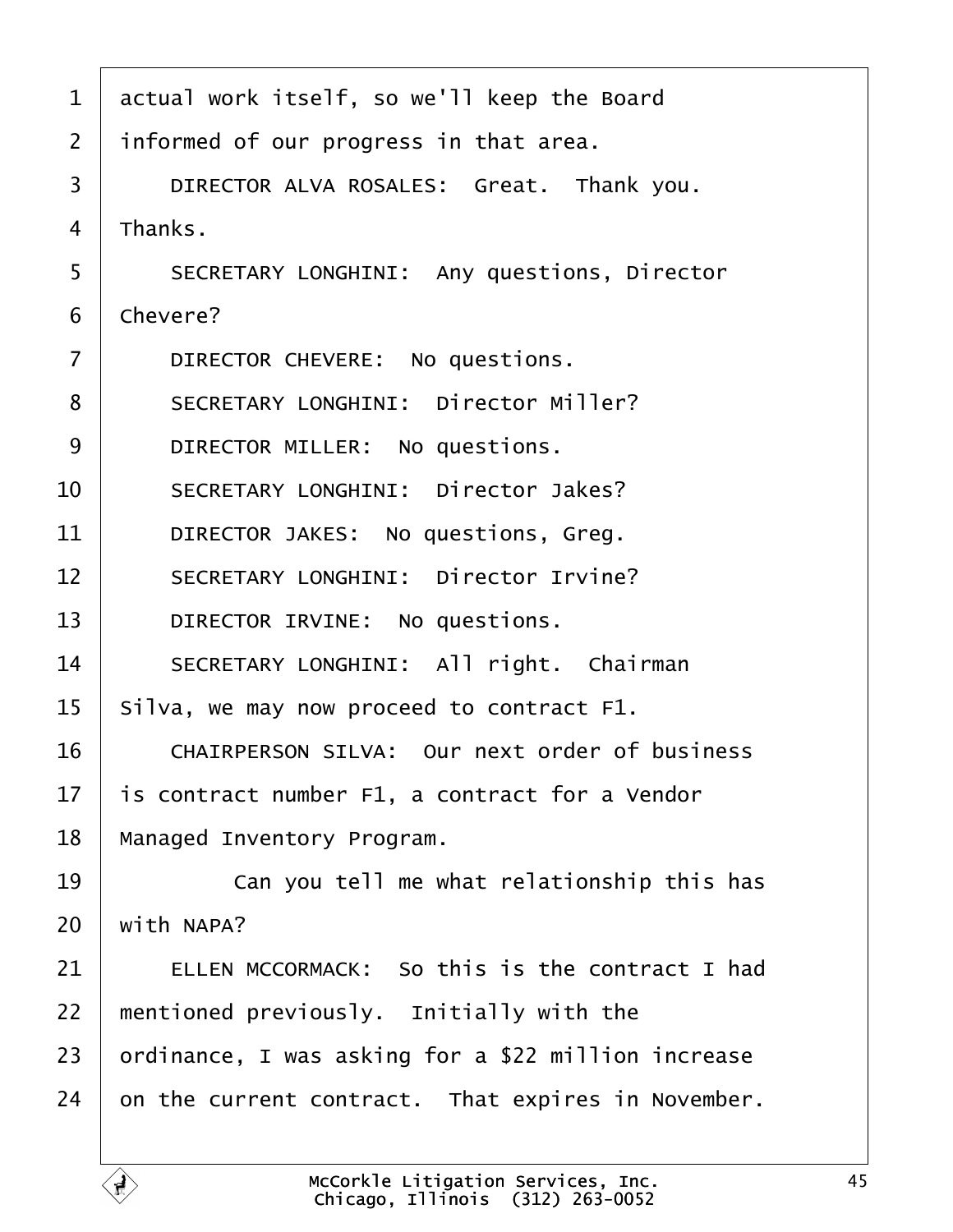1 actual work itself, so we'll keep the Board

2 informed of our progress in that area.

3 DIRECTOR ALVA ROSALES: Great. Thank you.

4 Thanks.

5 SECRETARY LONGHINI: Any questions, Director

6 Chevere?

7 DIRECTOR CHEVERE: No questions.

8 SECRETARY LONGHINI: Director Miller?

9 DIRECTOR MILLER: No questions.

10 SECRETARY LONGHINI: Director Jakes?

11 DIRECTOR JAKES: No questions, Greg.

12 SECRETARY LONGHINI: Director Irvine?

13 DIRECTOR IRVINE: No questions.

14 SECRETARY LONGHINI: All right. Chairman

15 Silva, we may now proceed to contract F1.

16 CHAIRPERSON SILVA: Our next order of business

17 is contract number F1, a contract for a Vendor

18 Managed Inventory Program.

19 Can you tell me what relationship this has

20 with NAPA?

21 ELLEN MCCORMACK: So this is the contract I had

22 mentioned previously. Initially with the

23 ordinance, I was asking for a $22 million increase

24 on the current contract. That expires in November.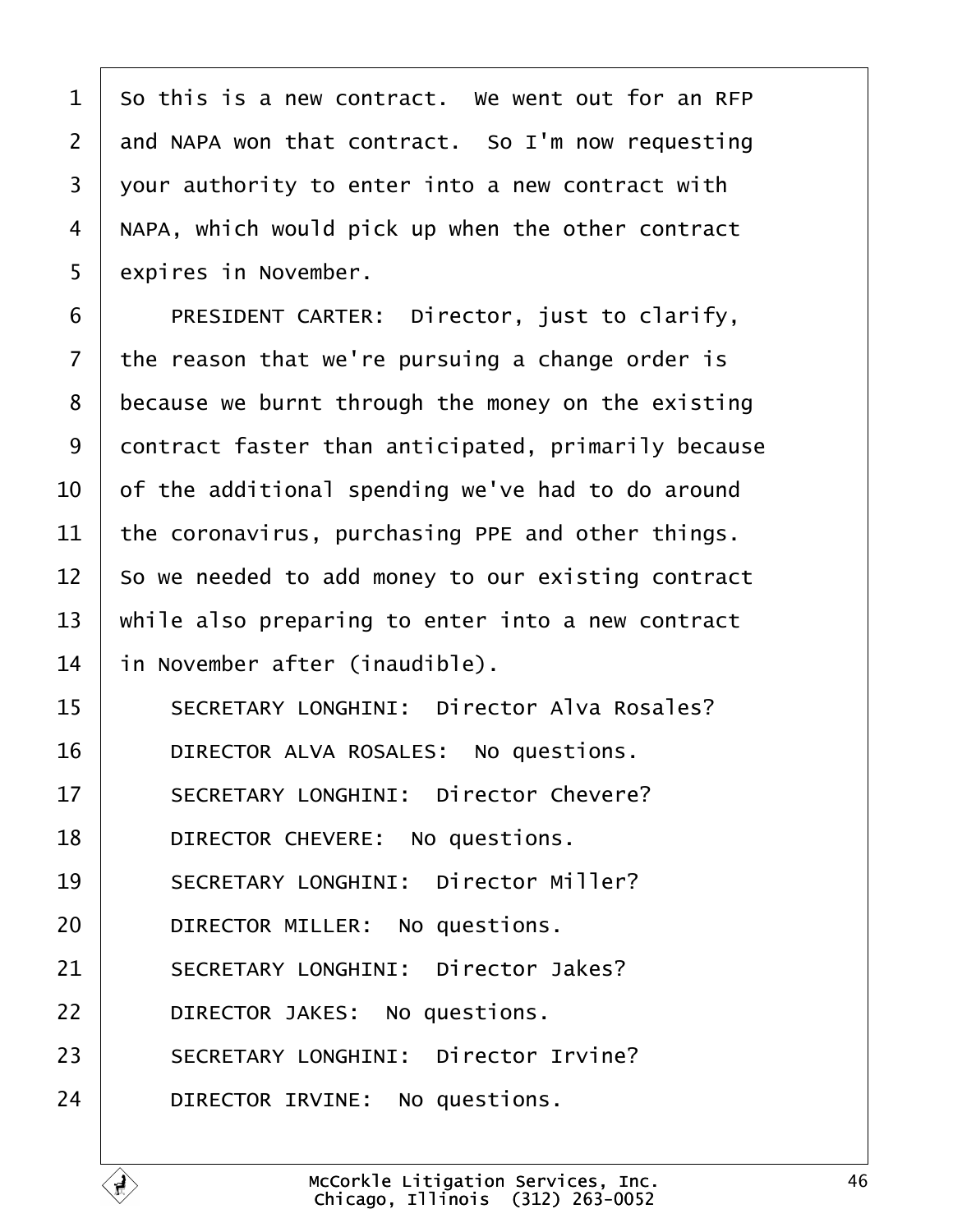So this is a new contract. We went out for an RFP and NAPA won that contract. So I'm now requesting your authority to enter into a new contract with NAPA, which would pick up when the other contract expires in November.

PRESIDENT CARTER: Director, just to clarify, the reason that we're pursuing a change order is because we burnt through the money on the existing contract faster than anticipated, primarily because of the additional spending we've had to do around the coronavirus, purchasing PPE and other things. So we needed to add money to our existing contract while also preparing to enter into a new contract in November after (inaudible).

SECRETARY LONGHINI: Director Alva Rosales?

DIRECTOR ALVA ROSALES: No questions.

SECRETARY LONGHINI: Director Chevere?

DIRECTOR CHEVERE: No questions.

SECRETARY LONGHINI: Director Miller?

DIRECTOR MILLER: No questions.

SECRETARY LONGHINI: Director Jakes?

DIRECTOR JAKES: No questions.

SECRETARY LONGHINI: Director Irvine?

DIRECTOR IRVINE: No questions.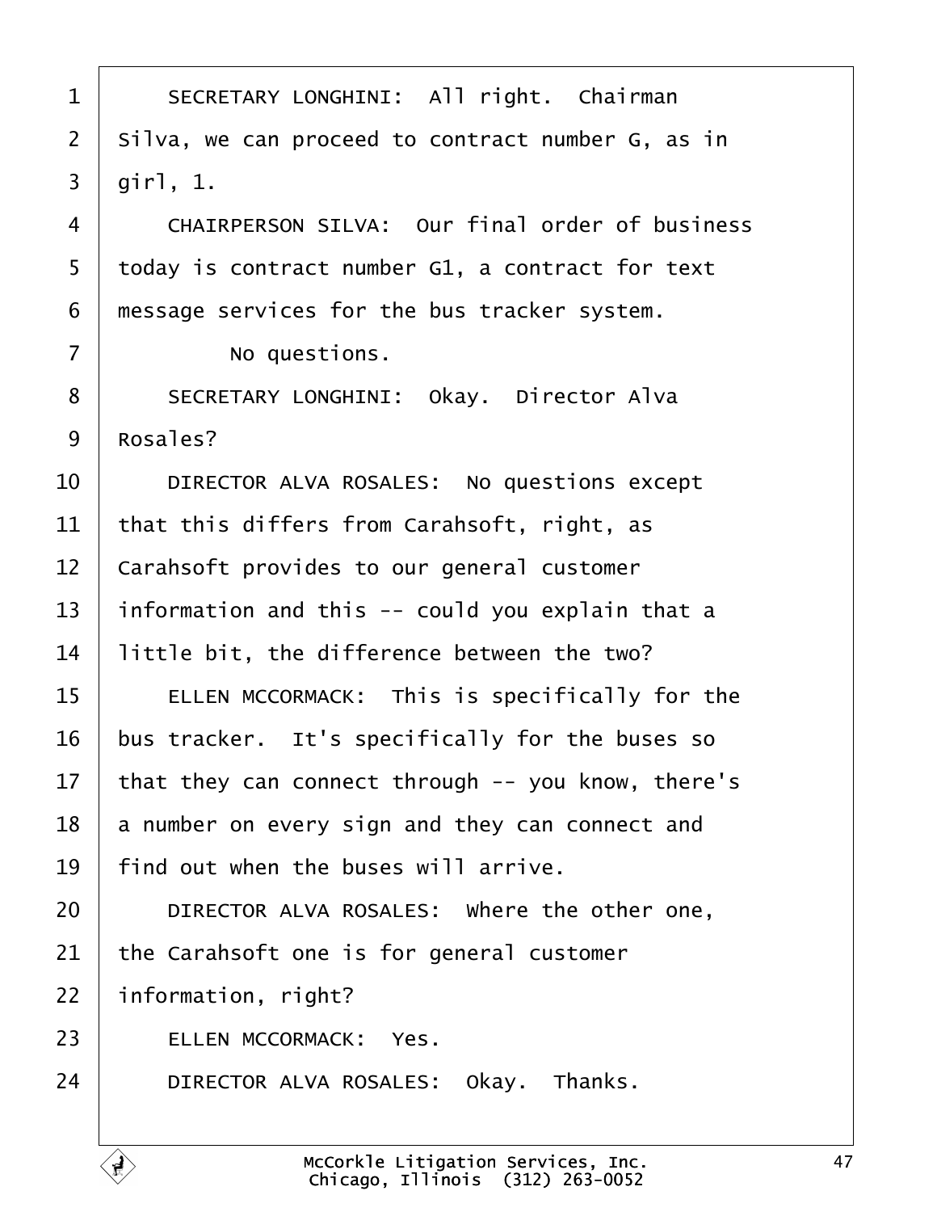1 SECRETARY LONGHINI: All right. Chairman
2 Silva, we can proceed to contract number G, as in
3 girl, 1.
4 CHAIRPERSON SILVA: Our final order of business
5 today is contract number G1, a contract for text
6 message services for the bus tracker system.
7 No questions.
8 SECRETARY LONGHINI: Okay. Director Alva
9 Rosales?
10 DIRECTOR ALVA ROSALES: No questions except
11 that this differs from Carahsoft, right, as
12 Carahsoft provides to our general customer
13 information and this -- could you explain that a
14 little bit, the difference between the two?
15 ELLEN MCCORMACK: This is specifically for the
16 bus tracker. It's specifically for the buses so
17 that they can connect through -- you know, there's
18 a number on every sign and they can connect and
19 find out when the buses will arrive.
20 DIRECTOR ALVA ROSALES: Where the other one,
21 the Carahsoft one is for general customer
22 information, right?
23 ELLEN MCCORMACK: Yes.
24 DIRECTOR ALVA ROSALES: Okay. Thanks.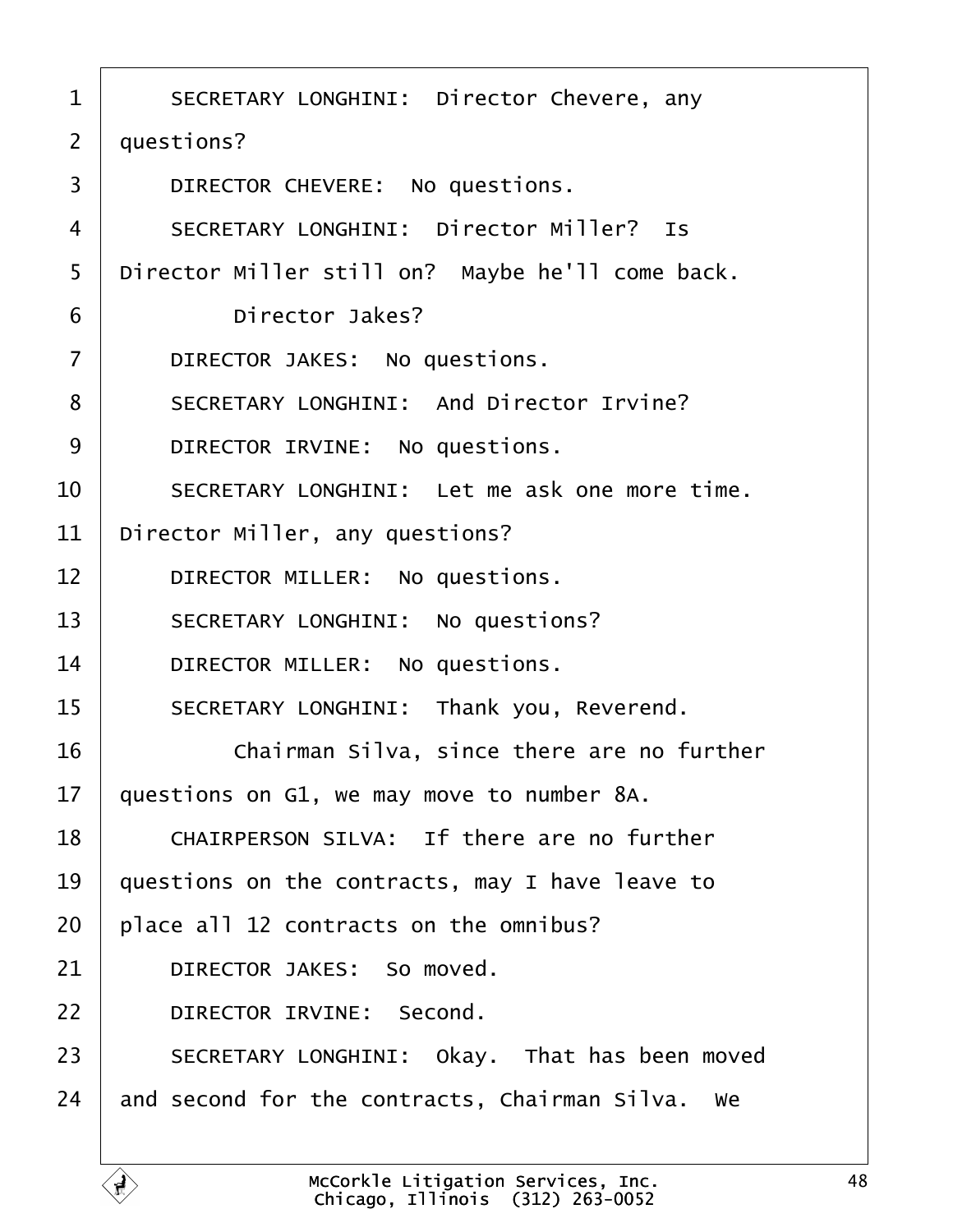1 SECRETARY LONGHINI: Director Chevere, any
2 questions?
3 DIRECTOR CHEVERE: No questions.
4 SECRETARY LONGHINI: Director Miller? Is
5 Director Miller still on? Maybe he'll come back.
6 Director Jakes?
7 DIRECTOR JAKES: No questions.
8 SECRETARY LONGHINI: And Director Irvine?
9 DIRECTOR IRVINE: No questions.
10 SECRETARY LONGHINI: Let me ask one more time.
11 Director Miller, any questions?
12 DIRECTOR MILLER: No questions.
13 SECRETARY LONGHINI: No questions?
14 DIRECTOR MILLER: No questions.
15 SECRETARY LONGHINI: Thank you, Reverend.
16 Chairman Silva, since there are no further
17 questions on G1, we may move to number 8A.
18 CHAIRPERSON SILVA: If there are no further
19 questions on the contracts, may I have leave to
20 place all 12 contracts on the omnibus?
21 DIRECTOR JAKES: So moved.
22 DIRECTOR IRVINE: Second.
23 SECRETARY LONGHINI: Okay. That has been moved
24 and second for the contracts, Chairman Silva. We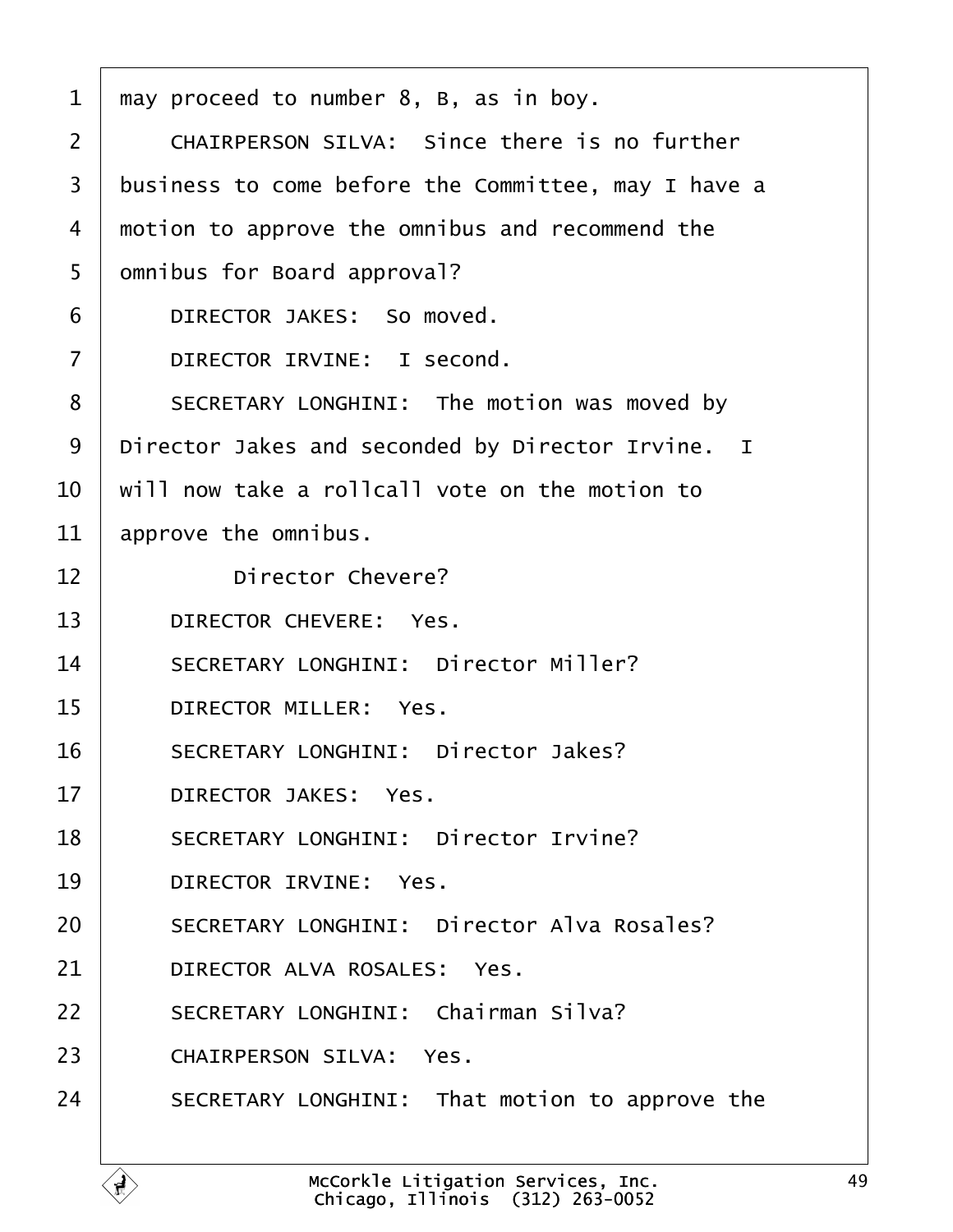1 may proceed to number 8, B, as in boy.

2 CHAIRPERSON SILVA: Since there is no further

3 business to come before the Committee, may I have a

4 motion to approve the omnibus and recommend the

5 omnibus for Board approval?

6 DIRECTOR JAKES: So moved.

7 DIRECTOR IRVINE: I second.

8 SECRETARY LONGHINI: The motion was moved by

9 Director Jakes and seconded by Director Irvine. I

10 will now take a rollcall vote on the motion to

11 approve the omnibus.

12 Director Chevere?

13 DIRECTOR CHEVERE: Yes.

14 SECRETARY LONGHINI: Director Miller?

15 DIRECTOR MILLER: Yes.

16 SECRETARY LONGHINI: Director Jakes?

17 DIRECTOR JAKES: Yes.

18 SECRETARY LONGHINI: Director Irvine?

19 DIRECTOR IRVINE: Yes.

20 SECRETARY LONGHINI: Director Alva Rosales?

21 DIRECTOR ALVA ROSALES: Yes.

22 SECRETARY LONGHINI: Chairman Silva?

23 CHAIRPERSON SILVA: Yes.

24 SECRETARY LONGHINI: That motion to approve the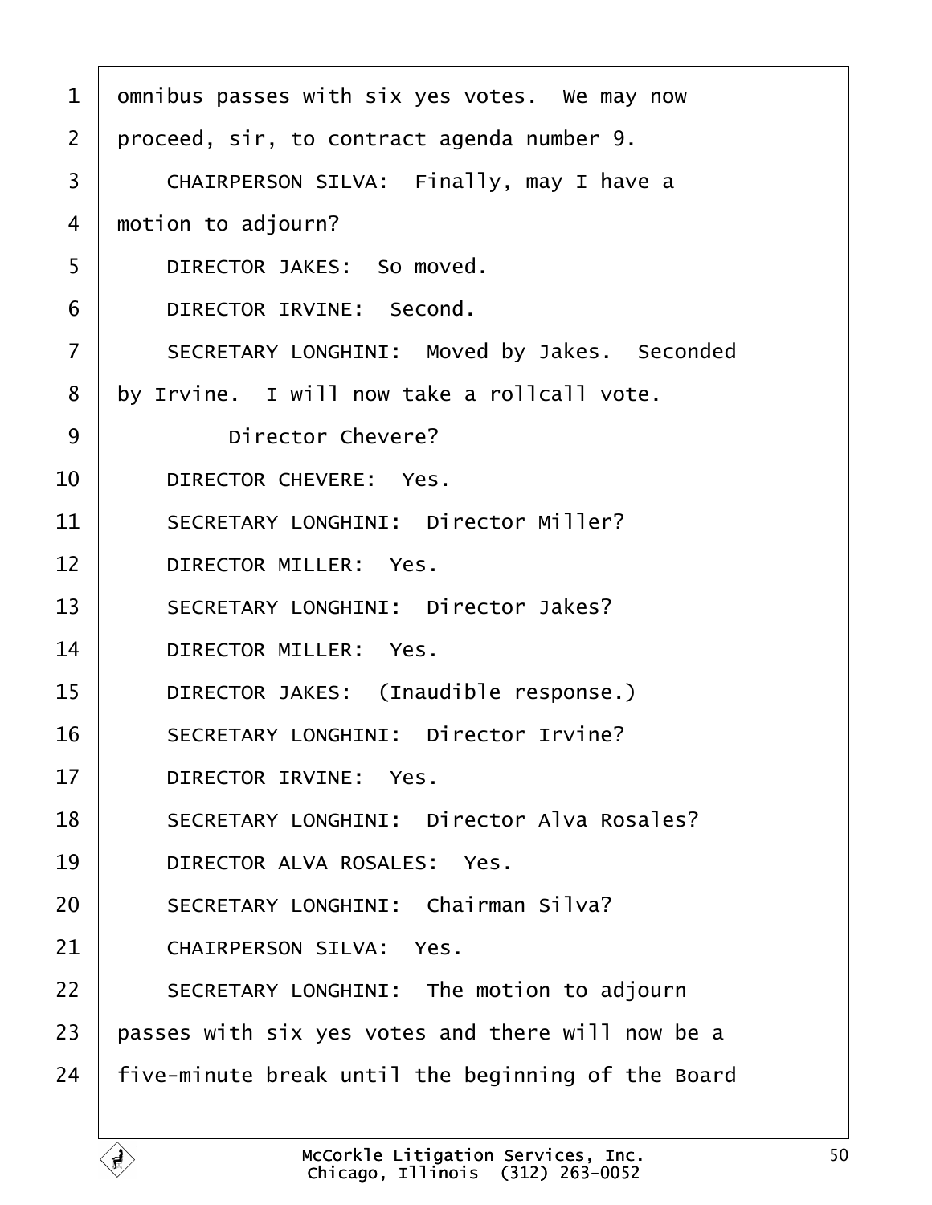1 omnibus passes with six yes votes. We may now
2 proceed, sir, to contract agenda number 9.
3 CHAIRPERSON SILVA: Finally, may I have a
4 motion to adjourn?
5 DIRECTOR JAKES: So moved.
6 DIRECTOR IRVINE: Second.
7 SECRETARY LONGHINI: Moved by Jakes. Seconded
8 by Irvine. I will now take a rollcall vote.
9 Director Chevere?
10 DIRECTOR CHEVERE: Yes.
11 SECRETARY LONGHINI: Director Miller?
12 DIRECTOR MILLER: Yes.
13 SECRETARY LONGHINI: Director Jakes?
14 DIRECTOR MILLER: Yes.
15 DIRECTOR JAKES: (Inaudible response.)
16 SECRETARY LONGHINI: Director Irvine?
17 DIRECTOR IRVINE: Yes.
18 SECRETARY LONGHINI: Director Alva Rosales?
19 DIRECTOR ALVA ROSALES: Yes.
20 SECRETARY LONGHINI: Chairman Silva?
21 CHAIRPERSON SILVA: Yes.
22 SECRETARY LONGHINI: The motion to adjourn
23 passes with six yes votes and there will now be a
24 five-minute break until the beginning of the Board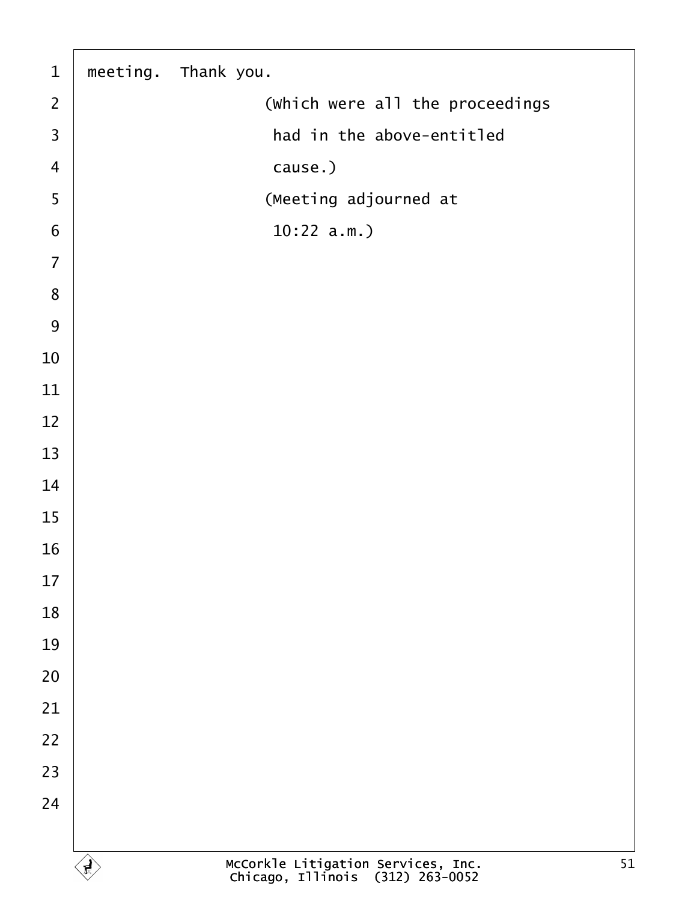meeting.  Thank you.

(Which were all the proceedings had in the above-entitled cause.)

(Meeting adjourned at 10:22 a.m.)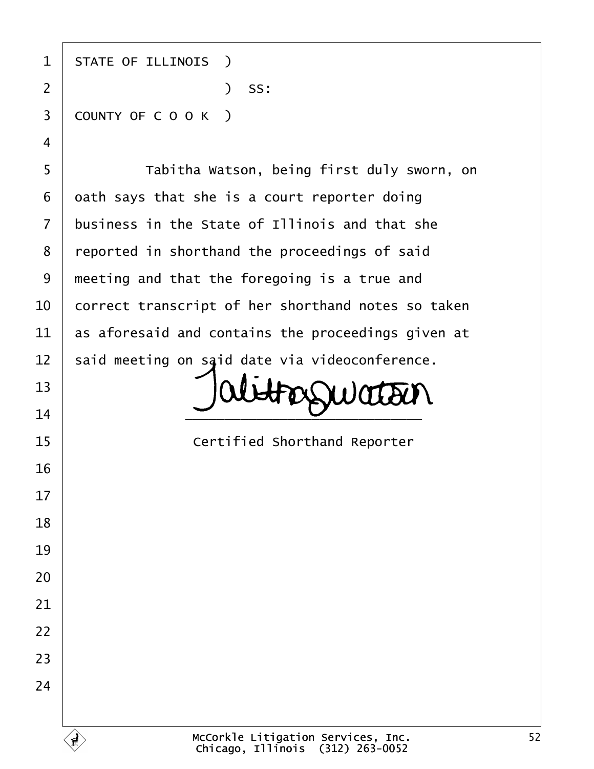STATE OF ILLINOIS )
                  ) SS:
COUNTY OF C O O K )

Tabitha Watson, being first duly sworn, on oath says that she is a court reporter doing business in the State of Illinois and that she reported in shorthand the proceedings of said meeting and that the foregoing is a true and correct transcript of her shorthand notes so taken as aforesaid and contains the proceedings given at said meeting on said date via videoconference.

Tabitha Watson
___________________________
Certified Shorthand Reporter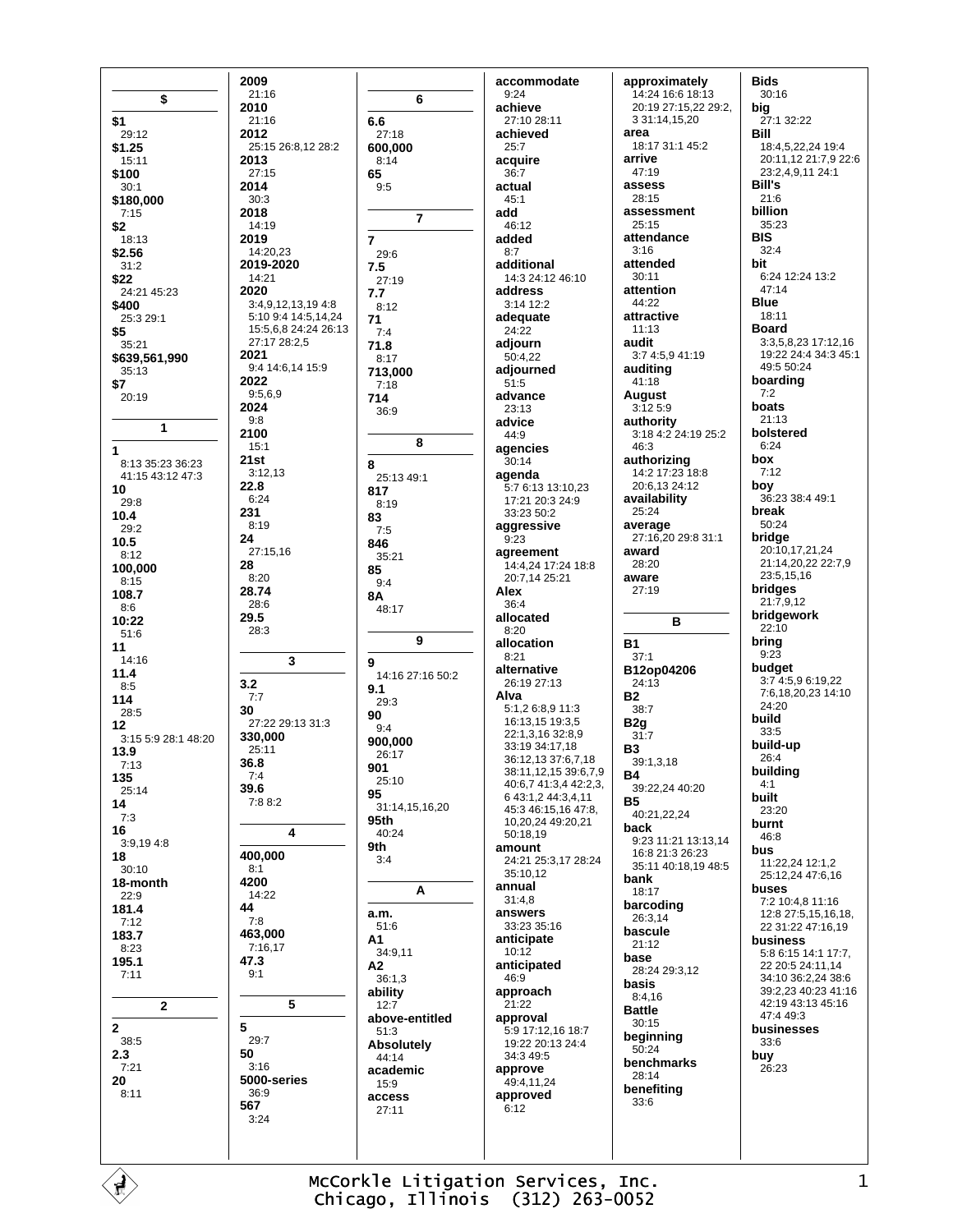**$**

**$1**
29:12
**$1.25**
15:11
**$100**
30:1
**$180,000**
7:15
**$2**
18:13
**$2.56**
31:2
**$22**
24:21 45:23
**$400**
25:3 29:1
**$5**
35:21
**$639,561,990**
35:13
**$7**
20:19

**1**

**1**
8:13 35:23 36:23 41:15 43:12 47:3
**10**
29:8
**10.4**
29:2
**10.5**
8:12
**100,000**
8:15
**108.7**
8:6
**10:22**
51:6
**11**
14:16
**11.4**
8:5
**114**
28:5
**12**
3:15 5:9 28:1 48:20
**13.9**
7:13
**135**
25:14
**14**
7:3
**16**
3:9,19 4:8
**18**
30:10
**18-month**
22:9
**181.4**
7:12
**183.7**
8:23
**195.1**
7:11

**2**

**2**
38:5
**2.3**
7:21
**20**
8:11
**2009**
21:16
**2010**
21:16
**2012**
25:15 26:8,12 28:2
**2013**
27:15
**2014**
30:3
**2018**
14:19
**2019**
14:20,23
**2019-2020**
14:21
**2020**
3:4,9,12,13,19 4:8 5:10 9:4 14:5,14,24 15:5,6,8 24:24 26:13 27:17 28:2,5
**2021**
9:4 14:6,14 15:9
**2022**
9:5,6,9
**2024**
9:8
**2100**
15:1
**21st**
3:12,13
**22.8**
6:24
**231**
8:19
**24**
27:15,16
**28**
8:20
**28.74**
28:6
**29.5**
28:3

**3**

**3.2**
7:7
**30**
27:22 29:13 31:3
**330,000**
25:11
**36.8**
7:4
**39.6**
7:8 8:2

**4**

**400,000**
8:1
**4200**
14:22
**44**
7:8
**463,000**
7:16,17
**47.3**
9:1

**5**

**5**
29:7
**50**
3:16
**5000-series**
36:9
**567**
3:24

**6**

**6.6**
27:18
**600,000**
8:14
**65**
9:5

**7**

**7**
29:6
**7.5**
27:19
**7.7**
8:12
**71**
7:4
**71.8**
8:17
**713,000**
7:18
**714**
36:9

**8**

**8**
25:13 49:1
**817**
8:19
**83**
7:5
**846**
35:21
**85**
9:4
**8A**
48:17

**9**

**9**
14:16 27:16 50:2
**9.1**
29:3
**90**
9:4
**900,000**
26:17
**901**
25:10
**95**
31:14,15,16,20
**95th**
40:24
**9th**
3:4

**A**

**a.m.**
51:6
**A1**
34:9,11
**A2**
36:1,3
**ability**
12:7
**above-entitled**
51:3
**Absolutely**
44:14
**academic**
15:9
**access**
27:11
**accommodate**
9:24
**achieve**
27:10 28:11
**achieved**
25:7
**acquire**
36:7
**actual**
45:1
**add**
46:12
**added**
8:7
**additional**
14:3 24:12 46:10
**address**
3:14 12:2
**adequate**
24:22
**adjourn**
50:4,22
**adjourned**
51:5
**advance**
23:13
**advice**
44:9
**agencies**
30:14
**agenda**
5:7 6:13 13:10,23 17:21 20:3 24:9 33:23 50:2
**aggressive**
9:23
**agreement**
14:4,24 17:24 18:8 20:7,14 25:21
**Alex**
36:4
**allocated**
8:20
**allocation**
8:21
**alternative**
26:19 27:13
**Alva**
5:1,2 6:8,9 11:3 16:13,15 19:3,5 22:1,3,16 32:8,9 33:19 34:17,18 36:12,13 37:6,7,18 38:11,12,15 39:6,7,9 40:6,7 41:3,4 42:2,3,6 43:1,2 44:3,4,11 45:3 46:15,16 47:8,10,20,24 49:20,21 50:18,19
**amount**
24:21 25:3,17 28:24 35:10,12
**annual**
31:4,8
**answers**
33:23 35:16
**anticipate**
10:12
**anticipated**
46:9
**approach**
21:22
**approval**
5:9 17:12,16 18:7 19:22 20:13 24:4 34:3 49:5
**approve**
49:4,11,24
**approved**
6:12
**approximately**
14:24 16:6 18:13 20:19 27:15,22 29:2,3 31:14,15,20
**area**
18:17 31:1 45:2
**arrive**
47:19
**assess**
28:15
**assessment**
25:15
**attendance**
3:16
**attended**
30:11
**attention**
44:22
**attractive**
11:13
**audit**
3:7 4:5,9 41:19
**auditing**
41:18
**August**
3:12 5:9
**authority**
3:18 4:2 24:19 25:2 46:3
**authorizing**
14:2 17:23 18:8 20:6,13 24:12
**availability**
25:24
**average**
27:16,20 29:8 31:1
**award**
28:20
**aware**
27:19

**B**

**B1**
37:1
**B12op04206**
24:13
**B2**
38:7
**B2g**
31:7
**B3**
39:1,3,18
**B4**
39:22,24 40:20
**B5**
40:21,22,24
**back**
9:23 11:21 13:13,14 16:8 21:3 26:23 35:11 40:18,19 48:5
**bank**
18:17
**barcoding**
26:3,14
**bascule**
21:12
**base**
28:24 29:3,12
**basis**
8:4,16
**Battle**
30:15
**beginning**
50:24
**benchmarks**
28:14
**benefiting**
33:6
**Bids**
30:16
**big**
27:1 32:22
**Bill**
18:4,5,22,24 19:4 20:11,12 21:7,9 22:6 23:2,4,9,11 24:1
**Bill's**
21:6
**billion**
35:23
**BIS**
32:4
**bit**
6:24 12:24 13:2 47:14
**Blue**
18:11
**Board**
3:3,5,8,23 17:12,16 19:22 24:4 34:3 45:1 49:5 50:24
**boarding**
7:2
**boats**
21:13
**bolstered**
6:24
**box**
7:12
**boy**
36:23 38:4 49:1
**break**
50:24
**bridge**
20:10,17,21,24 21:14,20,22 22:7,9 23:5,15,16
**bridges**
21:7,9,12
**bridgework**
22:10
**bring**
9:23
**budget**
3:7 4:5,9 6:19,22 7:6,18,20,23 14:10 24:20
**build**
33:5
**build-up**
26:4
**building**
4:1
**built**
23:20
**burnt**
46:8
**bus**
11:22,24 12:1,2 25:12,24 47:6,16
**buses**
7:2 10:4,8 11:16 12:8 27:5,15,16,18,22 31:22 47:16,19
**business**
5:8 6:15 14:1 17:7,22 20:5 24:11,14 34:10 36:2,24 38:6 39:2,23 40:23 41:16 42:19 43:13 45:16 47:4 49:3
**businesses**
33:6
**buy**
26:23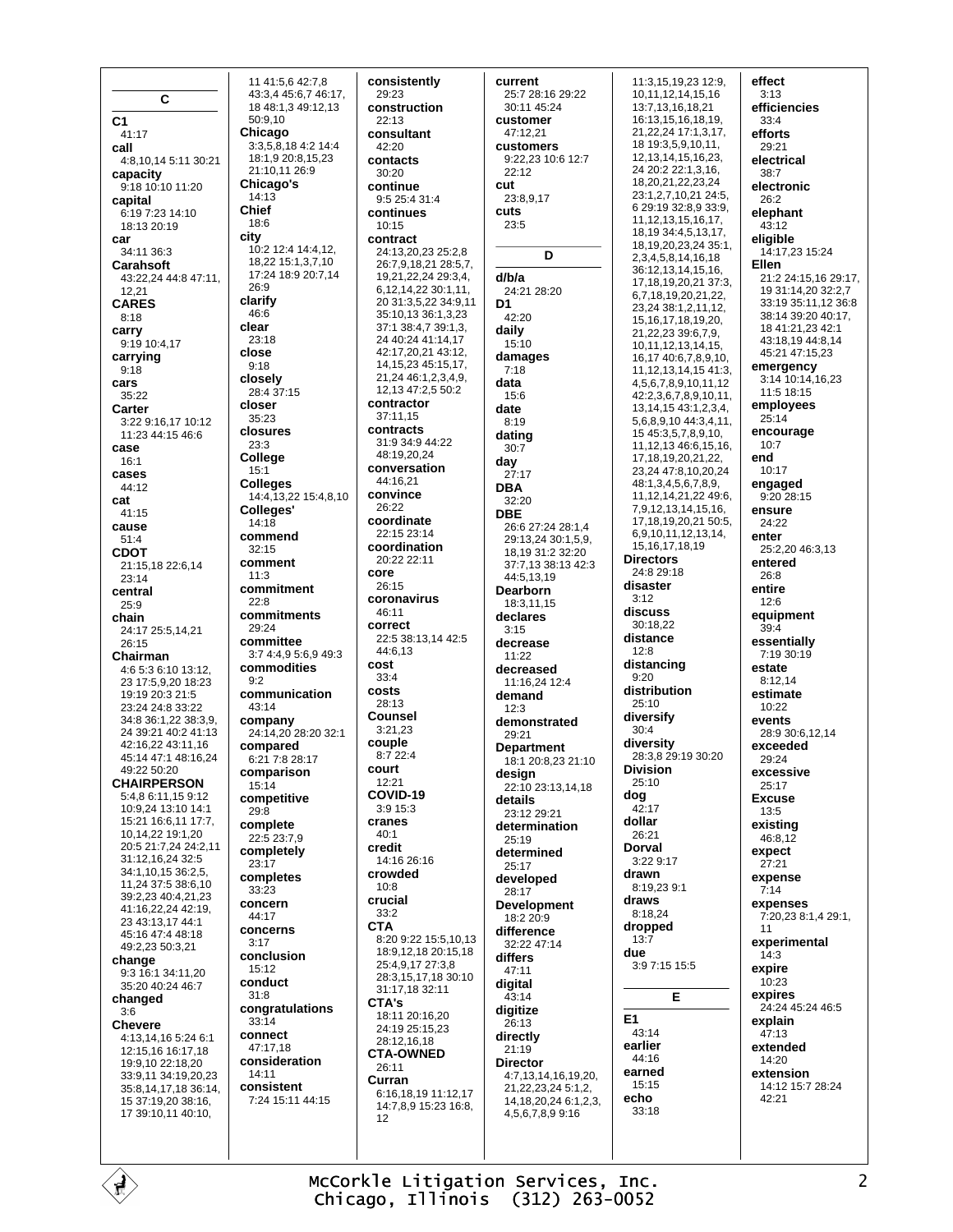## C

**C1**
41:17

**call**
4:8,10,14 5:11 30:21

**capacity**
9:18 10:10 11:20

**capital**
6:19 7:23 14:10 18:13 20:19

**car**
34:11 36:3

**Carahsoft**
43:22,24 44:8 47:11, 12,21

**CARES**
8:18

**carry**
9:19 10:4,17

**carrying**
9:18

**cars**
35:22

**Carter**
3:22 9:16,17 10:12 11:23 44:15 46:6

**case**
16:1

**cases**
44:12

**cat**
41:15

**cause**
51:4

**CDOT**
21:15,18 22:6,14 23:14

**central**
25:9

**chain**
24:17 25:5,14,21 26:15

**Chairman**
4:6 5:3 6:10 13:12, 23 17:5,9,20 18:23 19:19 20:3 21:5 23:24 24:8 33:22 34:8 36:1,22 38:3,9, 24 39:21 40:2 41:13 42:16,22 43:11,16 45:14 47:1 48:16,24 49:22 50:20

**CHAIRPERSON**
5:4,8 6:11,15 9:12 10:9,24 13:10 14:1 15:21 16:6,11 17:7, 10,14,22 19:1,20 20:5 21:7,24 24:2,11 31:12,16,24 32:5 34:1,10,15 36:2,5, 11,24 37:5 38:6,10 39:2,23 40:4,21,23 41:16,22,24 42:19, 23 43:13,17 44:1 45:16 47:4 48:18 49:2,23 50:3,21

**change**
9:3 16:1 34:11,20 35:20 40:24 46:7

**changed**
3:6

**Chevere**
4:13,14,16 5:24 6:1 12:15,16 16:17,18 19:9,10 22:18,20 33:9,11 34:19,20,23 35:8,14,17,18 36:14, 15 37:19,20 38:16, 17 39:10,11 40:10, 11 41:5,6 42:7,8 43:3,4 45:6,7 46:17, 18 48:1,3 49:12,13 50:9,10

**Chicago**
3:3,5,8,18 4:2 14:4 18:1,9 20:8,15,23 21:10,11 26:9

**Chicago's**
14:13

**Chief**
18:6

**city**
10:2 12:4 14:4,12, 18,22 15:1,3,7,10 17:24 18:9 20:7,14 26:9

**clarify**
46:6

**clear**
23:18

**close**
9:18

**closely**
28:4 37:15

**closer**
35:23

**closures**
23:3

**College**
15:1

**Colleges**
14:4,13,22 15:4,8,10

**Colleges'**
14:18

**commend**
32:15

**comment**
11:3

**commitment**
22:8

**commitments**
29:24

**committee**
3:7 4:4,9 5:6,9 49:3

**commodities**
9:2

**communication**
43:14

**company**
24:14,20 28:20 32:1

**compared**
6:21 7:8 28:17

**comparison**
15:14

**competitive**
29:8

**complete**
22:5 23:7,9

**completely**
23:17

**completes**
33:23

**concern**
44:17

**concerns**
3:17

**conclusion**
15:12

**conduct**
31:8

**congratulations**
33:14

**connect**
47:17,18

**consideration**
14:11

**consistent**
7:24 15:11 44:15

**consistently**
29:23

**construction**
22:13

**consultant**
42:20

**contacts**
30:20

**continue**
9:5 25:4 31:4

**continues**
10:15

**contract**
24:13,20,23 25:2,8 26:7,9,18,21 28:5,7, 19,21,22,24 29:3,4, 6,12,14,22 30:1,11, 20 31:3,5,22 34:9,11 35:10,13 36:1,3,23 37:1 38:4,7 39:1,3, 24 40:24 41:14,17 42:17,20,21 43:12, 14,15,23 45:15,17, 21,24 46:1,2,3,4,9, 12,13 47:2,5 50:2

**contractor**
37:11,15

**contracts**
31:9 34:9 44:22 48:19,20,24

**conversation**
44:16,21

**convince**
26:22

**coordinate**
22:15 23:14

**coordination**
20:22 22:11

**core**
26:15

**coronavirus**
46:11

**correct**
22:5 38:13,14 42:5 44:6,13

**cost**
33:4

**costs**
28:13

**Counsel**
3:21,23

**couple**
8:7 22:4

**court**
12:21

**COVID-19**
3:9 15:3

**cranes**
40:1

**credit**
14:16 26:16

**crowded**
10:8

**crucial**
33:2

**CTA**
8:20 9:22 15:5,10,13 18:9,12,18 20:15,18 25:4,9,17 27:3,8 28:3,15,17,18 30:10 31:17,18 32:11

**CTA's**
18:11 20:16,20 24:19 25:15,23 28:12,16,18

**CTA-OWNED**
26:11

**Curran**
6:16,18,19 11:12,17 14:7,8,9 15:23 16:8, 12

**current**
25:7 28:16 29:22 30:11 45:24

**customer**
47:12,21

**customers**
9:22,23 10:6 12:7 22:12

**cut**
23:8,9,17

**cuts**
23:5

## D

**d/b/a**
24:21 28:20

**D1**
42:20

**daily**
15:10

**damages**
7:18

**data**
15:6

**date**
8:19

**dating**
30:7

**day**
27:17

**DBA**
32:20

**DBE**
26:6 27:24 28:1,4 29:13,24 30:1,5,9, 18,19 31:2 32:20 37:7,13 38:13 42:3 44:5,13,19

**Dearborn**
18:3,11,15

**declares**
3:15

**decrease**
11:22

**decreased**
11:16,24 12:4

**demand**
12:3

**demonstrated**
29:21

**Department**
18:1 20:8,23 21:10

**design**
22:10 23:13,14,18

**details**
23:12 29:21

**determination**
25:19

**determined**
25:17

**developed**
28:17

**Development**
18:2 20:9

**difference**
32:22 47:14

**differs**
47:11

**digital**
43:14

**digitize**
26:13

**directly**
21:19

**Director**
4:7,13,14,16,19,20, 21,22,23,24 5:1,2, 14,18,20,24 6:1,2,3, 4,5,6,7,8,9 9:16 11:3,15,19,23 12:9, 10,11,12,14,15,16 13:7,13,16,18,21 16:13,15,16,18,19, 21,22,24 17:1,3,17, 18 19:3,5,9,10,11, 12,13,14,15,16,23, 24 20:2 22:1,3,16, 18,20,21,22,23,24 23:1,2,7,10,21 24:5, 6 29:19 32:8,9 33:9, 11,12,13,15,16,17, 18,19 34:4,5,13,17, 18,19,20,23,24 35:1, 2,3,4,5,8,14,16,18 36:12,13,14,15,16, 17,18,19,20,21 37:3, 6,7,18,19,20,21,22, 23,24 38:1,2,11,12, 15,16,17,18,19,20, 21,22,23 39:6,7,9, 10,11,12,13,14,15, 16,17 40:6,7,8,9,10, 11,12,13,14,15 41:3, 4,5,6,7,8,9,10,11,12 42:2,3,6,7,8,9,10,11, 13,14,15 43:1,2,3,4, 5,6,8,9,10 44:3,4,11, 15 45:3,5,7,8,9,10, 11,12,13 46:6,15,16, 17,18,19,20,21,22, 23,24 47:8,10,20,24 48:1,3,4,5,6,7,8,9, 11,12,14,21,22 49:6, 7,9,12,13,14,15,16, 17,18,19,20,21 50:5, 6,9,10,11,12,13,14, 15,16,17,18,19

**Directors**
24:8 29:18

**disaster**
3:12

**discuss**
30:18,22

**distance**
12:8

**distancing**
9:20

**distribution**
25:10

**diversify**
30:4

**diversity**
28:3,8 29:19 30:20

**Division**
25:10

**dog**
42:17

**dollar**
26:21

**Dorval**
3:22 9:17

**drawn**
8:19,23 9:1

**draws**
8:18,24

**dropped**
13:7

**due**
3:9 7:15 15:5

## E

**E1**
43:14

**earlier**
44:16

**earned**
15:15

**echo**
33:18

**effect**
3:13

**efficiencies**
33:4

**efforts**
29:21

**electrical**
38:7

**electronic**
26:2

**elephant**
43:12

**eligible**
14:17,23 15:24

**Ellen**
21:2 24:15,16 29:17, 19 31:14,20 32:2,7 33:19 35:11,12 36:8 38:14 39:20 40:17, 18 41:21,23 42:1 43:18,19 44:8,14 45:21 47:15,23

**emergency**
3:14 10:14,16,23 11:5 18:15

**employees**
25:14

**encourage**
10:7

**end**
10:17

**engaged**
9:20 28:15

**ensure**
24:22

**enter**
25:2,20 46:3,13

**entered**
26:8

**entire**
12:6

**equipment**
39:4

**essentially**
7:19 30:19

**estate**
8:12,14

**estimate**
10:22

**events**
28:9 30:6,12,14

**exceeded**
29:24

**excessive**
25:17

**Excuse**
13:5

**existing**
46:8,12

**expect**
27:21

**expense**
7:14

**expenses**
7:20,23 8:1,4 29:1, 11

**experimental**
14:3

**expire**
10:23

**expires**
24:24 45:24 46:5

**explain**
47:13

**extended**
14:20

**extension**
14:12 15:7 28:24 42:21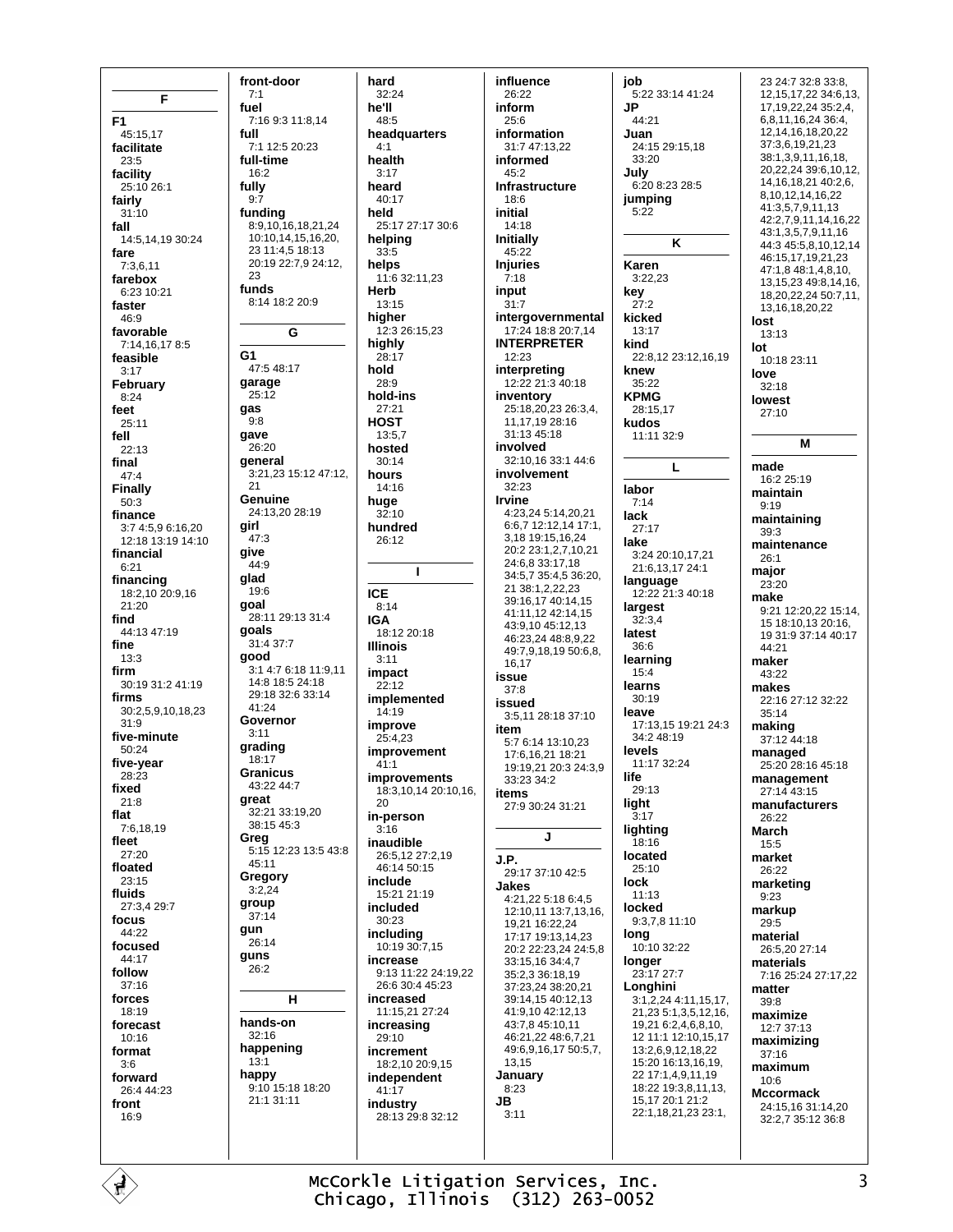## F

**F1**
45:15,17
**facilitate**
23:5
**facility**
25:10 26:1
**fairly**
31:10
**fall**
14:5,14,19 30:24
**fare**
7:3,6,11
**farebox**
6:23 10:21
**faster**
46:9
**favorable**
7:14,16,17 8:5
**feasible**
3:17
**February**
8:24
**feet**
25:11
**fell**
22:13
**final**
47:4
**Finally**
50:3
**finance**
3:7 4:5,9 6:16,20 12:18 13:19 14:10
**financial**
6:21
**financing**
18:2,10 20:9,16 21:20
**find**
44:13 47:19
**fine**
13:3
**firm**
30:19 31:2 41:19
**firms**
30:2,5,9,10,18,23 31:9
**five-minute**
50:24
**five-year**
28:23
**fixed**
21:8
**flat**
7:6,18,19
**fleet**
27:20
**floated**
23:15
**fluids**
27:3,4 29:7
**focus**
44:22
**focused**
44:17
**follow**
37:16
**forces**
18:19
**forecast**
10:16
**format**
3:6
**forward**
26:4 44:23
**front**
16:9
**front-door**
7:1
**fuel**
7:16 9:3 11:8,14
**full**
7:1 12:5 20:23
**full-time**
16:2
**fully**
9:7
**funding**
8:9,10,16,18,21,24 10:10,14,15,16,20, 23 11:4,5 18:13 20:19 22:7,9 24:12, 23
**funds**
8:14 18:2 20:9

## G

**G1**
47:5 48:17
**garage**
25:12
**gas**
9:8
**gave**
26:20
**general**
3:21,23 15:12 47:12, 21
**Genuine**
24:13,20 28:19
**girl**
47:3
**give**
44:9
**glad**
19:6
**goal**
28:11 29:13 31:4
**goals**
31:4 37:7
**good**
3:1 4:7 6:18 11:9,11 14:8 18:5 24:18 29:18 32:6 33:14 41:24
**Governor**
3:11
**grading**
18:17
**Granicus**
43:22 44:7
**great**
32:21 33:19,20 38:15 45:3
**Greg**
5:15 12:23 13:5 43:8 45:11
**Gregory**
3:2,24
**group**
37:14
**gun**
26:14
**guns**
26:2

## H

**hands-on**
32:16
**happening**
13:1
**happy**
9:10 15:18 18:20 21:1 31:11
**hard**
32:24
**he'll**
48:5
**headquarters**
4:1
**health**
3:17
**heard**
40:17
**held**
25:17 27:17 30:6
**helping**
33:5
**helps**
11:6 32:11,23
**Herb**
13:15
**higher**
12:3 26:15,23
**highly**
28:17
**hold**
28:9
**hold-ins**
27:21
**HOST**
13:5,7
**hosted**
30:14
**hours**
14:16
**huge**
32:10
**hundred**
26:12

## I

**ICE**
8:14
**IGA**
18:12 20:18
**Illinois**
3:11
**impact**
22:12
**implemented**
14:19
**improve**
25:4,23
**improvement**
41:1
**improvements**
18:3,10,14 20:10,16, 20
**in-person**
3:16
**inaudible**
26:5,12 27:2,19 46:14 50:15
**include**
15:21 21:19
**included**
30:23
**including**
10:19 30:7,15
**increase**
9:13 11:22 24:19,22 26:6 30:4 45:23
**increased**
11:15,21 27:24
**increasing**
29:10
**increment**
18:2,10 20:9,15
**independent**
41:17
**industry**
28:13 29:8 32:12
**influence**
26:22
**inform**
25:6
**information**
31:7 47:13,22
**informed**
45:2
**Infrastructure**
18:6
**initial**
14:18
**Initially**
45:22
**Injuries**
7:18
**input**
31:7
**intergovernmental**
17:24 18:8 20:7,14
**INTERPRETER**
12:23
**interpreting**
12:22 21:3 40:18
**inventory**
25:18,20,23 26:3,4, 11,17,19 28:16 31:13 45:18
**involved**
32:10,16 33:1 44:6
**involvement**
32:23
**Irvine**
4:23,24 5:14,20,21 6:6,7 12:12,14 17:1, 3,18 19:15,16,24 20:2 23:1,2,7,10,21 24:6,8 33:17,18 34:5,7 35:4,5 36:20, 21 38:1,2,22,23 39:16,17 40:14,15 41:11,12 42:14,15 43:9,10 45:12,13 46:23,24 48:8,9,22 49:7,9,18,19 50:6,8, 16,17
**issue**
37:8
**issued**
3:5,11 28:18 37:10
**item**
5:7 6:14 13:10,23 17:6,16,21 18:21 19:19,21 20:3 24:3,9 33:23 34:2
**items**
27:9 30:24 31:21

## J

**J.P.**
29:17 37:10 42:5
**Jakes**
4:21,22 5:18 6:4,5 12:10,11 13:7,13,16, 19,21 16:22,24 17:17 19:13,14,23 20:2 22:23,24 24:5,8 33:15,16 34:4,7 35:2,3 36:18,19 37:23,24 38:20,21 39:14,15 40:12,13 41:9,10 42:12,13 43:7,8 45:10,11 46:21,22 48:6,7,21 49:6,9,16,17 50:5,7, 13,15
**January**
8:23
**JB**
3:11
**job**
5:22 33:14 41:24
**JP**
44:21
**Juan**
24:15 29:15,18 33:20
**July**
6:20 8:23 28:5
**jumping**
5:22

## K

**Karen**
3:22,23
**key**
27:2
**kicked**
13:17
**kind**
22:8,12 23:12,16,19
**knew**
35:22
**KPMG**
28:15,17
**kudos**
11:11 32:9

## L

**labor**
7:14
**lack**
27:17
**lake**
3:24 20:10,17,21 21:6,13,17 24:1
**language**
12:22 21:3 40:18
**largest**
32:3,4
**latest**
36:6
**learning**
15:4
**learns**
30:19
**leave**
17:13,15 19:21 24:3 34:2 48:19
**levels**
11:17 32:24
**life**
29:13
**light**
3:17
**lighting**
18:16
**located**
25:10
**lock**
11:13
**locked**
9:3,7,8 11:10
**long**
10:10 32:22
**longer**
23:17 27:7
**Longhini**
3:1,2,24 4:11,15,17, 21,23 5:1,3,5,12,16, 19,21 6:2,4,6,8,10, 12 11:1 12:10,15,17 13:2,6,9,12,18,22 15:20 16:13,16,19, 22 17:1,4,9,11,19 18:22 19:3,8,11,13, 15,17 20:1 21:2 22:1,18,21,23 23:1, 23 24:7 32:8 33:8, 12,15,17,22 34:6,13, 17,19,22,24 35:2,4, 6,8,11,16,24 36:4, 12,14,16,18,20,22 37:3,6,19,21,23 38:1,3,9,11,16,18, 20,22,24 39:6,10,12, 14,16,18,21 40:2,6, 8,10,12,14,16,22 41:3,5,7,9,11,13 42:2,7,9,11,14,16,22 43:1,3,5,7,9,11,16 44:3 45:5,8,10,12,14 46:15,17,19,21,23 47:1,8 48:1,4,8,10, 13,15,23 49:8,14,16, 18,20,22,24 50:7,11, 13,16,18,20,22
**lost**
13:13
**lot**
10:18 23:11
**love**
32:18
**lowest**
27:10

## M

**made**
16:2 25:19
**maintain**
9:19
**maintaining**
39:3
**maintenance**
26:1
**major**
23:20
**make**
9:21 12:20,22 15:14, 15 18:10,13 20:16, 19 31:9 37:14 40:17 44:21
**maker**
43:22
**makes**
22:16 27:12 32:22 35:14
**making**
37:12 44:18
**managed**
25:20 28:16 45:18
**management**
27:14 43:15
**manufacturers**
26:22
**March**
15:5
**market**
26:22
**marketing**
9:23
**markup**
29:5
**material**
26:5,20 27:14
**materials**
7:16 25:24 27:17,22
**matter**
39:8
**maximize**
12:7 37:13
**maximizing**
37:16
**maximum**
10:6
**Mccormack**
24:15,16 31:14,20 32:2,7 35:12 36:8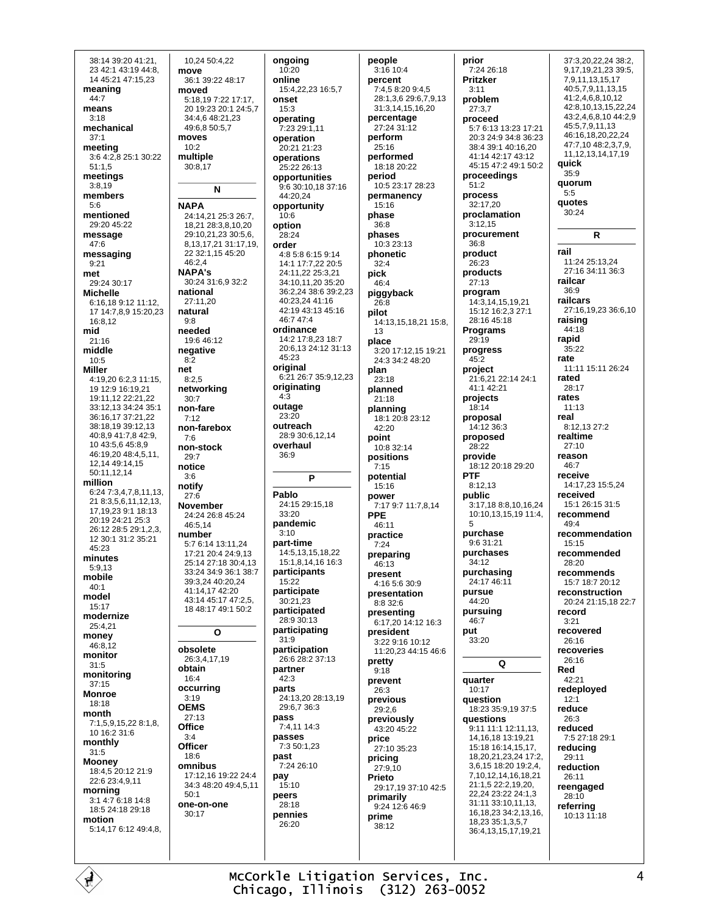38:14 39:20 41:21, 23 42:1 43:19 44:8, 14 45:21 47:15,23
**meaning**
44:7
**means**
3:18
**mechanical**
37:1
**meeting**
3:6 4:2,8 25:1 30:22 51:1,5
**meetings**
3:8,19
**members**
5:6
**mentioned**
29:20 45:22
**message**
47:6
**messaging**
9:21
**met**
29:24 30:17
**Michelle**
6:16,18 9:12 11:12, 17 14:7,8,9 15:20,23 16:8,12
**mid**
21:16
**middle**
10:5
**Miller**
4:19,20 6:2,3 11:15, 19 12:9 16:19,21 19:11,12 22:21,22 33:12,13 34:24 35:1 36:16,17 37:21,22 38:18,19 39:12,13 40:8,9 41:7,8 42:9, 10 43:5,6 45:8,9 46:19,20 48:4,5,11, 12,14 49:14,15 50:11,12,14
**million**
6:24 7:3,4,7,8,11,13, 21 8:3,5,6,11,12,13, 17,19,23 9:1 18:13 20:19 24:21 25:3 26:12 28:5 29:1,2,3, 12 30:1 31:2 35:21 45:23
**minutes**
5:9,13
**mobile**
40:1
**model**
15:17
**modernize**
25:4,21
**money**
46:8,12
**monitor**
31:5
**monitoring**
37:15
**Monroe**
18:18
**month**
7:1,5,9,15,22 8:1,8, 10 16:2 31:6
**monthly**
31:5
**Mooney**
18:4,5 20:12 21:9 22:6 23:4,9,11
**morning**
3:1 4:7 6:18 14:8 18:5 24:18 29:18
**motion**
5:14,17 6:12 49:4,8, 10,24 50:4,22
**move**
36:1 39:22 48:17
**moved**
5:18,19 7:22 17:17, 20 19:23 20:1 24:5,7 34:4,6 48:21,23 49:6,8 50:5,7
**moves**
10:2
**multiple**
30:8,17

**N**

**NAPA**
24:14,21 25:3 26:7, 18,21 28:3,8,10,20 29:10,21,23 30:5,6, 8,13,17,21 31:17,19, 22 32:1,15 45:20 46:2,4
**NAPA's**
30:24 31:6,9 32:2
**national**
27:11,20
**natural**
9:8
**needed**
19:6 46:12
**negative**
8:2
**net**
8:2,5
**networking**
30:7
**non-fare**
7:12
**non-farebox**
7:6
**non-stock**
29:7
**notice**
3:6
**notify**
27:6
**November**
24:24 26:8 45:24 46:5,14
**number**
5:7 6:14 13:11,24 17:21 20:4 24:9,13 25:14 27:18 30:4,13 33:24 34:9 36:1 38:7 39:3,24 40:20,24 41:14,17 42:20 43:14 45:17 47:2,5, 18 48:17 49:1 50:2

**O**

**obsolete**
26:3,4,17,19
**obtain**
16:4
**occurring**
3:19
**OEMS**
27:13
**Office**
3:4
**Officer**
18:6
**omnibus**
17:12,16 19:22 24:4 34:3 48:20 49:4,5,11 50:1
**one-on-one**
30:17
**ongoing**
10:20
**online**
15:4,22,23 16:5,7
**onset**
15:3
**operating**
7:23 29:1,11
**operation**
20:21 21:23
**operations**
25:22 26:13
**opportunities**
9:6 30:10,18 37:16 44:20,24
**opportunity**
10:6
**option**
28:24
**order**
4:8 5:8 6:15 9:14 14:1 17:7,22 20:5 24:11,22 25:3,21 34:10,11,20 35:20 36:2,24 38:6 39:2,23 40:23,24 41:16 42:19 43:13 45:16 46:7 47:4
**ordinance**
14:2 17:8,23 18:7 20:6,13 24:12 31:13 45:23
**original**
6:21 26:7 35:9,12,23
**originating**
4:3
**outage**
23:20
**outreach**
28:9 30:6,12,14
**overhaul**
36:9

**P**

**Pablo**
24:15 29:15,18 33:20
**pandemic**
3:10
**part-time**
14:5,13,15,18,22 15:1,8,14,16 16:3
**participants**
15:22
**participate**
30:21,23
**participated**
28:9 30:13
**participating**
31:9
**participation**
26:6 28:2 37:13
**partner**
42:3
**parts**
24:13,20 28:13,19 29:6,7 36:3
**pass**
7:4,11 14:3
**passes**
7:3 50:1,23
**past**
7:24 26:10
**pay**
15:10
**peers**
28:18
**pennies**
26:20
**people**
3:16 10:4
**percent**
7:4,5 8:20 9:4,5 28:1,3,6 29:6,7,9,13 31:3,14,15,16,20
**percentage**
27:24 31:12
**perform**
25:16
**performed**
18:18 20:22
**period**
10:5 23:17 28:23
**permanency**
15:16
**phase**
36:8
**phases**
10:3 23:13
**phonetic**
32:4
**pick**
46:4
**piggyback**
26:8
**pilot**
14:13,15,18,21 15:8, 13
**place**
3:20 17:12,15 19:21 24:3 34:2 48:20
**plan**
23:18
**planned**
21:18
**planning**
18:1 20:8 23:12 42:20
**point**
10:8 32:14
**positions**
7:15
**potential**
15:16
**power**
7:17 9:7 11:7,8,14
**PPE**
46:11
**practice**
7:24
**preparing**
46:13
**present**
4:16 5:6 30:9
**presentation**
8:8 32:6
**presenting**
6:17,20 14:12 16:3
**president**
3:22 9:16 10:12 11:20,23 44:15 46:6
**pretty**
9:18
**prevent**
26:3
**previous**
29:2,6
**previously**
43:20 45:22
**price**
27:10 35:23
**pricing**
27:9,10
**Prieto**
29:17,19 37:10 42:5
**primarily**
9:24 12:6 46:9
**prime**
38:12
**prior**
7:24 26:18
**Pritzker**
3:11
**problem**
27:3,7
**proceed**
5:7 6:13 13:23 17:21 20:3 24:9 34:8 36:23 38:4 39:1 40:16,20 41:14 42:17 43:12 45:15 47:2 49:1 50:2
**proceedings**
51:2
**process**
32:17,20
**proclamation**
3:12,15
**procurement**
36:8
**product**
26:23
**products**
27:13
**program**
14:3,14,15,19,21 15:12 16:2,3 27:1 28:16 45:18
**Programs**
29:19
**progress**
45:2
**project**
21:6,21 22:14 24:1 41:1 42:21
**projects**
18:14
**proposal**
14:12 36:3
**proposed**
28:22
**provide**
18:12 20:18 29:20
**PTF**
8:12,13
**public**
3:17,18 8:8,10,16,24 10:10,13,15,19 11:4, 5
**purchase**
9:6 31:21
**purchases**
34:12
**purchasing**
24:17 46:11
**pursue**
44:20
**pursuing**
46:7
**put**
33:20

**Q**

**quarter**
10:17
**question**
18:23 35:9,19 37:5
**questions**
9:11 11:1 12:11,13, 14,16,18 13:19,21 15:18 16:14,15,17, 18,20,21,23,24 17:2, 3,6,15 18:20 19:2,4, 7,10,12,14,16,18,21 21:1,5 22:2,19,20, 22,24 23:22 24:1,3 31:11 33:10,11,13, 16,18,23 34:2,13,16, 18,23 35:1,3,5,7 36:4,13,15,17,19,21 37:3,20,22,24 38:2, 9,17,19,21,23 39:5, 7,9,11,13,15,17 40:5,7,9,11,13,15 41:2,4,6,8,10,12 42:8,10,13,15,22,24 43:2,4,6,8,10 44:2,9 45:5,7,9,11,13 46:16,18,20,22,24 47:7,10 48:2,3,7,9, 11,12,13,14,17,19
**quick**
35:9
**quorum**
5:5
**quotes**
30:24

**R**

**rail**
11:24 25:13,24 27:16 34:11 36:3
**railcar**
36:9
**railcars**
27:16,19,23 36:6,10
**raising**
44:18
**rapid**
35:22
**rate**
11:11 15:11 26:24
**rated**
28:17
**rates**
11:13
**real**
8:12,13 27:2
**realtime**
27:10
**reason**
46:7
**receive**
14:17,23 15:5,24
**received**
15:1 26:15 31:5
**recommend**
49:4
**recommendation**
15:15
**recommended**
28:20
**recommends**
15:7 18:7 20:12
**reconstruction**
20:24 21:15,18 22:7
**record**
3:21
**recovered**
26:16
**recoveries**
26:16
**Red**
42:21
**redeployed**
12:1
**reduce**
26:3
**reduced**
7:5 27:18 29:1
**reducing**
29:11
**reduction**
26:11
**reengaged**
28:10
**referring**
10:13 11:18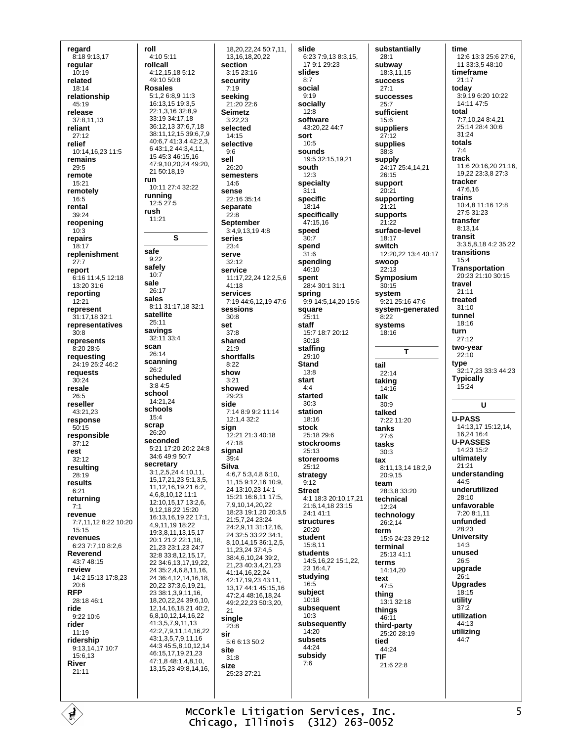**regard**
8:18 9:13,17
**regular**
10:19
**related**
18:14
**relationship**
45:19
**release**
37:8,11,13
**reliant**
27:12
**relief**
10:14,16,23 11:5
**remains**
29:5
**remote**
15:21
**remotely**
16:5
**rental**
39:24
**reopening**
10:3
**repairs**
18:17
**replenishment**
27:7
**report**
6:16 11:4,5 12:18 13:20 31:6
**reporting**
12:21
**represent**
31:17,18 32:1
**representatives**
30:8
**represents**
8:20 28:6
**requesting**
24:19 25:2 46:2
**requests**
30:24
**resale**
26:5
**reseller**
43:21,23
**response**
50:15
**responsible**
37:12
**rest**
32:12
**resulting**
28:19
**results**
6:21
**returning**
7:1
**revenue**
7:7,11,12 8:22 10:20 15:15
**revenues**
6:23 7:7,10 8:2,6
**Reverend**
43:7 48:15
**review**
14:2 15:13 17:8,23 20:6
**RFP**
28:18 46:1
**ride**
9:22 10:6
**rider**
11:19
**ridership**
9:13,14,17 10:7 15:6,13
**River**
21:11

**roll**
4:10 5:11
**rollcall**
4:12,15,18 5:12 49:10 50:8
**Rosales**
5:1,2 6:8,9 11:3 16:13,15 19:3,5 22:1,3,16 32:8,9 33:19 34:17,18 36:12,13 37:6,7,18 38:11,12,15 39:6,7,9 40:6,7 41:3,4 42:2,3,6 43:1,2 44:3,4,11,15 45:3 46:15,16 47:9,10,20,24 49:20,21 50:18,19
**run**
10:11 27:4 32:22
**running**
12:5 27:5
**rush**
11:21

## S

**safe**
9:22
**safely**
10:7
**sale**
26:17
**sales**
8:11 31:17,18 32:1
**satellite**
25:11
**savings**
32:11 33:4
**scan**
26:14
**scanning**
26:2
**scheduled**
3:8 4:5
**school**
14:21,24
**schools**
15:4
**scrap**
26:20
**seconded**
5:21 17:20 20:2 24:8 34:6 49:9 50:7
**secretary**
3:1,2,5,24 4:10,11,15,17,21,23 5:1,3,5,11,12,16,19,21 6:2,4,6,8,10,12 11:1 12:10,15,17 13:2,6,9,12,18,22 15:20 16:13,16,19,22 17:1,4,9,11,19 18:22 19:3,8,11,13,15,17 20:1 21:2 22:1,18,21,23 23:1,23 24:7 32:8 33:8,12,15,17,22 34:6,13,17,19,22,24 35:2,4,6,8,11,16,24 36:4,12,14,16,18,20,22 37:3,6,19,21,23 38:1,3,9,11,16,18,20,22,24 39:6,10,12,14,16,18,21 40:2,6,8,10,12,14,16,22 41:3,5,7,9,11,13 42:2,7,9,11,14,16,22 43:1,3,5,7,9,11,16 44:3 45:5,8,10,12,14 46:15,17,19,21,23 47:1,8 48:1,4,8,10,13,15,23 49:8,14,16,18,20,22,24 50:7,11,13,16,18,20,22

**section**
3:15 23:16
**security**
7:19
**seeking**
21:20 22:6
**Seimetz**
3:22,23
**selected**
14:15
**selective**
9:6
**sell**
26:20
**semesters**
14:6
**sense**
22:16 35:14
**separate**
22:8
**September**
3:4,9,13,19 4:8
**series**
23:4
**serve**
32:12
**service**
11:17,22,24 12:2,5,6 41:18
**services**
7:19 44:6,12,19 47:6
**sessions**
30:8
**set**
37:8
**shared**
21:9
**shortfalls**
8:22
**show**
3:21
**showed**
29:23
**side**
7:14 8:9 9:2 11:14 12:1,4 32:2
**sign**
12:21 21:3 40:18 47:18
**signal**
39:4
**Silva**
4:6,7 5:3,4,8 6:10,11,15 9:12,16 10:9,24 13:10,23 14:1 15:21 16:6,11 17:5,7,9,10,14,20,22 18:23 19:1,20 20:3,5 21:5,7,24 23:24 24:2,9,11 31:12,16,24 32:5 33:22 34:1,8,10,14,15 36:1,2,5,11,23,24 37:4,5 38:4,6,10,24 39:2,21,23 40:3,4,21,23 41:14,16,22,24 42:17,19,23 43:11,13,17 44:1 45:15,16 47:2,4 48:16,18,24 49:2,22,23 50:3,20,21
**single**
23:8
**sir**
5:6 6:13 50:2
**site**
31:8
**size**
25:23 27:21

**slide**
6:23 7:9,13 8:3,15,17 9:1 29:23
**slides**
8:7
**social**
9:19
**socially**
12:8
**software**
43:20,22 44:7
**sort**
10:5
**sounds**
19:5 32:15,19,21
**south**
12:3
**specialty**
31:1
**specific**
18:14
**specifically**
47:15,16
**speed**
30:7
**spend**
31:6
**spending**
46:10
**spent**
28:4 30:1 31:1
**spring**
9:9 14:5,14,20 15:6
**square**
25:11
**staff**
15:7 18:7 20:12 30:18
**staffing**
29:10
**Stand**
13:8
**start**
4:4
**started**
30:3
**station**
18:16
**stock**
25:18 29:6
**stockrooms**
25:13
**storerooms**
25:12
**strategy**
9:12
**Street**
4:1 18:3 20:10,17,21 21:6,14,18 23:15 24:1 41:1
**structures**
20:20
**student**
15:8,11
**students**
14:5,16,22 15:1,22,23 16:4,7
**studying**
16:5
**subject**
10:18
**subsequent**
10:3
**subsequently**
14:20
**subsets**
44:24
**subsidy**
7:6

**substantially**
28:1
**subway**
18:3,11,15
**success**
27:1
**successes**
25:7
**sufficient**
15:6
**suppliers**
27:12
**supplies**
38:8
**supply**
24:17 25:4,14,21 26:15
**support**
20:21
**supporting**
21:21
**supports**
21:22
**surface-level**
18:17
**switch**
12:20,22 13:4 40:17
**swoop**
22:13
**Symposium**
30:15
**system**
9:21 25:16 47:6
**system-generated**
8:22
**systems**
18:16

## T

**tail**
22:14
**taking**
14:16
**talk**
30:9
**talked**
7:22 11:20
**tanks**
27:6
**tasks**
30:3
**tax**
8:11,13,14 18:2,9 20:9,15
**team**
28:3,8 33:20
**technical**
12:24
**technology**
26:2,14
**term**
15:6 24:23 29:12
**terminal**
25:13 41:1
**terms**
14:14,20
**text**
47:5
**thing**
13:1 32:18
**things**
46:11
**third-party**
25:20 28:19
**tied**
44:24
**TIF**
21:6 22:8

**time**
12:6 13:3 25:6 27:6,11 33:3,5 48:10
**timeframe**
21:17
**today**
3:9,19 6:20 10:22 14:11 47:5
**total**
7:7,10,24 8:4,21 25:14 28:4 30:6 31:24
**totals**
7:4
**track**
11:6 20:16,20 21:16,19,22 23:3,8 27:3
**tracker**
47:6,16
**trains**
10:4,8 11:16 12:8 27:5 31:23
**transfer**
8:13,14
**transit**
3:3,5,8,18 4:2 35:22
**transitions**
15:4
**Transportation**
20:23 21:10 30:15
**travel**
21:11
**treated**
31:10
**tunnel**
18:16
**turn**
27:12
**two-year**
22:10
**type**
32:17,23 33:3 44:23
**Typically**
15:24

## U

**U-PASS**
14:13,17 15:12,14,16,24 16:4
**U-PASSES**
14:23 15:2
**ultimately**
21:21
**understanding**
44:5
**underutilized**
28:10
**unfavorable**
7:20 8:1,11
**unfunded**
28:23
**University**
14:3
**unused**
26:5
**upgrade**
26:1
**Upgrades**
18:15
**utility**
37:2
**utilization**
44:13
**utilizing**
44:7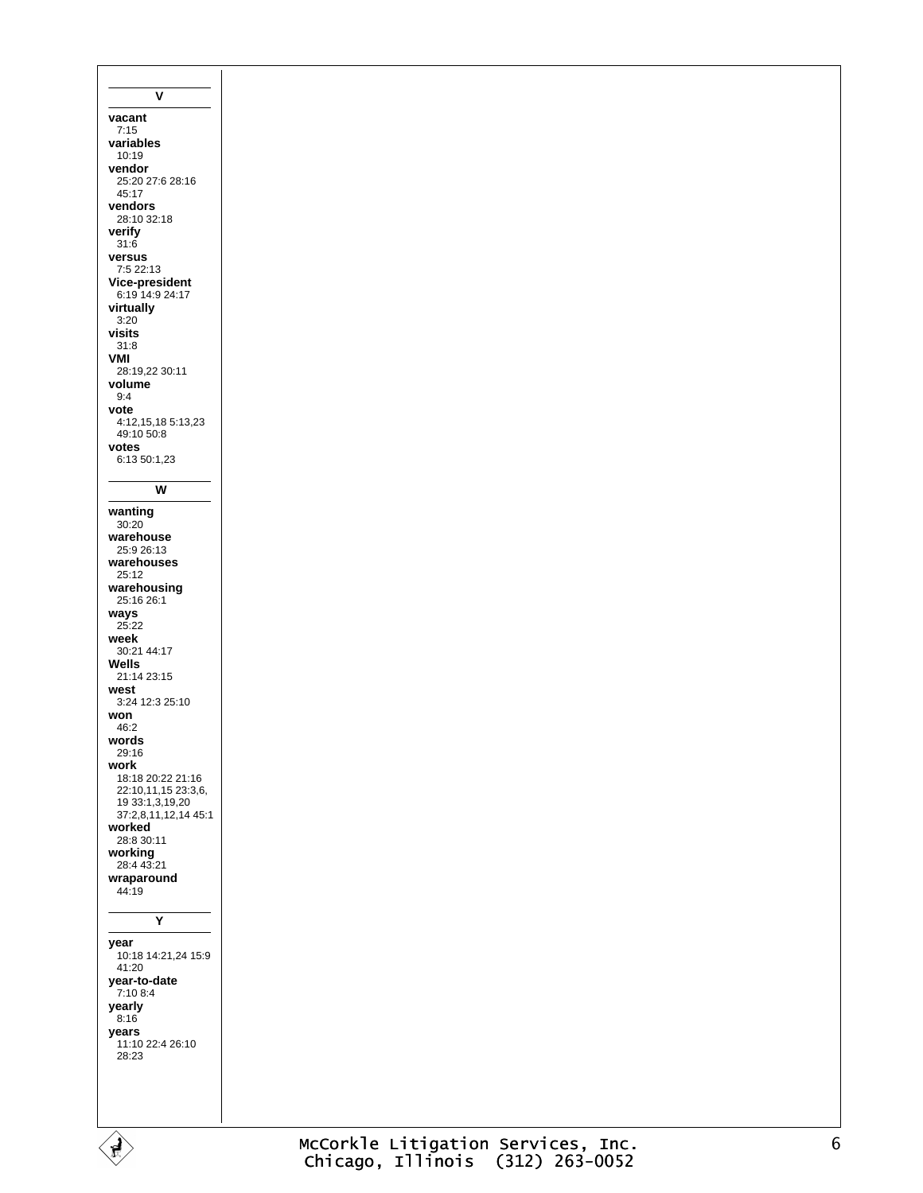**V**

**vacant**
7:15

**variables**
10:19

**vendor**
25:20 27:6 28:16
45:17

**vendors**
28:10 32:18

**verify**
31:6

**versus**
7:5 22:13

**Vice-president**
6:19 14:9 24:17

**virtually**
3:20

**visits**
31:8

**VMI**
28:19,22 30:11

**volume**
9:4

**vote**
4:12,15,18 5:13,23
49:10 50:8

**votes**
6:13 50:1,23

**W**

**wanting**
30:20

**warehouse**
25:9 26:13

**warehouses**
25:12

**warehousing**
25:16 26:1

**ways**
25:22

**week**
30:21 44:17

**Wells**
21:14 23:15

**west**
3:24 12:3 25:10

**won**
46:2

**words**
29:16

**work**
18:18 20:22 21:16
22:10,11,15 23:3,6,
19 33:1,3,19,20
37:2,8,11,12,14 45:1

**worked**
28:8 30:11

**working**
28:4 43:21

**wraparound**
44:19

**Y**

**year**
10:18 14:21,24 15:9
41:20

**year-to-date**
7:10 8:4

**yearly**
8:16

**years**
11:10 22:4 26:10
28:23